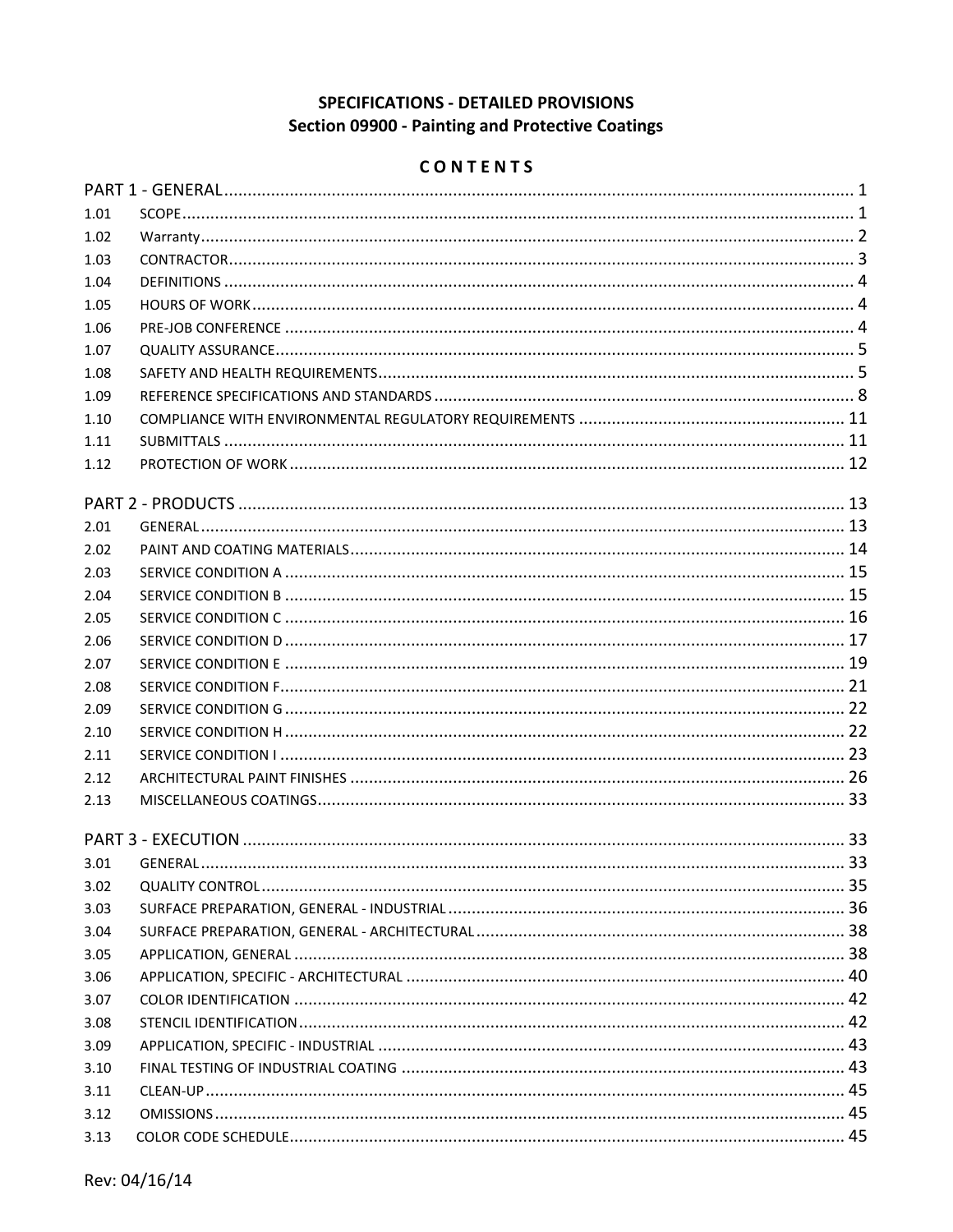**SPECIFICATIONS - DETAILED PROVISIONS**
**Section 09900 - Painting and Protective Coatings**

**C O N T E N T S**

| | | |
|---|---|---|
| PART 1 - GENERAL | | 1 |
| 1.01 | SCOPE | 1 |
| 1.02 | Warranty | 2 |
| 1.03 | CONTRACTOR | 3 |
| 1.04 | DEFINITIONS | 4 |
| 1.05 | HOURS OF WORK | 4 |
| 1.06 | PRE-JOB CONFERENCE | 4 |
| 1.07 | QUALITY ASSURANCE | 5 |
| 1.08 | SAFETY AND HEALTH REQUIREMENTS | 5 |
| 1.09 | REFERENCE SPECIFICATIONS AND STANDARDS | 8 |
| 1.10 | COMPLIANCE WITH ENVIRONMENTAL REGULATORY REQUIREMENTS | 11 |
| 1.11 | SUBMITTALS | 11 |
| 1.12 | PROTECTION OF WORK | 12 |
| PART 2 - PRODUCTS | | 13 |
| 2.01 | GENERAL | 13 |
| 2.02 | PAINT AND COATING MATERIALS | 14 |
| 2.03 | SERVICE CONDITION A | 15 |
| 2.04 | SERVICE CONDITION B | 15 |
| 2.05 | SERVICE CONDITION C | 16 |
| 2.06 | SERVICE CONDITION D | 17 |
| 2.07 | SERVICE CONDITION E | 19 |
| 2.08 | SERVICE CONDITION F | 21 |
| 2.09 | SERVICE CONDITION G | 22 |
| 2.10 | SERVICE CONDITION H | 22 |
| 2.11 | SERVICE CONDITION I | 23 |
| 2.12 | ARCHITECTURAL PAINT FINISHES | 26 |
| 2.13 | MISCELLANEOUS COATINGS | 33 |
| PART 3 - EXECUTION | | 33 |
| 3.01 | GENERAL | 33 |
| 3.02 | QUALITY CONTROL | 35 |
| 3.03 | SURFACE PREPARATION, GENERAL - INDUSTRIAL | 36 |
| 3.04 | SURFACE PREPARATION, GENERAL - ARCHITECTURAL | 38 |
| 3.05 | APPLICATION, GENERAL | 38 |
| 3.06 | APPLICATION, SPECIFIC - ARCHITECTURAL | 40 |
| 3.07 | COLOR IDENTIFICATION | 42 |
| 3.08 | STENCIL IDENTIFICATION | 42 |
| 3.09 | APPLICATION, SPECIFIC - INDUSTRIAL | 43 |
| 3.10 | FINAL TESTING OF INDUSTRIAL COATING | 43 |
| 3.11 | CLEAN-UP | 45 |
| 3.12 | OMISSIONS | 45 |
| 3.13 | COLOR CODE SCHEDULE | 45 |

Rev: 04/16/14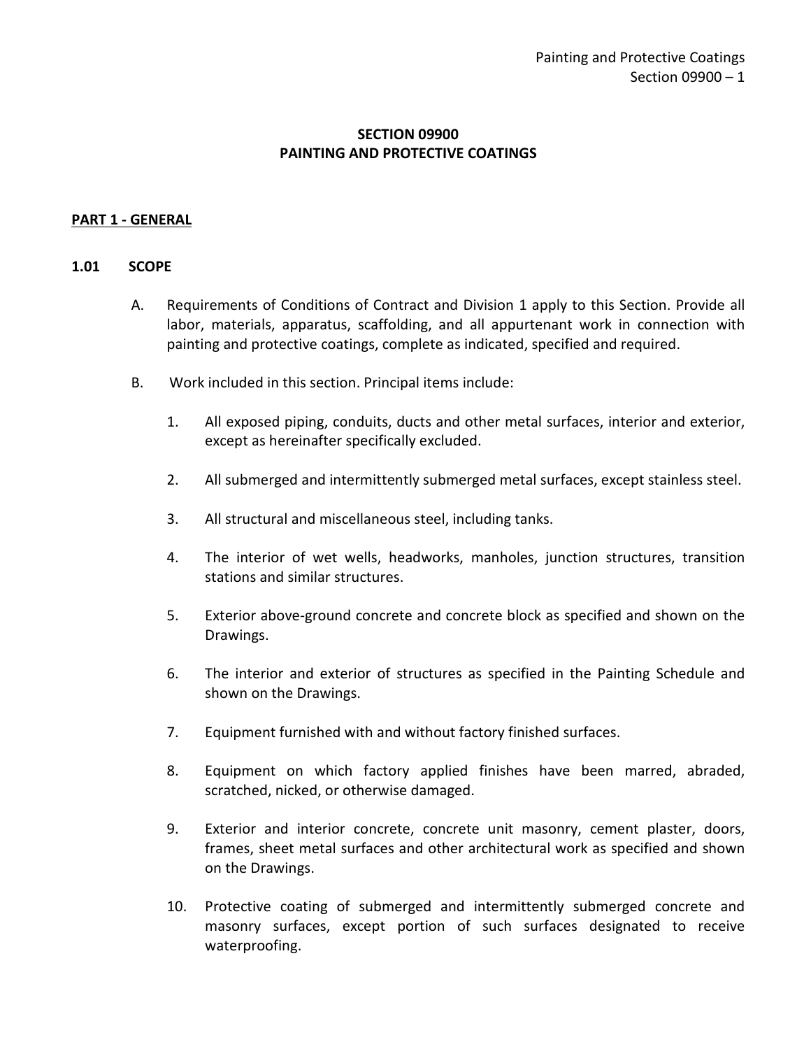# SECTION 09900
# PAINTING AND PROTECTIVE COATINGS

## PART 1 - GENERAL

### 1.01 SCOPE

A. Requirements of Conditions of Contract and Division 1 apply to this Section. Provide all labor, materials, apparatus, scaffolding, and all appurtenant work in connection with painting and protective coatings, complete as indicated, specified and required.

B. Work included in this section. Principal items include:

1. All exposed piping, conduits, ducts and other metal surfaces, interior and exterior, except as hereinafter specifically excluded.

2. All submerged and intermittently submerged metal surfaces, except stainless steel.

3. All structural and miscellaneous steel, including tanks.

4. The interior of wet wells, headworks, manholes, junction structures, transition stations and similar structures.

5. Exterior above-ground concrete and concrete block as specified and shown on the Drawings.

6. The interior and exterior of structures as specified in the Painting Schedule and shown on the Drawings.

7. Equipment furnished with and without factory finished surfaces.

8. Equipment on which factory applied finishes have been marred, abraded, scratched, nicked, or otherwise damaged.

9. Exterior and interior concrete, concrete unit masonry, cement plaster, doors, frames, sheet metal surfaces and other architectural work as specified and shown on the Drawings.

10. Protective coating of submerged and intermittently submerged concrete and masonry surfaces, except portion of such surfaces designated to receive waterproofing.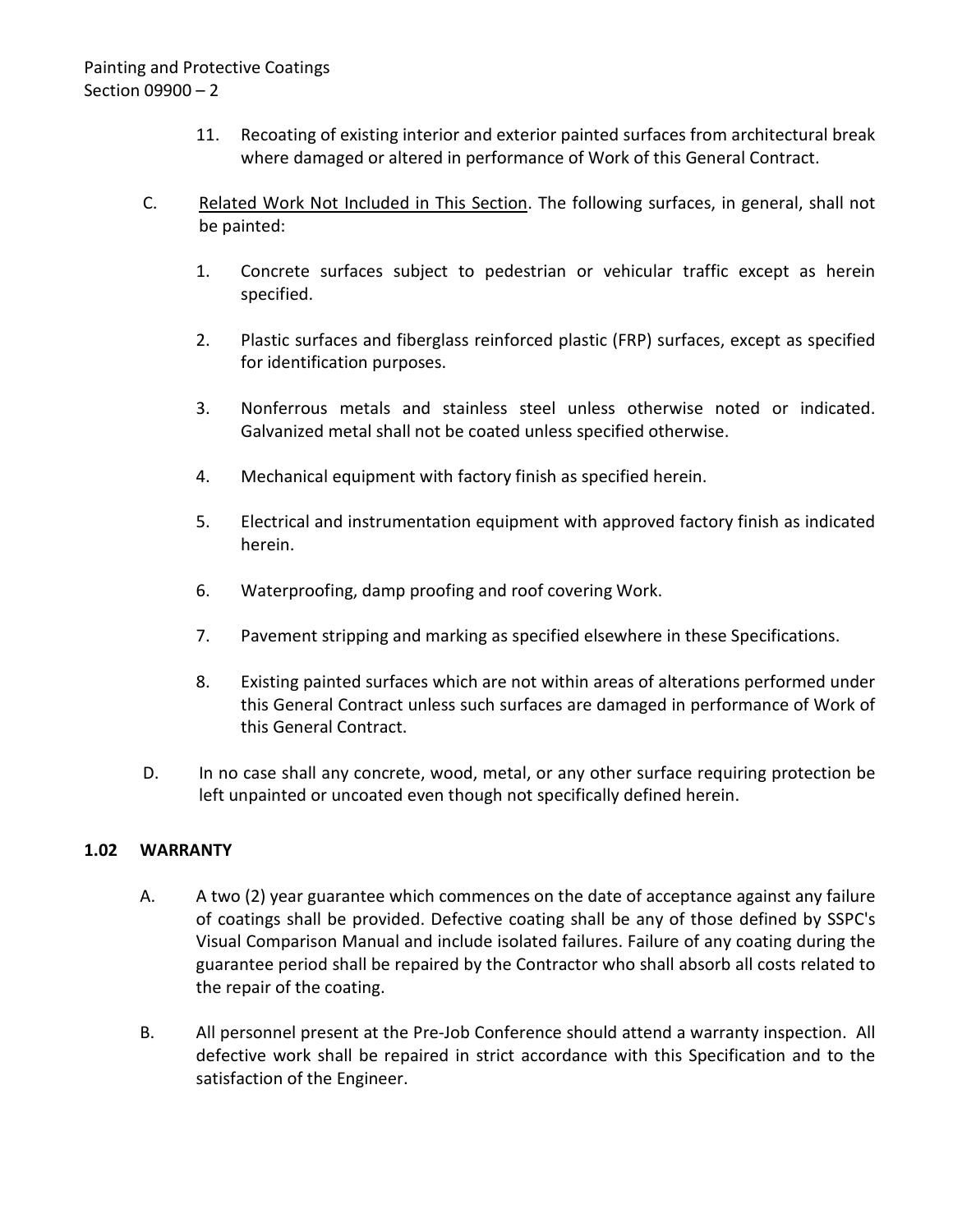11. Recoating of existing interior and exterior painted surfaces from architectural break where damaged or altered in performance of Work of this General Contract.

C. Related Work Not Included in This Section. The following surfaces, in general, shall not be painted:

1. Concrete surfaces subject to pedestrian or vehicular traffic except as herein specified.

2. Plastic surfaces and fiberglass reinforced plastic (FRP) surfaces, except as specified for identification purposes.

3. Nonferrous metals and stainless steel unless otherwise noted or indicated. Galvanized metal shall not be coated unless specified otherwise.

4. Mechanical equipment with factory finish as specified herein.

5. Electrical and instrumentation equipment with approved factory finish as indicated herein.

6. Waterproofing, damp proofing and roof covering Work.

7. Pavement stripping and marking as specified elsewhere in these Specifications.

8. Existing painted surfaces which are not within areas of alterations performed under this General Contract unless such surfaces are damaged in performance of Work of this General Contract.

D. In no case shall any concrete, wood, metal, or any other surface requiring protection be left unpainted or uncoated even though not specifically defined herein.

## 1.02 WARRANTY

A. A two (2) year guarantee which commences on the date of acceptance against any failure of coatings shall be provided. Defective coating shall be any of those defined by SSPC's Visual Comparison Manual and include isolated failures. Failure of any coating during the guarantee period shall be repaired by the Contractor who shall absorb all costs related to the repair of the coating.

B. All personnel present at the Pre-Job Conference should attend a warranty inspection. All defective work shall be repaired in strict accordance with this Specification and to the satisfaction of the Engineer.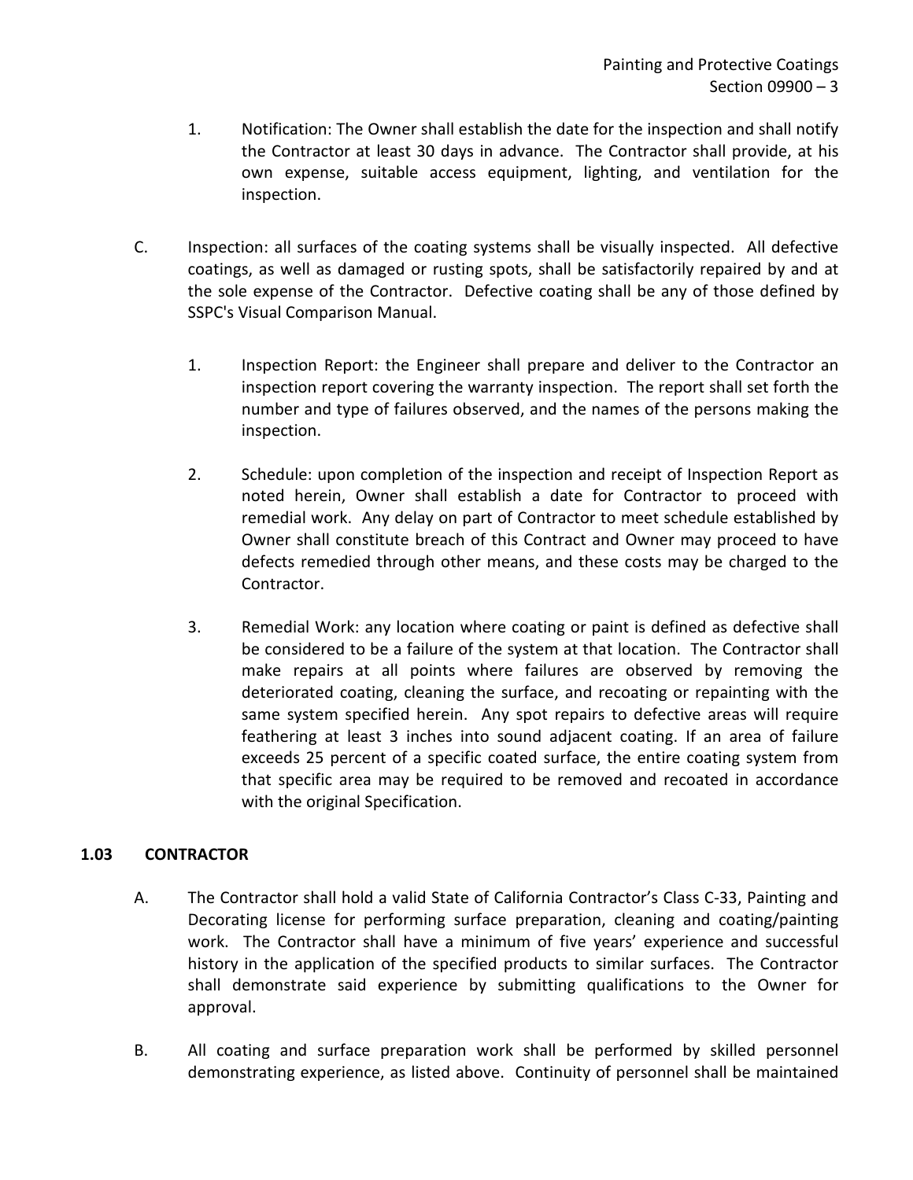1. Notification: The Owner shall establish the date for the inspection and shall notify the Contractor at least 30 days in advance. The Contractor shall provide, at his own expense, suitable access equipment, lighting, and ventilation for the inspection.

C. Inspection: all surfaces of the coating systems shall be visually inspected. All defective coatings, as well as damaged or rusting spots, shall be satisfactorily repaired by and at the sole expense of the Contractor. Defective coating shall be any of those defined by SSPC's Visual Comparison Manual.

1. Inspection Report: the Engineer shall prepare and deliver to the Contractor an inspection report covering the warranty inspection. The report shall set forth the number and type of failures observed, and the names of the persons making the inspection.

2. Schedule: upon completion of the inspection and receipt of Inspection Report as noted herein, Owner shall establish a date for Contractor to proceed with remedial work. Any delay on part of Contractor to meet schedule established by Owner shall constitute breach of this Contract and Owner may proceed to have defects remedied through other means, and these costs may be charged to the Contractor.

3. Remedial Work: any location where coating or paint is defined as defective shall be considered to be a failure of the system at that location. The Contractor shall make repairs at all points where failures are observed by removing the deteriorated coating, cleaning the surface, and recoating or repainting with the same system specified herein. Any spot repairs to defective areas will require feathering at least 3 inches into sound adjacent coating. If an area of failure exceeds 25 percent of a specific coated surface, the entire coating system from that specific area may be required to be removed and recoated in accordance with the original Specification.

## 1.03 CONTRACTOR

A. The Contractor shall hold a valid State of California Contractor's Class C-33, Painting and Decorating license for performing surface preparation, cleaning and coating/painting work. The Contractor shall have a minimum of five years' experience and successful history in the application of the specified products to similar surfaces. The Contractor shall demonstrate said experience by submitting qualifications to the Owner for approval.

B. All coating and surface preparation work shall be performed by skilled personnel demonstrating experience, as listed above. Continuity of personnel shall be maintained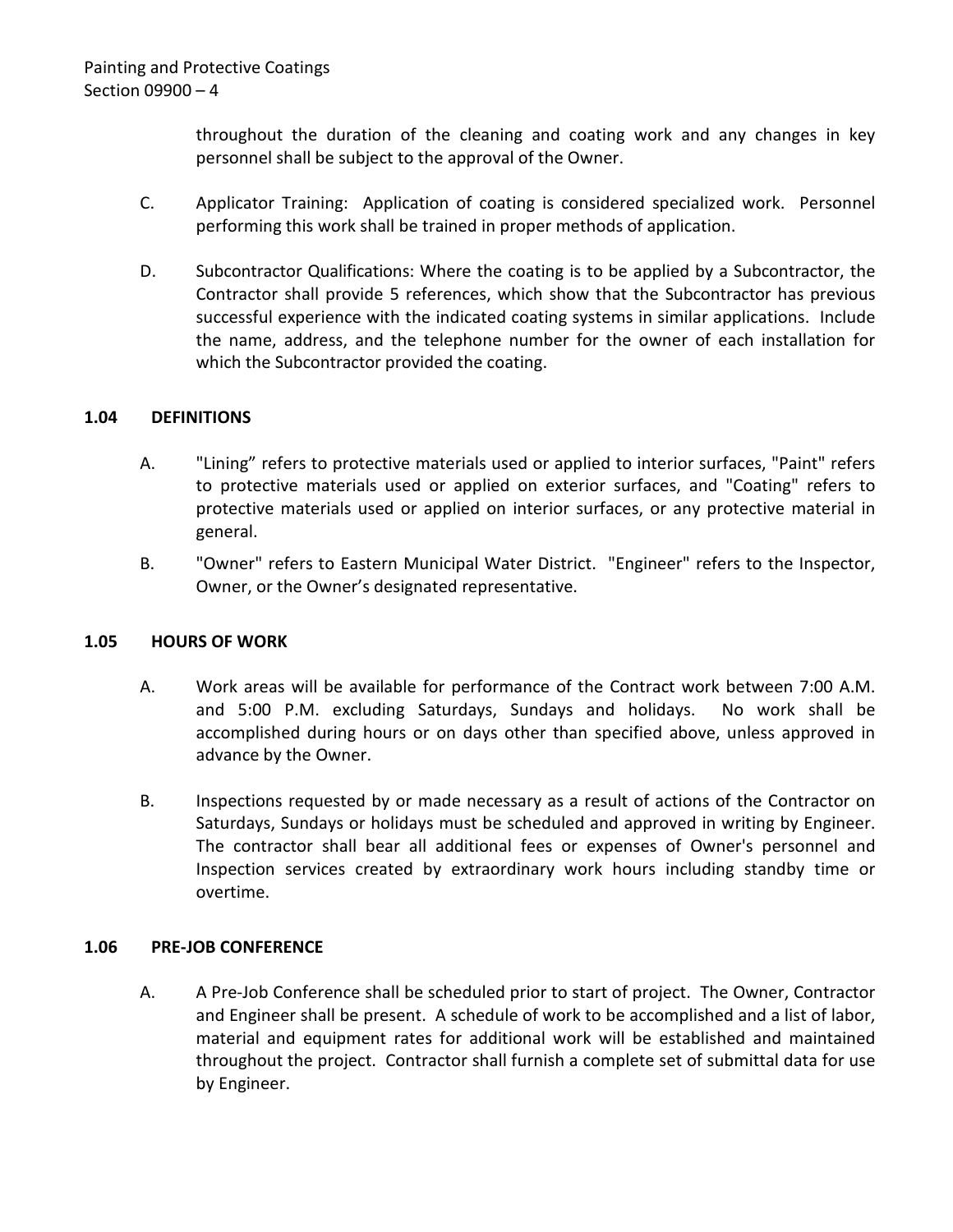throughout the duration of the cleaning and coating work and any changes in key personnel shall be subject to the approval of the Owner.

C. Applicator Training: Application of coating is considered specialized work. Personnel performing this work shall be trained in proper methods of application.

D. Subcontractor Qualifications: Where the coating is to be applied by a Subcontractor, the Contractor shall provide 5 references, which show that the Subcontractor has previous successful experience with the indicated coating systems in similar applications. Include the name, address, and the telephone number for the owner of each installation for which the Subcontractor provided the coating.

## 1.04 DEFINITIONS

A. "Lining" refers to protective materials used or applied to interior surfaces, "Paint" refers to protective materials used or applied on exterior surfaces, and "Coating" refers to protective materials used or applied on interior surfaces, or any protective material in general.

B. "Owner" refers to Eastern Municipal Water District. "Engineer" refers to the Inspector, Owner, or the Owner's designated representative.

## 1.05 HOURS OF WORK

A. Work areas will be available for performance of the Contract work between 7:00 A.M. and 5:00 P.M. excluding Saturdays, Sundays and holidays. No work shall be accomplished during hours or on days other than specified above, unless approved in advance by the Owner.

B. Inspections requested by or made necessary as a result of actions of the Contractor on Saturdays, Sundays or holidays must be scheduled and approved in writing by Engineer. The contractor shall bear all additional fees or expenses of Owner's personnel and Inspection services created by extraordinary work hours including standby time or overtime.

## 1.06 PRE-JOB CONFERENCE

A. A Pre-Job Conference shall be scheduled prior to start of project. The Owner, Contractor and Engineer shall be present. A schedule of work to be accomplished and a list of labor, material and equipment rates for additional work will be established and maintained throughout the project. Contractor shall furnish a complete set of submittal data for use by Engineer.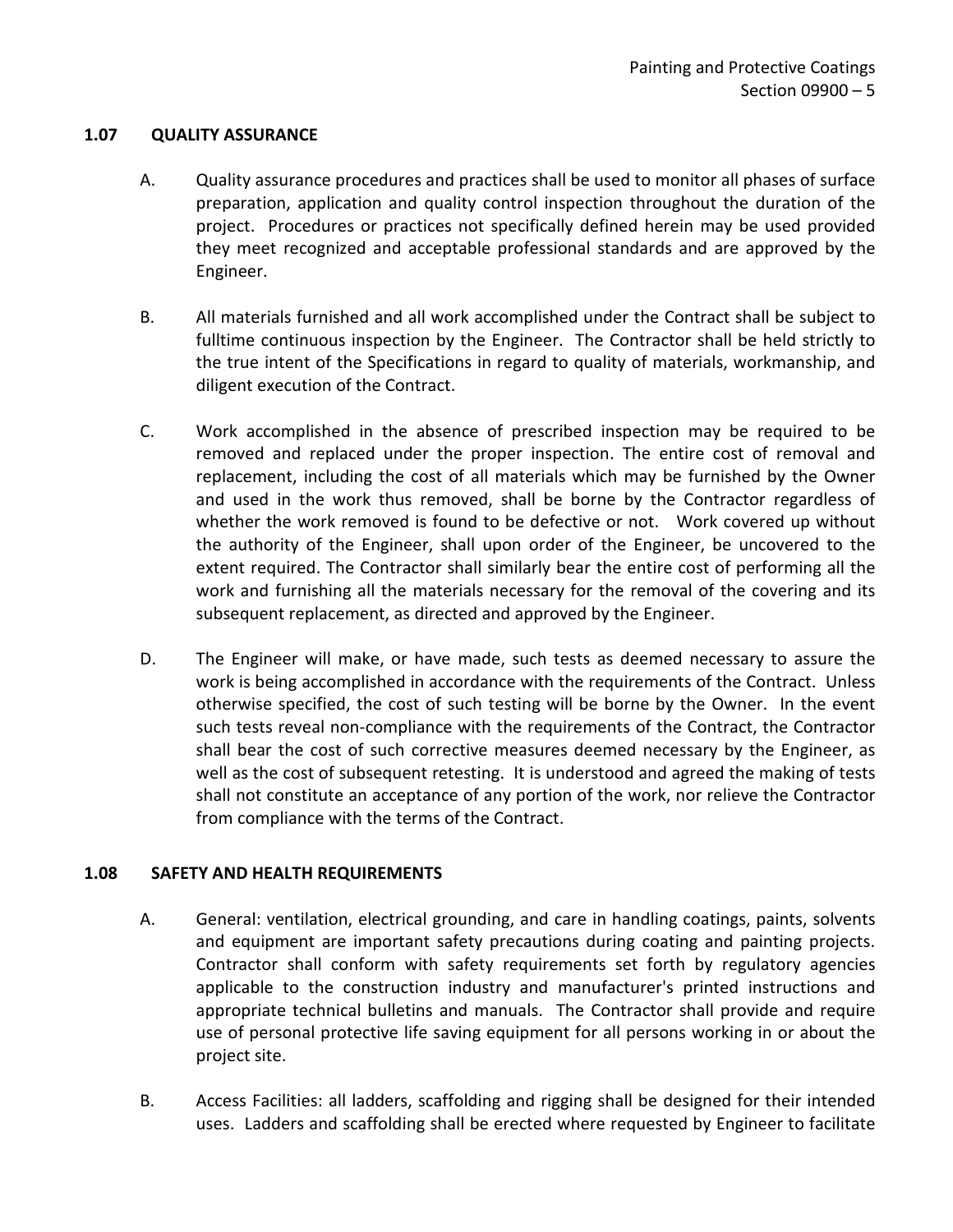## 1.07 QUALITY ASSURANCE

A. Quality assurance procedures and practices shall be used to monitor all phases of surface preparation, application and quality control inspection throughout the duration of the project. Procedures or practices not specifically defined herein may be used provided they meet recognized and acceptable professional standards and are approved by the Engineer.

B. All materials furnished and all work accomplished under the Contract shall be subject to fulltime continuous inspection by the Engineer. The Contractor shall be held strictly to the true intent of the Specifications in regard to quality of materials, workmanship, and diligent execution of the Contract.

C. Work accomplished in the absence of prescribed inspection may be required to be removed and replaced under the proper inspection. The entire cost of removal and replacement, including the cost of all materials which may be furnished by the Owner and used in the work thus removed, shall be borne by the Contractor regardless of whether the work removed is found to be defective or not. Work covered up without the authority of the Engineer, shall upon order of the Engineer, be uncovered to the extent required. The Contractor shall similarly bear the entire cost of performing all the work and furnishing all the materials necessary for the removal of the covering and its subsequent replacement, as directed and approved by the Engineer.

D. The Engineer will make, or have made, such tests as deemed necessary to assure the work is being accomplished in accordance with the requirements of the Contract. Unless otherwise specified, the cost of such testing will be borne by the Owner. In the event such tests reveal non-compliance with the requirements of the Contract, the Contractor shall bear the cost of such corrective measures deemed necessary by the Engineer, as well as the cost of subsequent retesting. It is understood and agreed the making of tests shall not constitute an acceptance of any portion of the work, nor relieve the Contractor from compliance with the terms of the Contract.

## 1.08 SAFETY AND HEALTH REQUIREMENTS

A. General: ventilation, electrical grounding, and care in handling coatings, paints, solvents and equipment are important safety precautions during coating and painting projects. Contractor shall conform with safety requirements set forth by regulatory agencies applicable to the construction industry and manufacturer's printed instructions and appropriate technical bulletins and manuals. The Contractor shall provide and require use of personal protective life saving equipment for all persons working in or about the project site.

B. Access Facilities: all ladders, scaffolding and rigging shall be designed for their intended uses. Ladders and scaffolding shall be erected where requested by Engineer to facilitate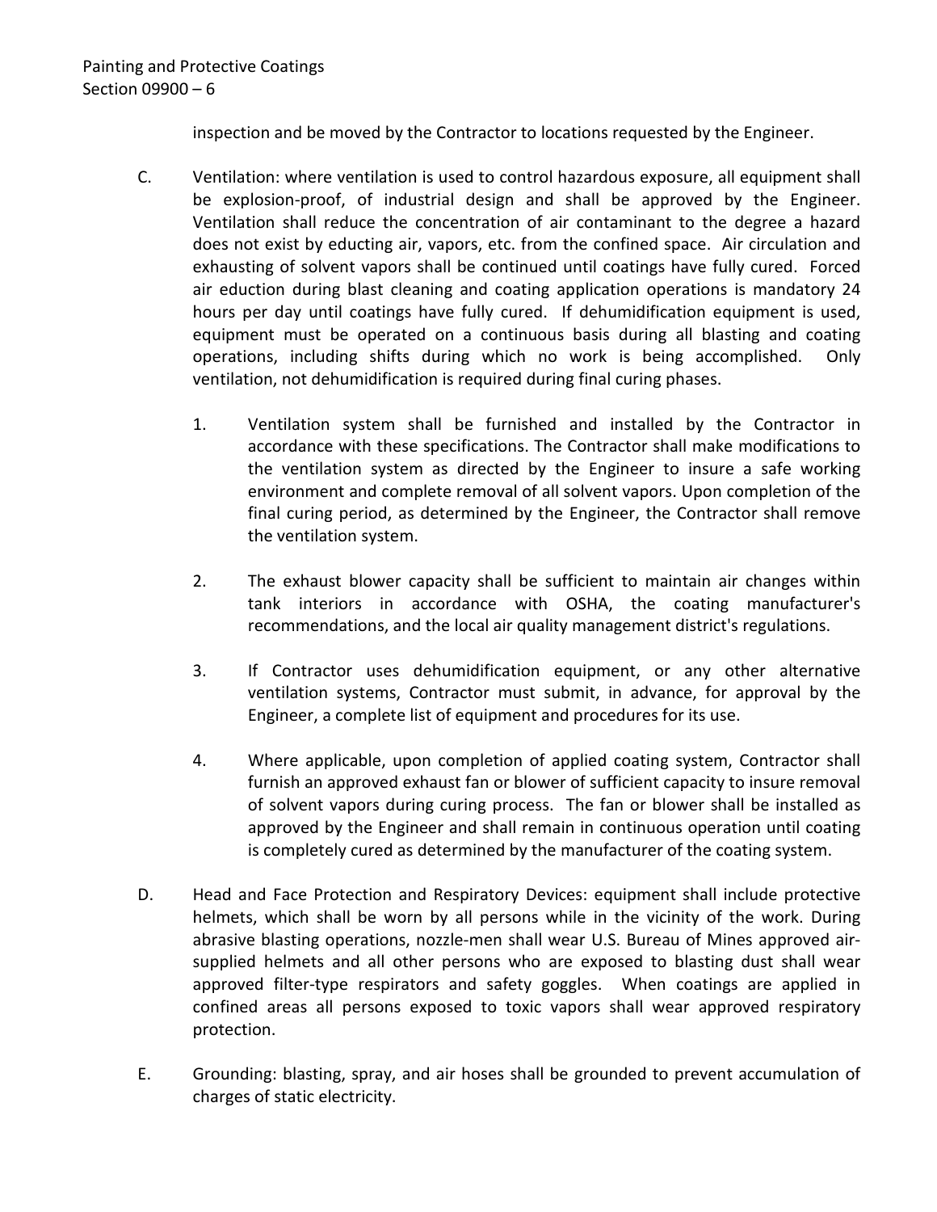inspection and be moved by the Contractor to locations requested by the Engineer.

C. Ventilation: where ventilation is used to control hazardous exposure, all equipment shall be explosion-proof, of industrial design and shall be approved by the Engineer. Ventilation shall reduce the concentration of air contaminant to the degree a hazard does not exist by educting air, vapors, etc. from the confined space. Air circulation and exhausting of solvent vapors shall be continued until coatings have fully cured. Forced air eduction during blast cleaning and coating application operations is mandatory 24 hours per day until coatings have fully cured. If dehumidification equipment is used, equipment must be operated on a continuous basis during all blasting and coating operations, including shifts during which no work is being accomplished. Only ventilation, not dehumidification is required during final curing phases.

   1. Ventilation system shall be furnished and installed by the Contractor in accordance with these specifications. The Contractor shall make modifications to the ventilation system as directed by the Engineer to insure a safe working environment and complete removal of all solvent vapors. Upon completion of the final curing period, as determined by the Engineer, the Contractor shall remove the ventilation system.

   2. The exhaust blower capacity shall be sufficient to maintain air changes within tank interiors in accordance with OSHA, the coating manufacturer's recommendations, and the local air quality management district's regulations.

   3. If Contractor uses dehumidification equipment, or any other alternative ventilation systems, Contractor must submit, in advance, for approval by the Engineer, a complete list of equipment and procedures for its use.

   4. Where applicable, upon completion of applied coating system, Contractor shall furnish an approved exhaust fan or blower of sufficient capacity to insure removal of solvent vapors during curing process. The fan or blower shall be installed as approved by the Engineer and shall remain in continuous operation until coating is completely cured as determined by the manufacturer of the coating system.

D. Head and Face Protection and Respiratory Devices: equipment shall include protective helmets, which shall be worn by all persons while in the vicinity of the work. During abrasive blasting operations, nozzle-men shall wear U.S. Bureau of Mines approved air-supplied helmets and all other persons who are exposed to blasting dust shall wear approved filter-type respirators and safety goggles. When coatings are applied in confined areas all persons exposed to toxic vapors shall wear approved respiratory protection.

E. Grounding: blasting, spray, and air hoses shall be grounded to prevent accumulation of charges of static electricity.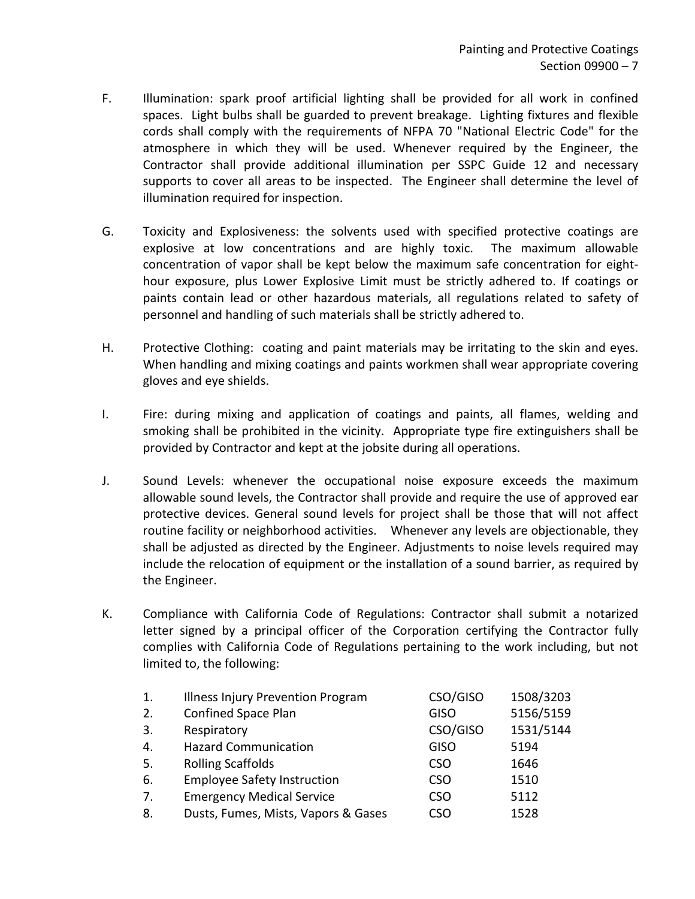F. Illumination: spark proof artificial lighting shall be provided for all work in confined spaces. Light bulbs shall be guarded to prevent breakage. Lighting fixtures and flexible cords shall comply with the requirements of NFPA 70 "National Electric Code" for the atmosphere in which they will be used. Whenever required by the Engineer, the Contractor shall provide additional illumination per SSPC Guide 12 and necessary supports to cover all areas to be inspected. The Engineer shall determine the level of illumination required for inspection.

G. Toxicity and Explosiveness: the solvents used with specified protective coatings are explosive at low concentrations and are highly toxic. The maximum allowable concentration of vapor shall be kept below the maximum safe concentration for eight-hour exposure, plus Lower Explosive Limit must be strictly adhered to. If coatings or paints contain lead or other hazardous materials, all regulations related to safety of personnel and handling of such materials shall be strictly adhered to.

H. Protective Clothing: coating and paint materials may be irritating to the skin and eyes. When handling and mixing coatings and paints workmen shall wear appropriate covering gloves and eye shields.

I. Fire: during mixing and application of coatings and paints, all flames, welding and smoking shall be prohibited in the vicinity. Appropriate type fire extinguishers shall be provided by Contractor and kept at the jobsite during all operations.

J. Sound Levels: whenever the occupational noise exposure exceeds the maximum allowable sound levels, the Contractor shall provide and require the use of approved ear protective devices. General sound levels for project shall be those that will not affect routine facility or neighborhood activities. Whenever any levels are objectionable, they shall be adjusted as directed by the Engineer. Adjustments to noise levels required may include the relocation of equipment or the installation of a sound barrier, as required by the Engineer.

K. Compliance with California Code of Regulations: Contractor shall submit a notarized letter signed by a principal officer of the Corporation certifying the Contractor fully complies with California Code of Regulations pertaining to the work including, but not limited to, the following:

| | | | |
|---|---|---|---|
| 1. | Illness Injury Prevention Program | CSO/GISO | 1508/3203 |
| 2. | Confined Space Plan | GISO | 5156/5159 |
| 3. | Respiratory | CSO/GISO | 1531/5144 |
| 4. | Hazard Communication | GISO | 5194 |
| 5. | Rolling Scaffolds | CSO | 1646 |
| 6. | Employee Safety Instruction | CSO | 1510 |
| 7. | Emergency Medical Service | CSO | 5112 |
| 8. | Dusts, Fumes, Mists, Vapors & Gases | CSO | 1528 |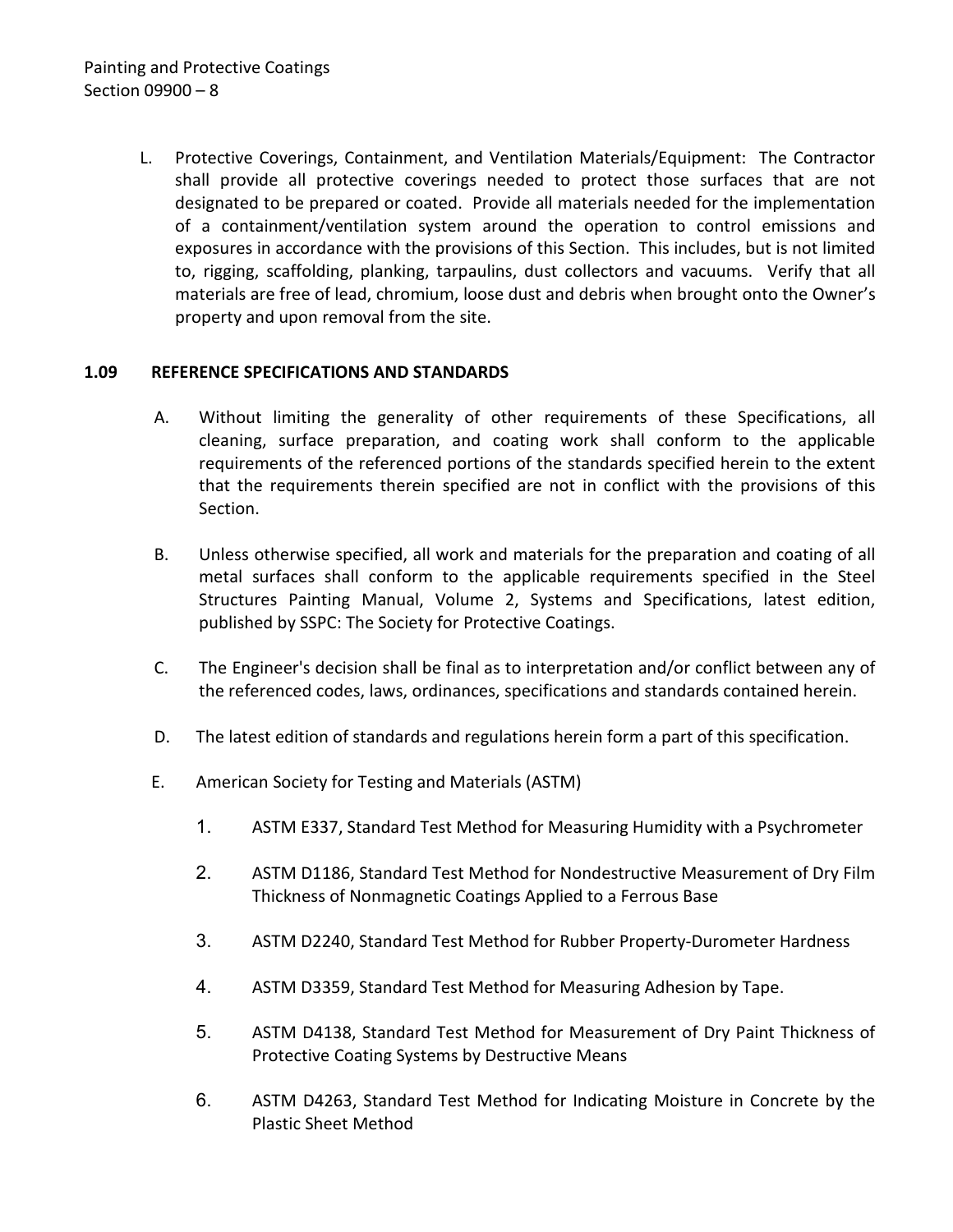L. Protective Coverings, Containment, and Ventilation Materials/Equipment: The Contractor shall provide all protective coverings needed to protect those surfaces that are not designated to be prepared or coated. Provide all materials needed for the implementation of a containment/ventilation system around the operation to control emissions and exposures in accordance with the provisions of this Section. This includes, but is not limited to, rigging, scaffolding, planking, tarpaulins, dust collectors and vacuums. Verify that all materials are free of lead, chromium, loose dust and debris when brought onto the Owner's property and upon removal from the site.

### 1.09 REFERENCE SPECIFICATIONS AND STANDARDS

A. Without limiting the generality of other requirements of these Specifications, all cleaning, surface preparation, and coating work shall conform to the applicable requirements of the referenced portions of the standards specified herein to the extent that the requirements therein specified are not in conflict with the provisions of this Section.

B. Unless otherwise specified, all work and materials for the preparation and coating of all metal surfaces shall conform to the applicable requirements specified in the Steel Structures Painting Manual, Volume 2, Systems and Specifications, latest edition, published by SSPC: The Society for Protective Coatings.

C. The Engineer's decision shall be final as to interpretation and/or conflict between any of the referenced codes, laws, ordinances, specifications and standards contained herein.

D. The latest edition of standards and regulations herein form a part of this specification.

E. American Society for Testing and Materials (ASTM)

1. ASTM E337, Standard Test Method for Measuring Humidity with a Psychrometer
2. ASTM D1186, Standard Test Method for Nondestructive Measurement of Dry Film Thickness of Nonmagnetic Coatings Applied to a Ferrous Base
3. ASTM D2240, Standard Test Method for Rubber Property-Durometer Hardness
4. ASTM D3359, Standard Test Method for Measuring Adhesion by Tape.
5. ASTM D4138, Standard Test Method for Measurement of Dry Paint Thickness of Protective Coating Systems by Destructive Means
6. ASTM D4263, Standard Test Method for Indicating Moisture in Concrete by the Plastic Sheet Method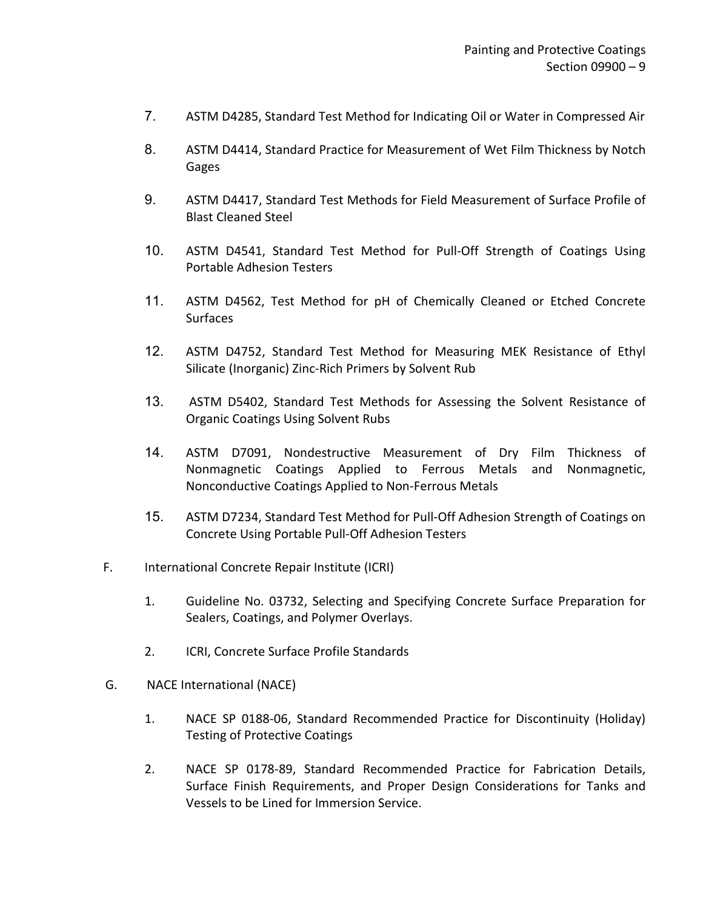7. ASTM D4285, Standard Test Method for Indicating Oil or Water in Compressed Air

8. ASTM D4414, Standard Practice for Measurement of Wet Film Thickness by Notch Gages

9. ASTM D4417, Standard Test Methods for Field Measurement of Surface Profile of Blast Cleaned Steel

10. ASTM D4541, Standard Test Method for Pull-Off Strength of Coatings Using Portable Adhesion Testers

11. ASTM D4562, Test Method for pH of Chemically Cleaned or Etched Concrete Surfaces

12. ASTM D4752, Standard Test Method for Measuring MEK Resistance of Ethyl Silicate (Inorganic) Zinc-Rich Primers by Solvent Rub

13. ASTM D5402, Standard Test Methods for Assessing the Solvent Resistance of Organic Coatings Using Solvent Rubs

14. ASTM D7091, Nondestructive Measurement of Dry Film Thickness of Nonmagnetic Coatings Applied to Ferrous Metals and Nonmagnetic, Nonconductive Coatings Applied to Non-Ferrous Metals

15. ASTM D7234, Standard Test Method for Pull-Off Adhesion Strength of Coatings on Concrete Using Portable Pull-Off Adhesion Testers

F. International Concrete Repair Institute (ICRI)

1. Guideline No. 03732, Selecting and Specifying Concrete Surface Preparation for Sealers, Coatings, and Polymer Overlays.

2. ICRI, Concrete Surface Profile Standards

G. NACE International (NACE)

1. NACE SP 0188-06, Standard Recommended Practice for Discontinuity (Holiday) Testing of Protective Coatings

2. NACE SP 0178-89, Standard Recommended Practice for Fabrication Details, Surface Finish Requirements, and Proper Design Considerations for Tanks and Vessels to be Lined for Immersion Service.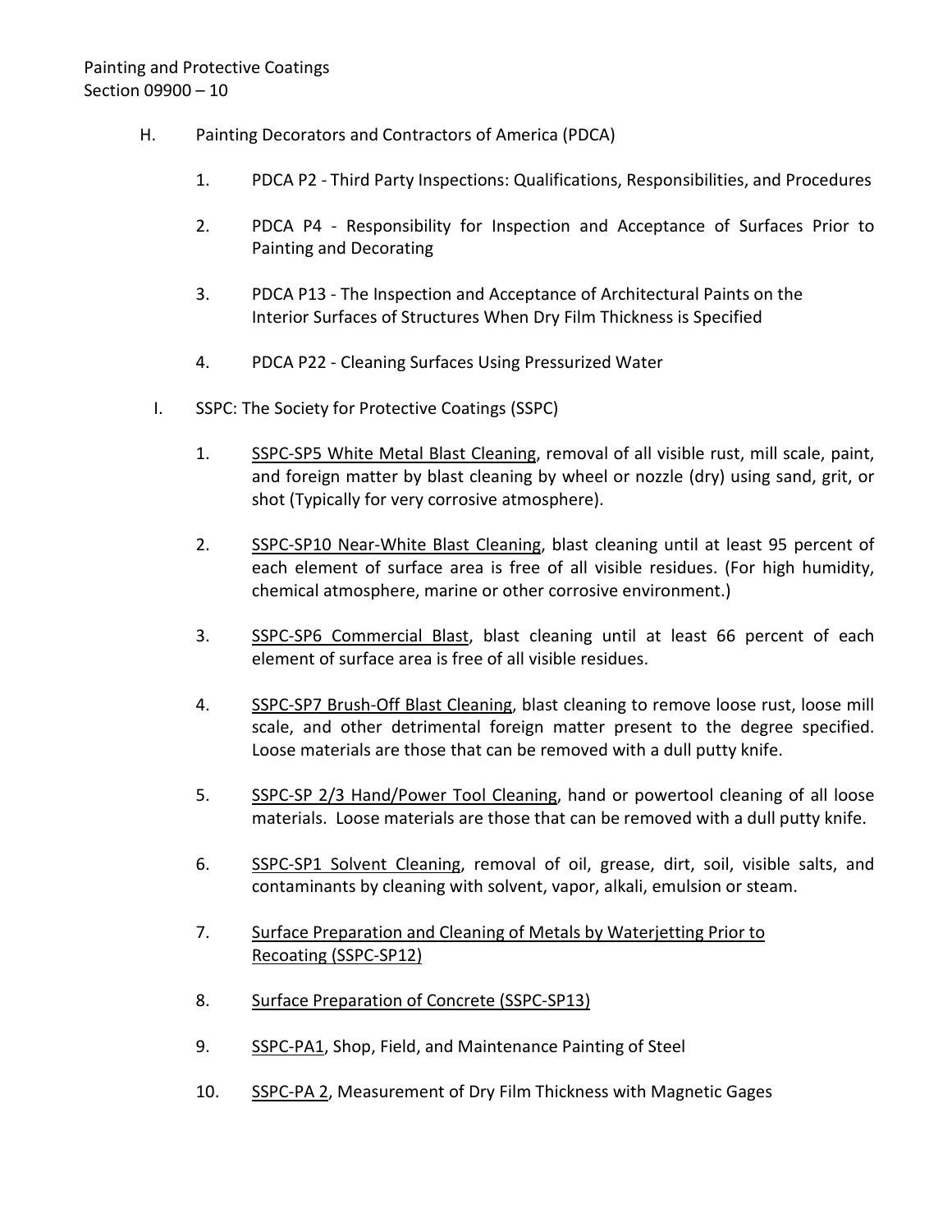H. Painting Decorators and Contractors of America (PDCA)

1. PDCA P2 - Third Party Inspections: Qualifications, Responsibilities, and Procedures

2. PDCA P4 - Responsibility for Inspection and Acceptance of Surfaces Prior to Painting and Decorating

3. PDCA P13 - The Inspection and Acceptance of Architectural Paints on the Interior Surfaces of Structures When Dry Film Thickness is Specified

4. PDCA P22 - Cleaning Surfaces Using Pressurized Water

I. SSPC: The Society for Protective Coatings (SSPC)

1. SSPC-SP5 White Metal Blast Cleaning, removal of all visible rust, mill scale, paint, and foreign matter by blast cleaning by wheel or nozzle (dry) using sand, grit, or shot (Typically for very corrosive atmosphere).

2. SSPC-SP10 Near-White Blast Cleaning, blast cleaning until at least 95 percent of each element of surface area is free of all visible residues. (For high humidity, chemical atmosphere, marine or other corrosive environment.)

3. SSPC-SP6 Commercial Blast, blast cleaning until at least 66 percent of each element of surface area is free of all visible residues.

4. SSPC-SP7 Brush-Off Blast Cleaning, blast cleaning to remove loose rust, loose mill scale, and other detrimental foreign matter present to the degree specified. Loose materials are those that can be removed with a dull putty knife.

5. SSPC-SP 2/3 Hand/Power Tool Cleaning, hand or powertool cleaning of all loose materials. Loose materials are those that can be removed with a dull putty knife.

6. SSPC-SP1 Solvent Cleaning, removal of oil, grease, dirt, soil, visible salts, and contaminants by cleaning with solvent, vapor, alkali, emulsion or steam.

7. Surface Preparation and Cleaning of Metals by Waterjetting Prior to Recoating (SSPC-SP12)

8. Surface Preparation of Concrete (SSPC-SP13)

9. SSPC-PA1, Shop, Field, and Maintenance Painting of Steel

10. SSPC-PA 2, Measurement of Dry Film Thickness with Magnetic Gages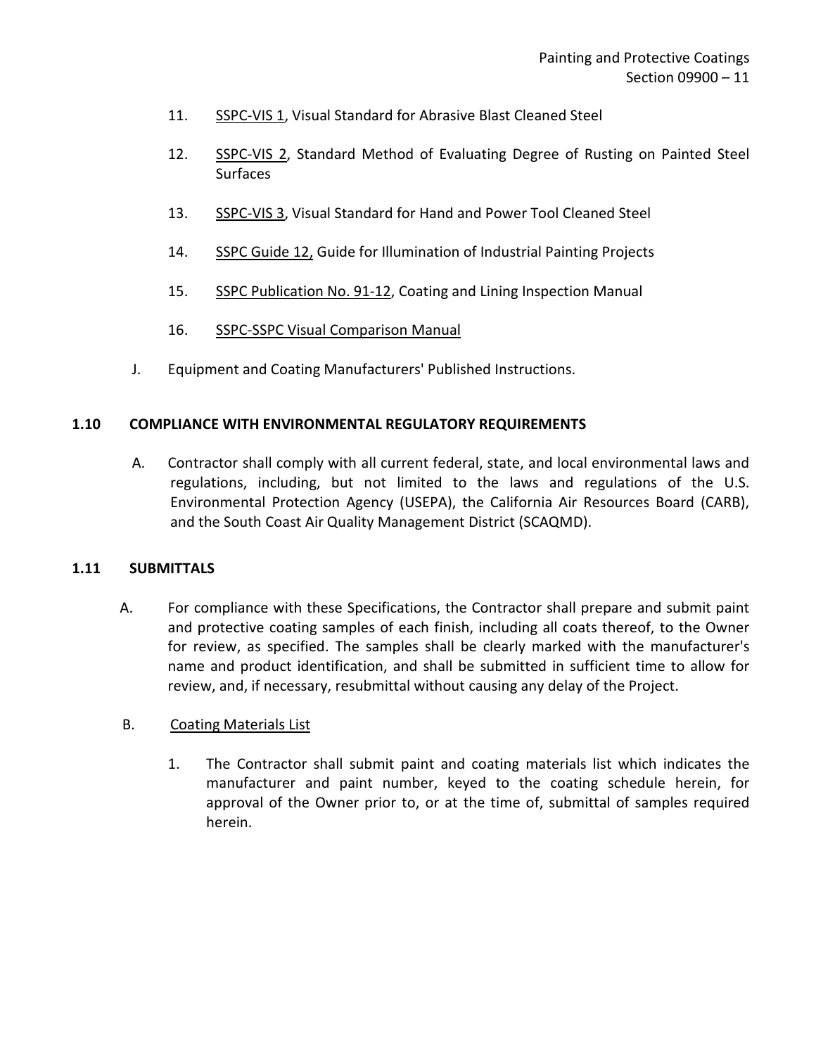11. SSPC-VIS 1, Visual Standard for Abrasive Blast Cleaned Steel

12. SSPC-VIS 2, Standard Method of Evaluating Degree of Rusting on Painted Steel Surfaces

13. SSPC-VIS 3, Visual Standard for Hand and Power Tool Cleaned Steel

14. SSPC Guide 12, Guide for Illumination of Industrial Painting Projects

15. SSPC Publication No. 91-12, Coating and Lining Inspection Manual

16. SSPC-SSPC Visual Comparison Manual

J. Equipment and Coating Manufacturers' Published Instructions.

## 1.10 COMPLIANCE WITH ENVIRONMENTAL REGULATORY REQUIREMENTS

A. Contractor shall comply with all current federal, state, and local environmental laws and regulations, including, but not limited to the laws and regulations of the U.S. Environmental Protection Agency (USEPA), the California Air Resources Board (CARB), and the South Coast Air Quality Management District (SCAQMD).

## 1.11 SUBMITTALS

A. For compliance with these Specifications, the Contractor shall prepare and submit paint and protective coating samples of each finish, including all coats thereof, to the Owner for review, as specified. The samples shall be clearly marked with the manufacturer's name and product identification, and shall be submitted in sufficient time to allow for review, and, if necessary, resubmittal without causing any delay of the Project.

B. Coating Materials List

1. The Contractor shall submit paint and coating materials list which indicates the manufacturer and paint number, keyed to the coating schedule herein, for approval of the Owner prior to, or at the time of, submittal of samples required herein.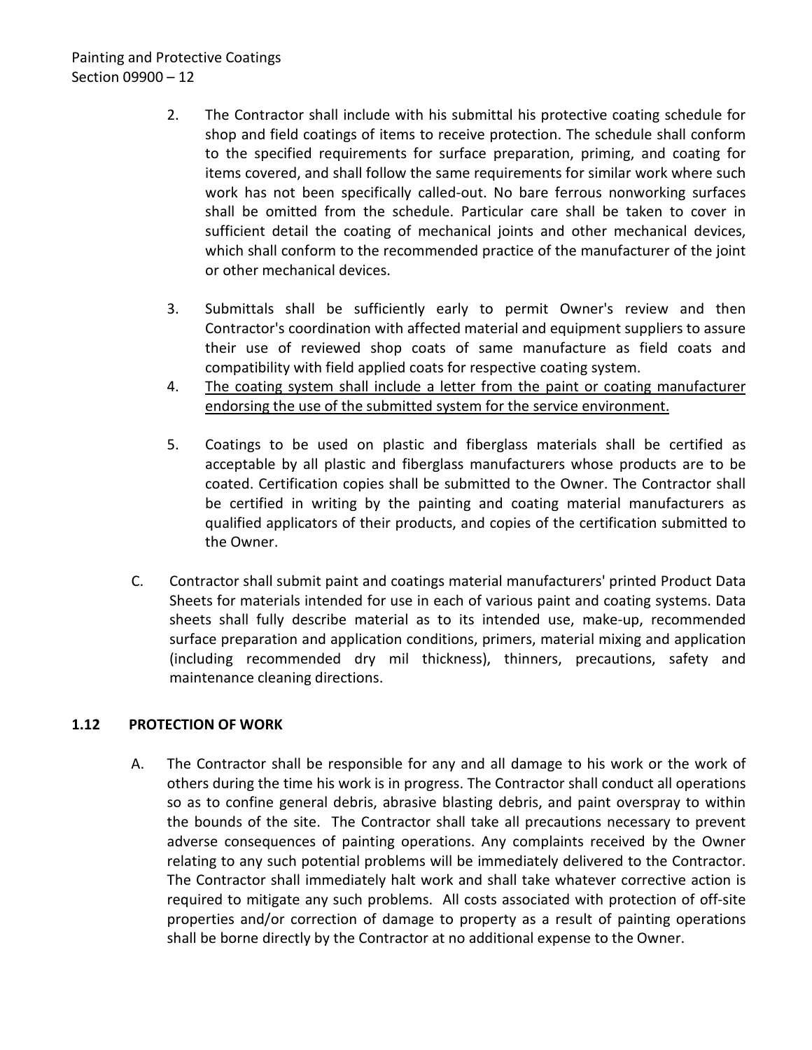2. The Contractor shall include with his submittal his protective coating schedule for shop and field coatings of items to receive protection. The schedule shall conform to the specified requirements for surface preparation, priming, and coating for items covered, and shall follow the same requirements for similar work where such work has not been specifically called-out. No bare ferrous nonworking surfaces shall be omitted from the schedule. Particular care shall be taken to cover in sufficient detail the coating of mechanical joints and other mechanical devices, which shall conform to the recommended practice of the manufacturer of the joint or other mechanical devices.

3. Submittals shall be sufficiently early to permit Owner's review and then Contractor's coordination with affected material and equipment suppliers to assure their use of reviewed shop coats of same manufacture as field coats and compatibility with field applied coats for respective coating system.

4. <u>The coating system shall include a letter from the paint or coating manufacturer endorsing the use of the submitted system for the service environment.</u>

5. Coatings to be used on plastic and fiberglass materials shall be certified as acceptable by all plastic and fiberglass manufacturers whose products are to be coated. Certification copies shall be submitted to the Owner. The Contractor shall be certified in writing by the painting and coating material manufacturers as qualified applicators of their products, and copies of the certification submitted to the Owner.

C. Contractor shall submit paint and coatings material manufacturers' printed Product Data Sheets for materials intended for use in each of various paint and coating systems. Data sheets shall fully describe material as to its intended use, make-up, recommended surface preparation and application conditions, primers, material mixing and application (including recommended dry mil thickness), thinners, precautions, safety and maintenance cleaning directions.

## 1.12 PROTECTION OF WORK

A. The Contractor shall be responsible for any and all damage to his work or the work of others during the time his work is in progress. The Contractor shall conduct all operations so as to confine general debris, abrasive blasting debris, and paint overspray to within the bounds of the site. The Contractor shall take all precautions necessary to prevent adverse consequences of painting operations. Any complaints received by the Owner relating to any such potential problems will be immediately delivered to the Contractor. The Contractor shall immediately halt work and shall take whatever corrective action is required to mitigate any such problems. All costs associated with protection of off-site properties and/or correction of damage to property as a result of painting operations shall be borne directly by the Contractor at no additional expense to the Owner.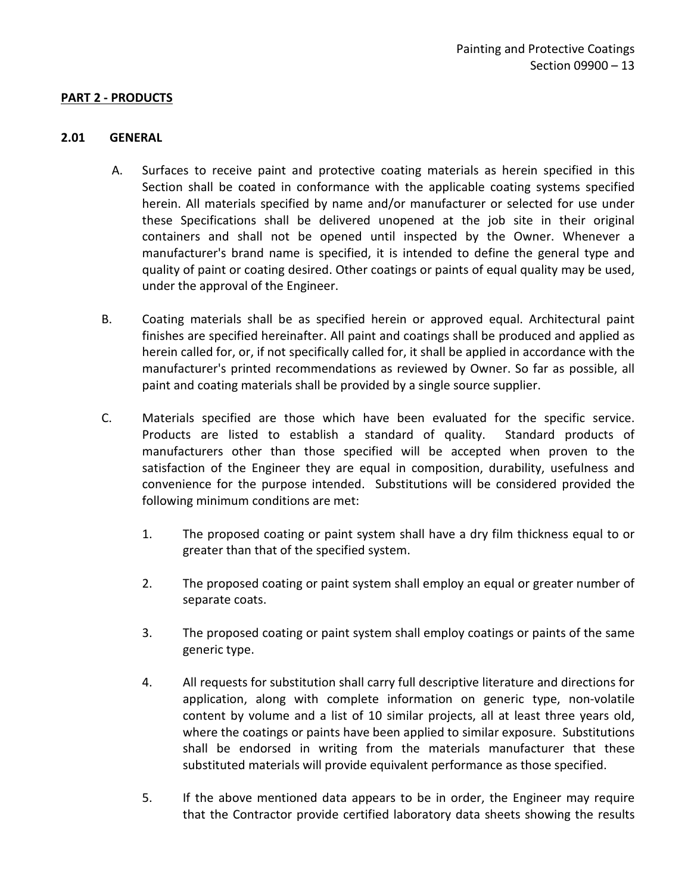## PART 2 - PRODUCTS

### 2.01 GENERAL

A. Surfaces to receive paint and protective coating materials as herein specified in this Section shall be coated in conformance with the applicable coating systems specified herein. All materials specified by name and/or manufacturer or selected for use under these Specifications shall be delivered unopened at the job site in their original containers and shall not be opened until inspected by the Owner. Whenever a manufacturer's brand name is specified, it is intended to define the general type and quality of paint or coating desired. Other coatings or paints of equal quality may be used, under the approval of the Engineer.

B. Coating materials shall be as specified herein or approved equal. Architectural paint finishes are specified hereinafter. All paint and coatings shall be produced and applied as herein called for, or, if not specifically called for, it shall be applied in accordance with the manufacturer's printed recommendations as reviewed by Owner. So far as possible, all paint and coating materials shall be provided by a single source supplier.

C. Materials specified are those which have been evaluated for the specific service. Products are listed to establish a standard of quality. Standard products of manufacturers other than those specified will be accepted when proven to the satisfaction of the Engineer they are equal in composition, durability, usefulness and convenience for the purpose intended. Substitutions will be considered provided the following minimum conditions are met:

1. The proposed coating or paint system shall have a dry film thickness equal to or greater than that of the specified system.

2. The proposed coating or paint system shall employ an equal or greater number of separate coats.

3. The proposed coating or paint system shall employ coatings or paints of the same generic type.

4. All requests for substitution shall carry full descriptive literature and directions for application, along with complete information on generic type, non-volatile content by volume and a list of 10 similar projects, all at least three years old, where the coatings or paints have been applied to similar exposure. Substitutions shall be endorsed in writing from the materials manufacturer that these substituted materials will provide equivalent performance as those specified.

5. If the above mentioned data appears to be in order, the Engineer may require that the Contractor provide certified laboratory data sheets showing the results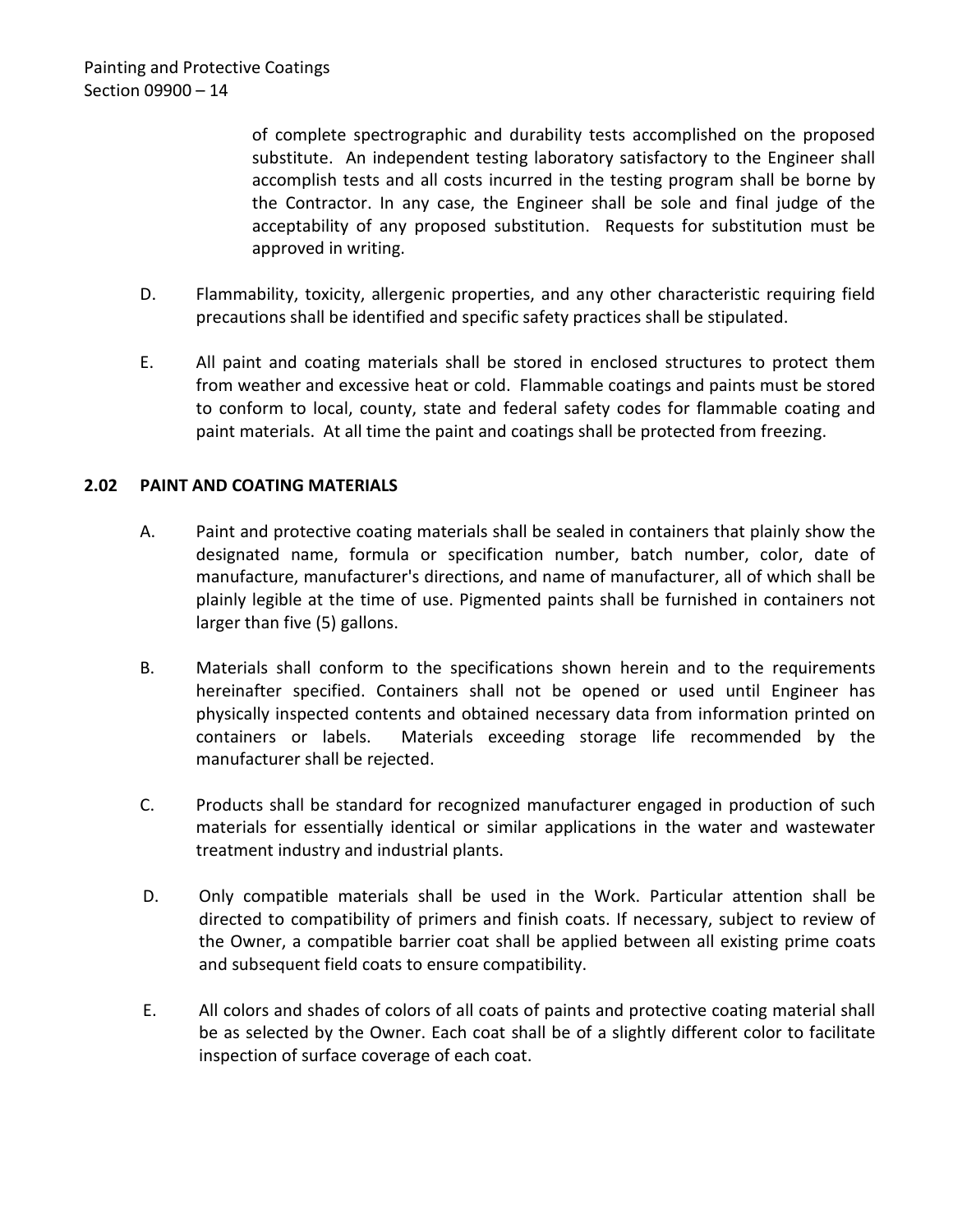of complete spectrographic and durability tests accomplished on the proposed substitute. An independent testing laboratory satisfactory to the Engineer shall accomplish tests and all costs incurred in the testing program shall be borne by the Contractor. In any case, the Engineer shall be sole and final judge of the acceptability of any proposed substitution. Requests for substitution must be approved in writing.

D. Flammability, toxicity, allergenic properties, and any other characteristic requiring field precautions shall be identified and specific safety practices shall be stipulated.

E. All paint and coating materials shall be stored in enclosed structures to protect them from weather and excessive heat or cold. Flammable coatings and paints must be stored to conform to local, county, state and federal safety codes for flammable coating and paint materials. At all time the paint and coatings shall be protected from freezing.

## 2.02 PAINT AND COATING MATERIALS

A. Paint and protective coating materials shall be sealed in containers that plainly show the designated name, formula or specification number, batch number, color, date of manufacture, manufacturer's directions, and name of manufacturer, all of which shall be plainly legible at the time of use. Pigmented paints shall be furnished in containers not larger than five (5) gallons.

B. Materials shall conform to the specifications shown herein and to the requirements hereinafter specified. Containers shall not be opened or used until Engineer has physically inspected contents and obtained necessary data from information printed on containers or labels. Materials exceeding storage life recommended by the manufacturer shall be rejected.

C. Products shall be standard for recognized manufacturer engaged in production of such materials for essentially identical or similar applications in the water and wastewater treatment industry and industrial plants.

D. Only compatible materials shall be used in the Work. Particular attention shall be directed to compatibility of primers and finish coats. If necessary, subject to review of the Owner, a compatible barrier coat shall be applied between all existing prime coats and subsequent field coats to ensure compatibility.

E. All colors and shades of colors of all coats of paints and protective coating material shall be as selected by the Owner. Each coat shall be of a slightly different color to facilitate inspection of surface coverage of each coat.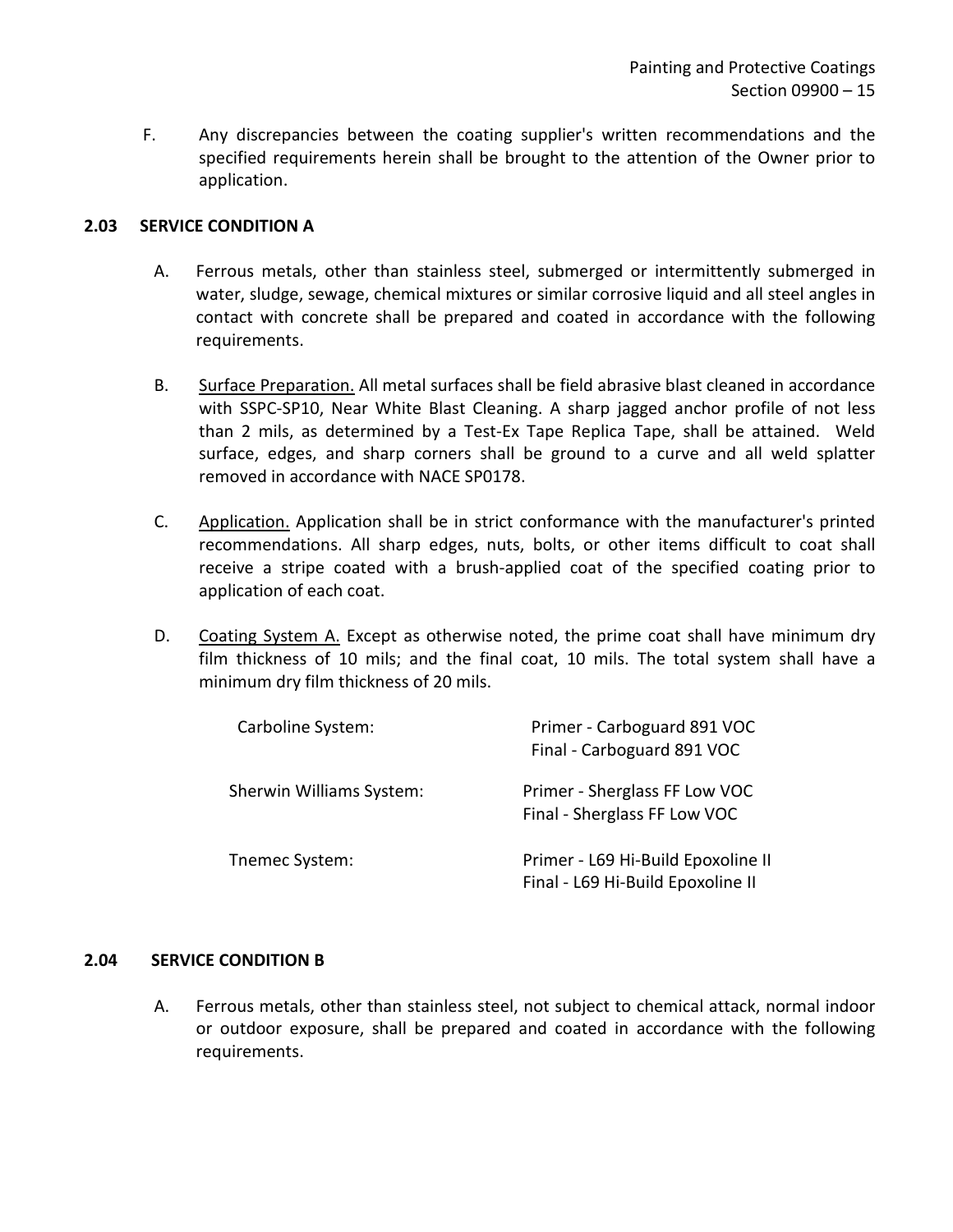F. Any discrepancies between the coating supplier's written recommendations and the specified requirements herein shall be brought to the attention of the Owner prior to application.

## 2.03 SERVICE CONDITION A

A. Ferrous metals, other than stainless steel, submerged or intermittently submerged in water, sludge, sewage, chemical mixtures or similar corrosive liquid and all steel angles in contact with concrete shall be prepared and coated in accordance with the following requirements.

B. Surface Preparation. All metal surfaces shall be field abrasive blast cleaned in accordance with SSPC-SP10, Near White Blast Cleaning. A sharp jagged anchor profile of not less than 2 mils, as determined by a Test-Ex Tape Replica Tape, shall be attained. Weld surface, edges, and sharp corners shall be ground to a curve and all weld splatter removed in accordance with NACE SP0178.

C. Application. Application shall be in strict conformance with the manufacturer's printed recommendations. All sharp edges, nuts, bolts, or other items difficult to coat shall receive a stripe coated with a brush-applied coat of the specified coating prior to application of each coat.

D. Coating System A. Except as otherwise noted, the prime coat shall have minimum dry film thickness of 10 mils; and the final coat, 10 mils. The total system shall have a minimum dry film thickness of 20 mils.

| | |
|---|---|
| Carboline System: | Primer - Carboguard 891 VOC<br>Final - Carboguard 891 VOC |
| Sherwin Williams System: | Primer - Sherglass FF Low VOC<br>Final - Sherglass FF Low VOC |
| Tnemec System: | Primer - L69 Hi-Build Epoxoline II<br>Final - L69 Hi-Build Epoxoline II |

## 2.04 SERVICE CONDITION B

A. Ferrous metals, other than stainless steel, not subject to chemical attack, normal indoor or outdoor exposure, shall be prepared and coated in accordance with the following requirements.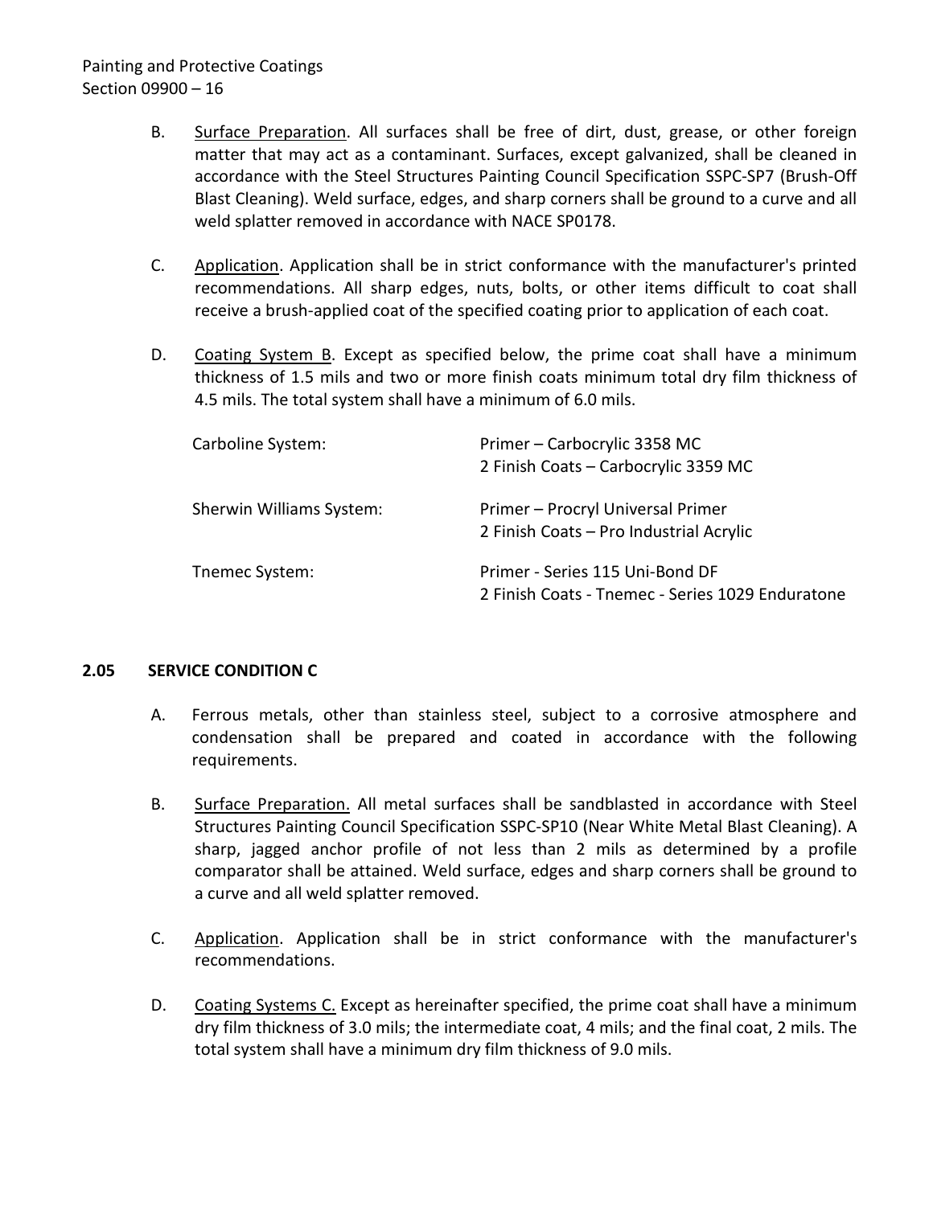B. Surface Preparation. All surfaces shall be free of dirt, dust, grease, or other foreign matter that may act as a contaminant. Surfaces, except galvanized, shall be cleaned in accordance with the Steel Structures Painting Council Specification SSPC-SP7 (Brush-Off Blast Cleaning). Weld surface, edges, and sharp corners shall be ground to a curve and all weld splatter removed in accordance with NACE SP0178.

C. Application. Application shall be in strict conformance with the manufacturer's printed recommendations. All sharp edges, nuts, bolts, or other items difficult to coat shall receive a brush-applied coat of the specified coating prior to application of each coat.

D. Coating System B. Except as specified below, the prime coat shall have a minimum thickness of 1.5 mils and two or more finish coats minimum total dry film thickness of 4.5 mils. The total system shall have a minimum of 6.0 mils.

| | |
|---|---|
| Carboline System: | Primer – Carbocrylic 3358 MC<br>2 Finish Coats – Carbocrylic 3359 MC |
| Sherwin Williams System: | Primer – Procryl Universal Primer<br>2 Finish Coats – Pro Industrial Acrylic |
| Tnemec System: | Primer - Series 115 Uni-Bond DF<br>2 Finish Coats - Tnemec - Series 1029 Enduratone |

## 2.05 SERVICE CONDITION C

A. Ferrous metals, other than stainless steel, subject to a corrosive atmosphere and condensation shall be prepared and coated in accordance with the following requirements.

B. Surface Preparation. All metal surfaces shall be sandblasted in accordance with Steel Structures Painting Council Specification SSPC-SP10 (Near White Metal Blast Cleaning). A sharp, jagged anchor profile of not less than 2 mils as determined by a profile comparator shall be attained. Weld surface, edges and sharp corners shall be ground to a curve and all weld splatter removed.

C. Application. Application shall be in strict conformance with the manufacturer's recommendations.

D. Coating Systems C. Except as hereinafter specified, the prime coat shall have a minimum dry film thickness of 3.0 mils; the intermediate coat, 4 mils; and the final coat, 2 mils. The total system shall have a minimum dry film thickness of 9.0 mils.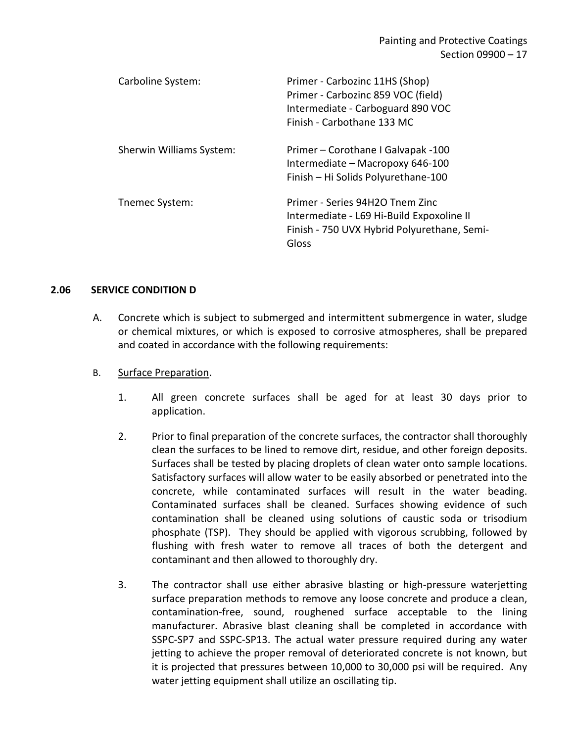| | |
|---|---|
| Carboline System: | Primer - Carbozinc 11HS (Shop)<br>Primer - Carbozinc 859 VOC (field)<br>Intermediate - Carboguard 890 VOC<br>Finish - Carbothane 133 MC |
| Sherwin Williams System: | Primer – Corothane I Galvapak -100<br>Intermediate – Macropoxy 646-100<br>Finish – Hi Solids Polyurethane-100 |
| Tnemec System: | Primer - Series 94H2O Tnem Zinc<br>Intermediate - L69 Hi-Build Expoxoline II<br>Finish - 750 UVX Hybrid Polyurethane, Semi-Gloss |

## 2.06 SERVICE CONDITION D

A. Concrete which is subject to submerged and intermittent submergence in water, sludge or chemical mixtures, or which is exposed to corrosive atmospheres, shall be prepared and coated in accordance with the following requirements:

B. Surface Preparation.

1. All green concrete surfaces shall be aged for at least 30 days prior to application.

2. Prior to final preparation of the concrete surfaces, the contractor shall thoroughly clean the surfaces to be lined to remove dirt, residue, and other foreign deposits. Surfaces shall be tested by placing droplets of clean water onto sample locations. Satisfactory surfaces will allow water to be easily absorbed or penetrated into the concrete, while contaminated surfaces will result in the water beading. Contaminated surfaces shall be cleaned. Surfaces showing evidence of such contamination shall be cleaned using solutions of caustic soda or trisodium phosphate (TSP). They should be applied with vigorous scrubbing, followed by flushing with fresh water to remove all traces of both the detergent and contaminant and then allowed to thoroughly dry.

3. The contractor shall use either abrasive blasting or high-pressure waterjetting surface preparation methods to remove any loose concrete and produce a clean, contamination-free, sound, roughened surface acceptable to the lining manufacturer. Abrasive blast cleaning shall be completed in accordance with SSPC-SP7 and SSPC-SP13. The actual water pressure required during any water jetting to achieve the proper removal of deteriorated concrete is not known, but it is projected that pressures between 10,000 to 30,000 psi will be required. Any water jetting equipment shall utilize an oscillating tip.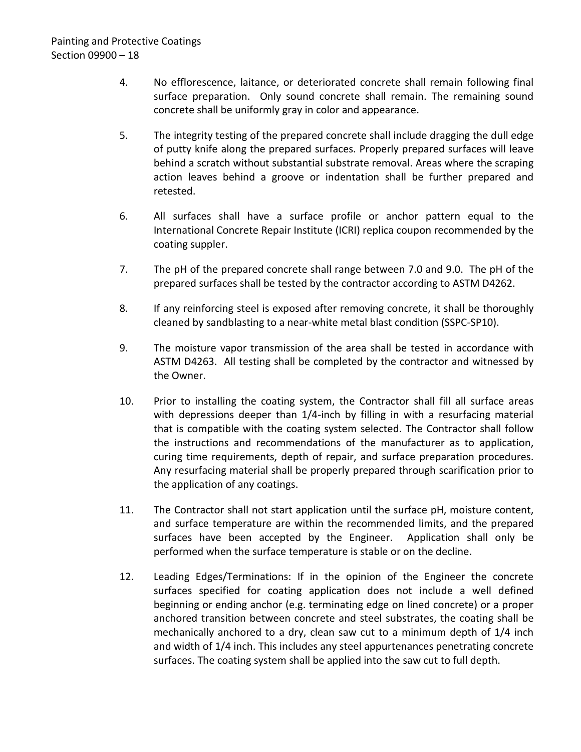4. No efflorescence, laitance, or deteriorated concrete shall remain following final surface preparation. Only sound concrete shall remain. The remaining sound concrete shall be uniformly gray in color and appearance.

5. The integrity testing of the prepared concrete shall include dragging the dull edge of putty knife along the prepared surfaces. Properly prepared surfaces will leave behind a scratch without substantial substrate removal. Areas where the scraping action leaves behind a groove or indentation shall be further prepared and retested.

6. All surfaces shall have a surface profile or anchor pattern equal to the International Concrete Repair Institute (ICRI) replica coupon recommended by the coating suppler.

7. The pH of the prepared concrete shall range between 7.0 and 9.0. The pH of the prepared surfaces shall be tested by the contractor according to ASTM D4262.

8. If any reinforcing steel is exposed after removing concrete, it shall be thoroughly cleaned by sandblasting to a near-white metal blast condition (SSPC-SP10).

9. The moisture vapor transmission of the area shall be tested in accordance with ASTM D4263. All testing shall be completed by the contractor and witnessed by the Owner.

10. Prior to installing the coating system, the Contractor shall fill all surface areas with depressions deeper than 1/4-inch by filling in with a resurfacing material that is compatible with the coating system selected. The Contractor shall follow the instructions and recommendations of the manufacturer as to application, curing time requirements, depth of repair, and surface preparation procedures. Any resurfacing material shall be properly prepared through scarification prior to the application of any coatings.

11. The Contractor shall not start application until the surface pH, moisture content, and surface temperature are within the recommended limits, and the prepared surfaces have been accepted by the Engineer. Application shall only be performed when the surface temperature is stable or on the decline.

12. Leading Edges/Terminations: If in the opinion of the Engineer the concrete surfaces specified for coating application does not include a well defined beginning or ending anchor (e.g. terminating edge on lined concrete) or a proper anchored transition between concrete and steel substrates, the coating shall be mechanically anchored to a dry, clean saw cut to a minimum depth of 1/4 inch and width of 1/4 inch. This includes any steel appurtenances penetrating concrete surfaces. The coating system shall be applied into the saw cut to full depth.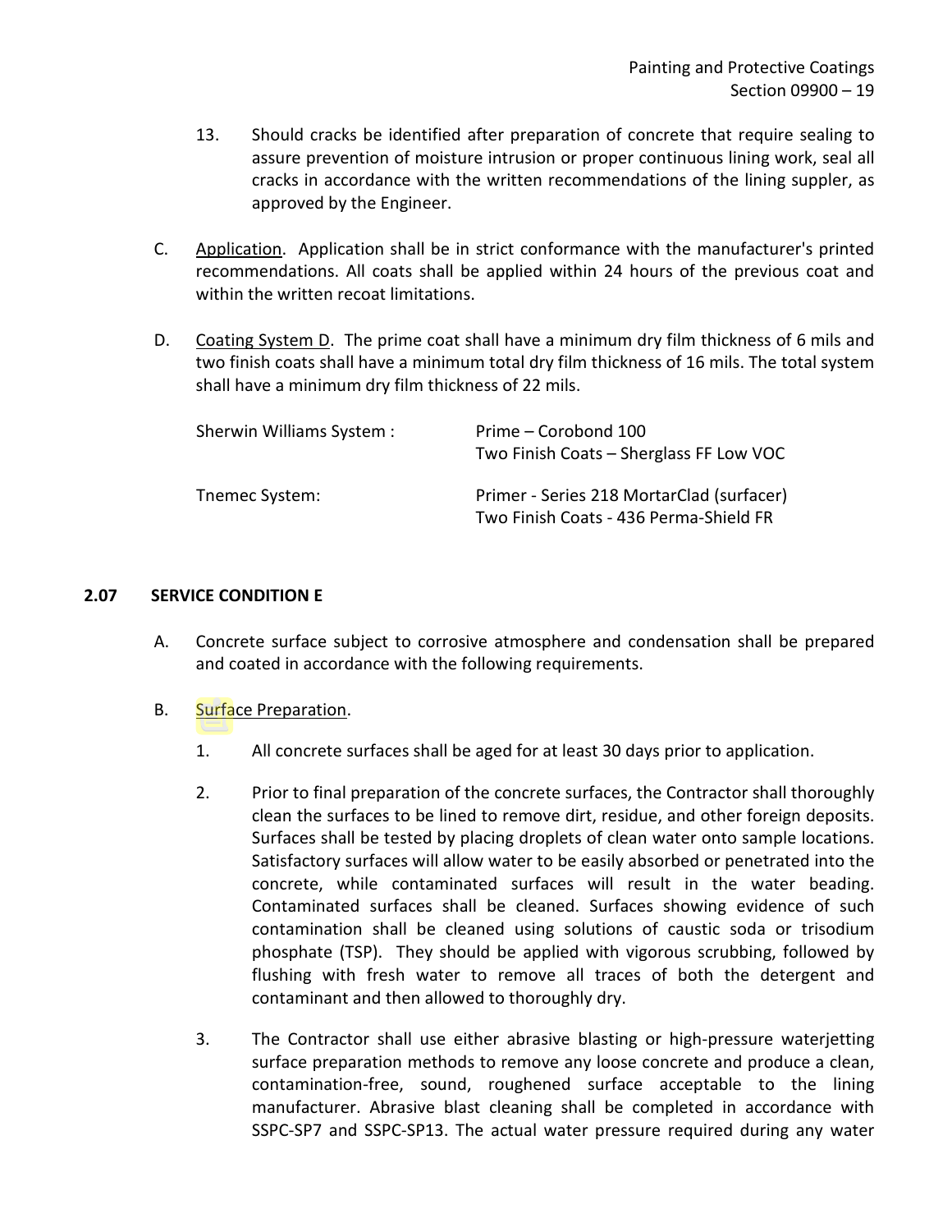13. Should cracks be identified after preparation of concrete that require sealing to assure prevention of moisture intrusion or proper continuous lining work, seal all cracks in accordance with the written recommendations of the lining suppler, as approved by the Engineer.

C. Application. Application shall be in strict conformance with the manufacturer's printed recommendations. All coats shall be applied within 24 hours of the previous coat and within the written recoat limitations.

D. Coating System D. The prime coat shall have a minimum dry film thickness of 6 mils and two finish coats shall have a minimum total dry film thickness of 16 mils. The total system shall have a minimum dry film thickness of 22 mils.

| | |
|---|---|
| Sherwin Williams System : | Prime – Corobond 100<br>Two Finish Coats – Sherglass FF Low VOC |
| Tnemec System: | Primer - Series 218 MortarClad (surfacer)<br>Two Finish Coats - 436 Perma-Shield FR |

## 2.07 SERVICE CONDITION E

A. Concrete surface subject to corrosive atmosphere and condensation shall be prepared and coated in accordance with the following requirements.

B. Surface Preparation.

1. All concrete surfaces shall be aged for at least 30 days prior to application.

2. Prior to final preparation of the concrete surfaces, the Contractor shall thoroughly clean the surfaces to be lined to remove dirt, residue, and other foreign deposits. Surfaces shall be tested by placing droplets of clean water onto sample locations. Satisfactory surfaces will allow water to be easily absorbed or penetrated into the concrete, while contaminated surfaces will result in the water beading. Contaminated surfaces shall be cleaned. Surfaces showing evidence of such contamination shall be cleaned using solutions of caustic soda or trisodium phosphate (TSP). They should be applied with vigorous scrubbing, followed by flushing with fresh water to remove all traces of both the detergent and contaminant and then allowed to thoroughly dry.

3. The Contractor shall use either abrasive blasting or high-pressure waterjetting surface preparation methods to remove any loose concrete and produce a clean, contamination-free, sound, roughened surface acceptable to the lining manufacturer. Abrasive blast cleaning shall be completed in accordance with SSPC-SP7 and SSPC-SP13. The actual water pressure required during any water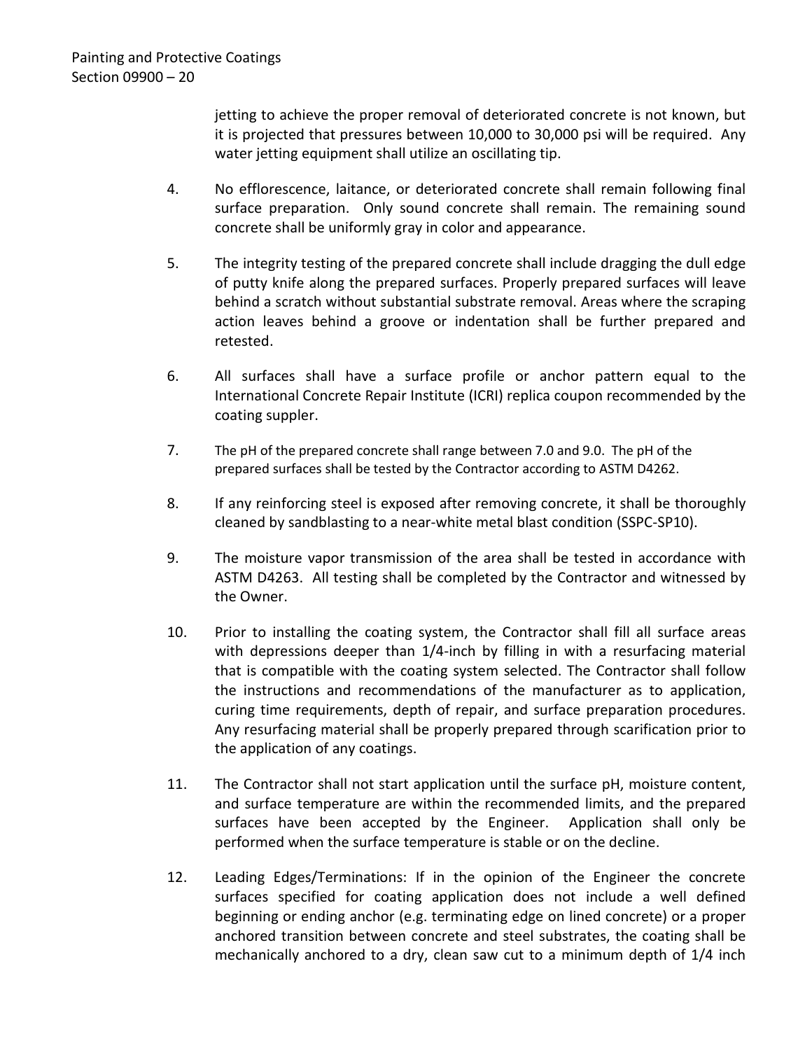jetting to achieve the proper removal of deteriorated concrete is not known, but it is projected that pressures between 10,000 to 30,000 psi will be required. Any water jetting equipment shall utilize an oscillating tip.

4. No efflorescence, laitance, or deteriorated concrete shall remain following final surface preparation. Only sound concrete shall remain. The remaining sound concrete shall be uniformly gray in color and appearance.

5. The integrity testing of the prepared concrete shall include dragging the dull edge of putty knife along the prepared surfaces. Properly prepared surfaces will leave behind a scratch without substantial substrate removal. Areas where the scraping action leaves behind a groove or indentation shall be further prepared and retested.

6. All surfaces shall have a surface profile or anchor pattern equal to the International Concrete Repair Institute (ICRI) replica coupon recommended by the coating suppler.

7. The pH of the prepared concrete shall range between 7.0 and 9.0. The pH of the prepared surfaces shall be tested by the Contractor according to ASTM D4262.

8. If any reinforcing steel is exposed after removing concrete, it shall be thoroughly cleaned by sandblasting to a near-white metal blast condition (SSPC-SP10).

9. The moisture vapor transmission of the area shall be tested in accordance with ASTM D4263. All testing shall be completed by the Contractor and witnessed by the Owner.

10. Prior to installing the coating system, the Contractor shall fill all surface areas with depressions deeper than 1/4-inch by filling in with a resurfacing material that is compatible with the coating system selected. The Contractor shall follow the instructions and recommendations of the manufacturer as to application, curing time requirements, depth of repair, and surface preparation procedures. Any resurfacing material shall be properly prepared through scarification prior to the application of any coatings.

11. The Contractor shall not start application until the surface pH, moisture content, and surface temperature are within the recommended limits, and the prepared surfaces have been accepted by the Engineer. Application shall only be performed when the surface temperature is stable or on the decline.

12. Leading Edges/Terminations: If in the opinion of the Engineer the concrete surfaces specified for coating application does not include a well defined beginning or ending anchor (e.g. terminating edge on lined concrete) or a proper anchored transition between concrete and steel substrates, the coating shall be mechanically anchored to a dry, clean saw cut to a minimum depth of 1/4 inch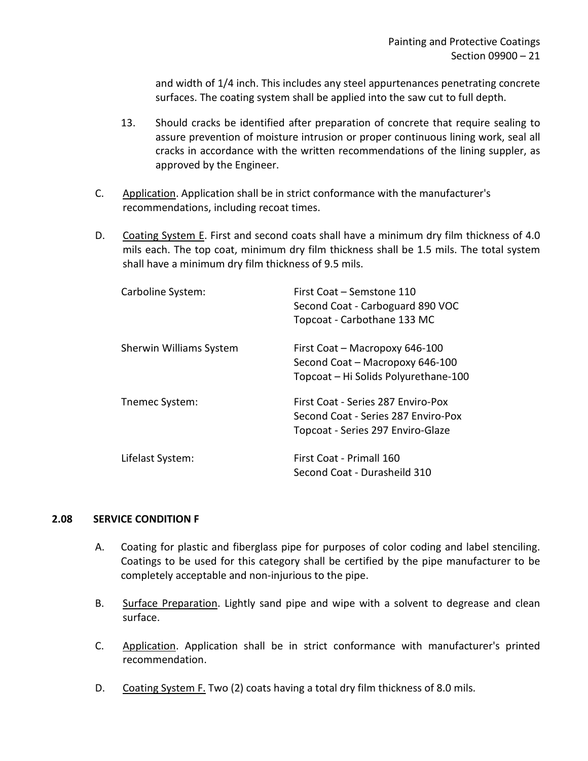and width of 1/4 inch. This includes any steel appurtenances penetrating concrete surfaces. The coating system shall be applied into the saw cut to full depth.

13. Should cracks be identified after preparation of concrete that require sealing to assure prevention of moisture intrusion or proper continuous lining work, seal all cracks in accordance with the written recommendations of the lining suppler, as approved by the Engineer.

C. Application. Application shall be in strict conformance with the manufacturer's recommendations, including recoat times.

D. Coating System E. First and second coats shall have a minimum dry film thickness of 4.0 mils each. The top coat, minimum dry film thickness shall be 1.5 mils. The total system shall have a minimum dry film thickness of 9.5 mils.

| | |
|---|---|
| Carboline System: | First Coat – Semstone 110<br>Second Coat - Carboguard 890 VOC<br>Topcoat - Carbothane 133 MC |
| Sherwin Williams System | First Coat – Macropoxy 646-100<br>Second Coat – Macropoxy 646-100<br>Topcoat – Hi Solids Polyurethane-100 |
| Tnemec System: | First Coat - Series 287 Enviro-Pox<br>Second Coat - Series 287 Enviro-Pox<br>Topcoat - Series 297 Enviro-Glaze |
| Lifelast System: | First Coat - Primall 160<br>Second Coat - Durasheild 310 |

## 2.08 SERVICE CONDITION F

A. Coating for plastic and fiberglass pipe for purposes of color coding and label stenciling. Coatings to be used for this category shall be certified by the pipe manufacturer to be completely acceptable and non-injurious to the pipe.

B. Surface Preparation. Lightly sand pipe and wipe with a solvent to degrease and clean surface.

C. Application. Application shall be in strict conformance with manufacturer's printed recommendation.

D. Coating System F. Two (2) coats having a total dry film thickness of 8.0 mils.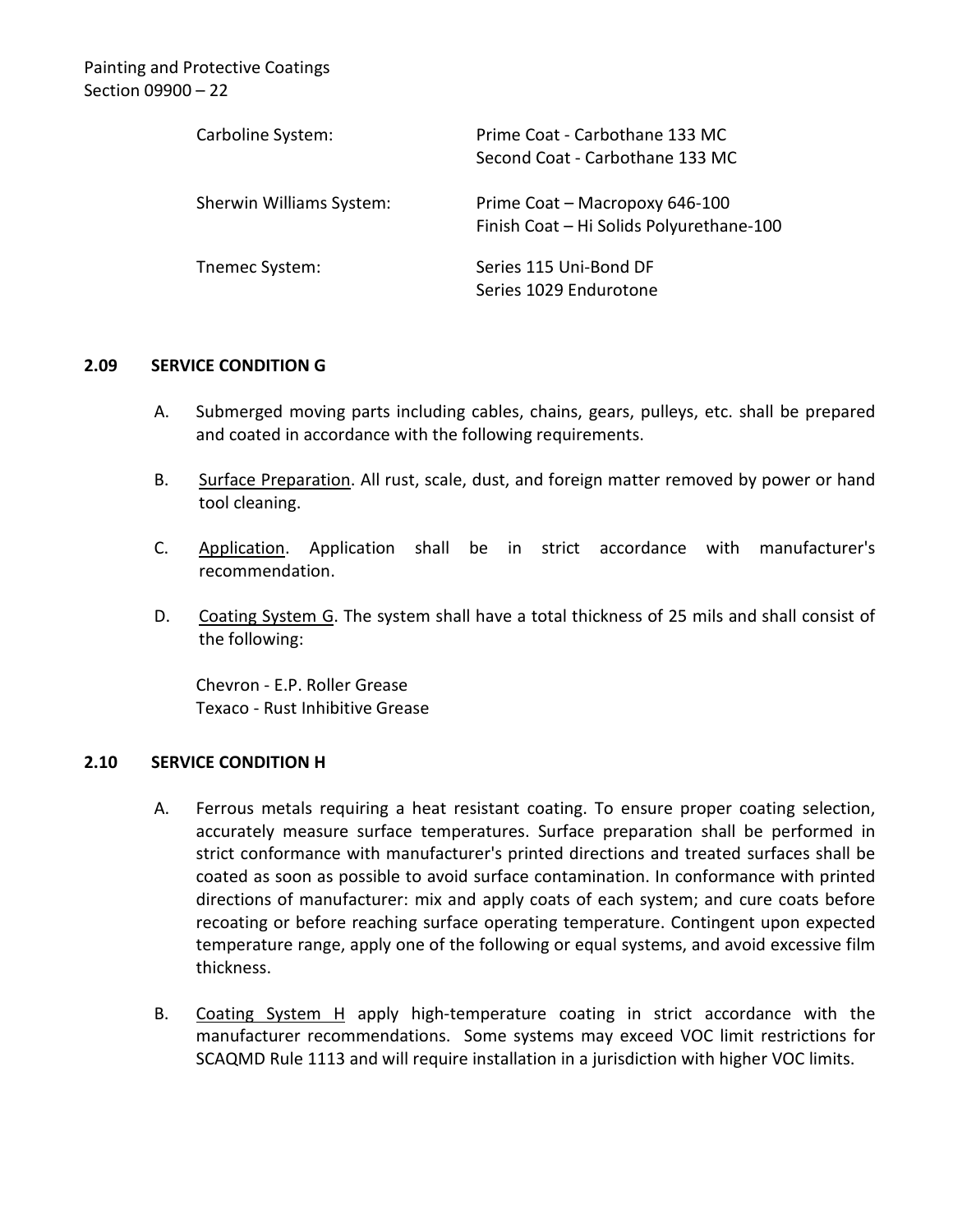| | |
|---|---|
| Carboline System: | Prime Coat - Carbothane 133 MC<br>Second Coat - Carbothane 133 MC |
| Sherwin Williams System: | Prime Coat – Macropoxy 646-100<br>Finish Coat – Hi Solids Polyurethane-100 |
| Tnemec System: | Series 115 Uni-Bond DF<br>Series 1029 Endurotone |

## 2.09 SERVICE CONDITION G

A. Submerged moving parts including cables, chains, gears, pulleys, etc. shall be prepared and coated in accordance with the following requirements.

B. Surface Preparation. All rust, scale, dust, and foreign matter removed by power or hand tool cleaning.

C. Application. Application shall be in strict accordance with manufacturer's recommendation.

D. Coating System G. The system shall have a total thickness of 25 mils and shall consist of the following:

Chevron - E.P. Roller Grease
Texaco - Rust Inhibitive Grease

## 2.10 SERVICE CONDITION H

A. Ferrous metals requiring a heat resistant coating. To ensure proper coating selection, accurately measure surface temperatures. Surface preparation shall be performed in strict conformance with manufacturer's printed directions and treated surfaces shall be coated as soon as possible to avoid surface contamination. In conformance with printed directions of manufacturer: mix and apply coats of each system; and cure coats before recoating or before reaching surface operating temperature. Contingent upon expected temperature range, apply one of the following or equal systems, and avoid excessive film thickness.

B. Coating System H apply high-temperature coating in strict accordance with the manufacturer recommendations. Some systems may exceed VOC limit restrictions for SCAQMD Rule 1113 and will require installation in a jurisdiction with higher VOC limits.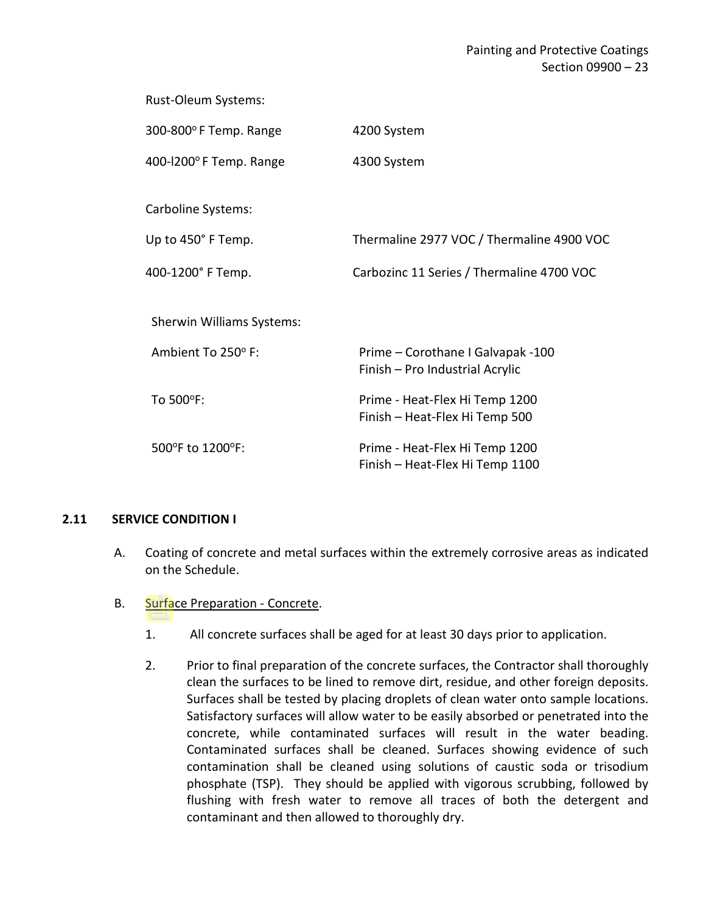Rust-Oleum Systems:

| | |
|---|---|
| 300-800° F Temp. Range | 4200 System |
| 400-l200° F Temp. Range | 4300 System |

Carboline Systems:

| | |
|---|---|
| Up to 450˚ F Temp. | Thermaline 2977 VOC / Thermaline 4900 VOC |
| 400-1200˚ F Temp. | Carbozinc 11 Series / Thermaline 4700 VOC |

Sherwin Williams Systems:

| | |
|---|---|
| Ambient To 250° F: | Prime – Corothane I Galvapak -100<br>Finish – Pro Industrial Acrylic |
| To 500°F: | Prime - Heat-Flex Hi Temp 1200<br>Finish – Heat-Flex Hi Temp 500 |
| 500°F to 1200°F: | Prime - Heat-Flex Hi Temp 1200<br>Finish – Heat-Flex Hi Temp 1100 |

## 2.11 SERVICE CONDITION I

A. Coating of concrete and metal surfaces within the extremely corrosive areas as indicated on the Schedule.

B. Surface Preparation - Concrete.

1. All concrete surfaces shall be aged for at least 30 days prior to application.

2. Prior to final preparation of the concrete surfaces, the Contractor shall thoroughly clean the surfaces to be lined to remove dirt, residue, and other foreign deposits. Surfaces shall be tested by placing droplets of clean water onto sample locations. Satisfactory surfaces will allow water to be easily absorbed or penetrated into the concrete, while contaminated surfaces will result in the water beading. Contaminated surfaces shall be cleaned. Surfaces showing evidence of such contamination shall be cleaned using solutions of caustic soda or trisodium phosphate (TSP). They should be applied with vigorous scrubbing, followed by flushing with fresh water to remove all traces of both the detergent and contaminant and then allowed to thoroughly dry.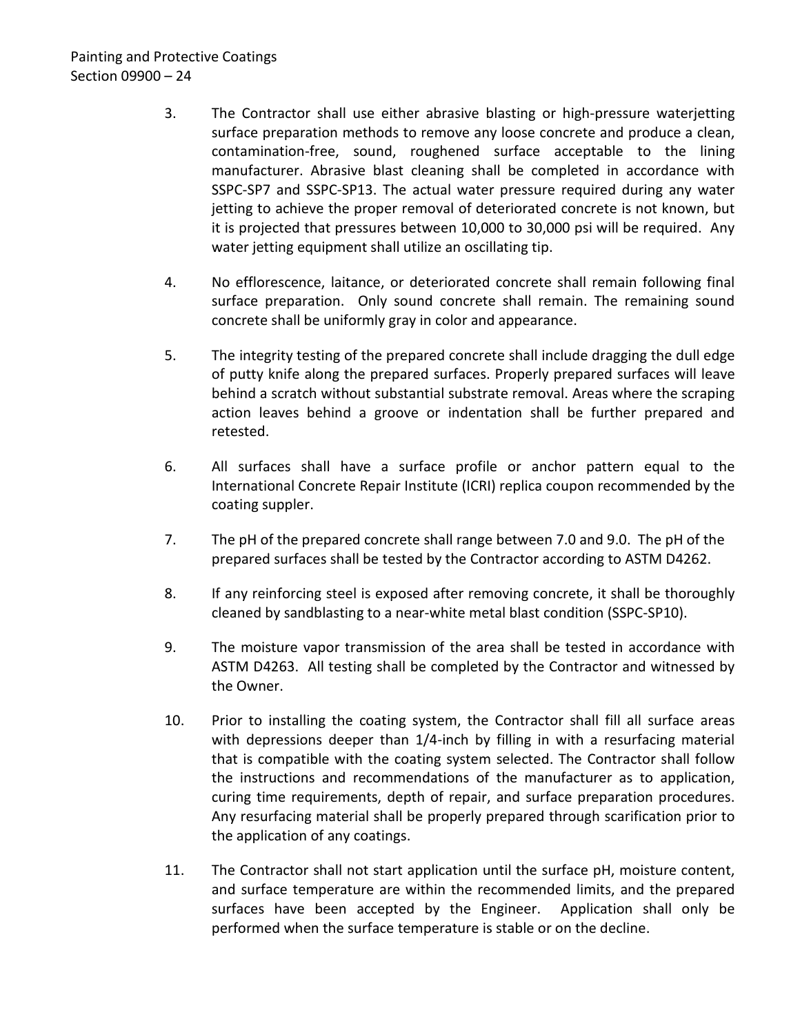3. The Contractor shall use either abrasive blasting or high-pressure waterjetting surface preparation methods to remove any loose concrete and produce a clean, contamination-free, sound, roughened surface acceptable to the lining manufacturer. Abrasive blast cleaning shall be completed in accordance with SSPC-SP7 and SSPC-SP13. The actual water pressure required during any water jetting to achieve the proper removal of deteriorated concrete is not known, but it is projected that pressures between 10,000 to 30,000 psi will be required. Any water jetting equipment shall utilize an oscillating tip.

4. No efflorescence, laitance, or deteriorated concrete shall remain following final surface preparation. Only sound concrete shall remain. The remaining sound concrete shall be uniformly gray in color and appearance.

5. The integrity testing of the prepared concrete shall include dragging the dull edge of putty knife along the prepared surfaces. Properly prepared surfaces will leave behind a scratch without substantial substrate removal. Areas where the scraping action leaves behind a groove or indentation shall be further prepared and retested.

6. All surfaces shall have a surface profile or anchor pattern equal to the International Concrete Repair Institute (ICRI) replica coupon recommended by the coating suppler.

7. The pH of the prepared concrete shall range between 7.0 and 9.0. The pH of the prepared surfaces shall be tested by the Contractor according to ASTM D4262.

8. If any reinforcing steel is exposed after removing concrete, it shall be thoroughly cleaned by sandblasting to a near-white metal blast condition (SSPC-SP10).

9. The moisture vapor transmission of the area shall be tested in accordance with ASTM D4263. All testing shall be completed by the Contractor and witnessed by the Owner.

10. Prior to installing the coating system, the Contractor shall fill all surface areas with depressions deeper than 1/4-inch by filling in with a resurfacing material that is compatible with the coating system selected. The Contractor shall follow the instructions and recommendations of the manufacturer as to application, curing time requirements, depth of repair, and surface preparation procedures. Any resurfacing material shall be properly prepared through scarification prior to the application of any coatings.

11. The Contractor shall not start application until the surface pH, moisture content, and surface temperature are within the recommended limits, and the prepared surfaces have been accepted by the Engineer. Application shall only be performed when the surface temperature is stable or on the decline.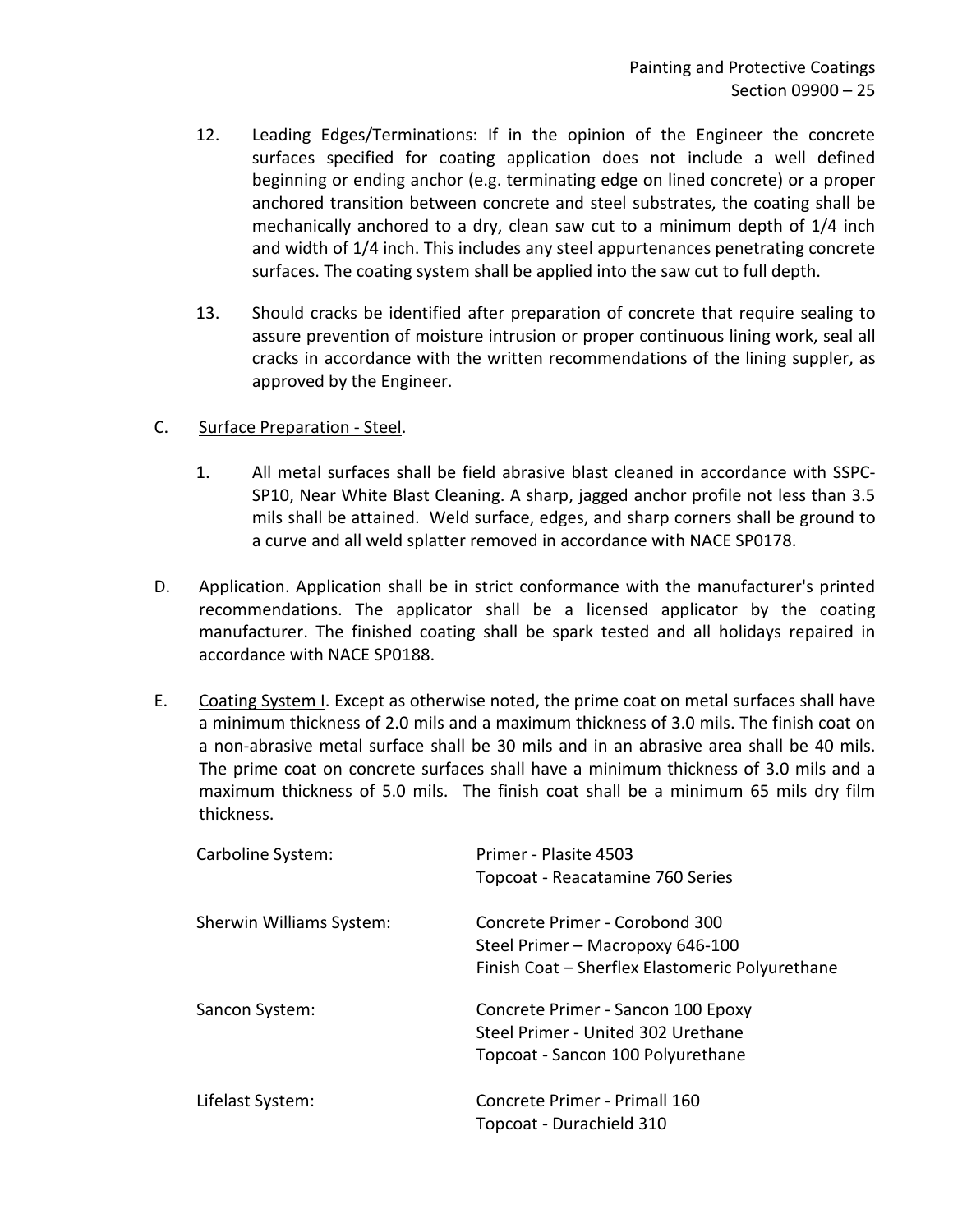12. Leading Edges/Terminations: If in the opinion of the Engineer the concrete surfaces specified for coating application does not include a well defined beginning or ending anchor (e.g. terminating edge on lined concrete) or a proper anchored transition between concrete and steel substrates, the coating shall be mechanically anchored to a dry, clean saw cut to a minimum depth of 1/4 inch and width of 1/4 inch. This includes any steel appurtenances penetrating concrete surfaces. The coating system shall be applied into the saw cut to full depth.

13. Should cracks be identified after preparation of concrete that require sealing to assure prevention of moisture intrusion or proper continuous lining work, seal all cracks in accordance with the written recommendations of the lining suppler, as approved by the Engineer.

C. Surface Preparation - Steel.

   1. All metal surfaces shall be field abrasive blast cleaned in accordance with SSPC-SP10, Near White Blast Cleaning. A sharp, jagged anchor profile not less than 3.5 mils shall be attained. Weld surface, edges, and sharp corners shall be ground to a curve and all weld splatter removed in accordance with NACE SP0178.

D. Application. Application shall be in strict conformance with the manufacturer's printed recommendations. The applicator shall be a licensed applicator by the coating manufacturer. The finished coating shall be spark tested and all holidays repaired in accordance with NACE SP0188.

E. Coating System I. Except as otherwise noted, the prime coat on metal surfaces shall have a minimum thickness of 2.0 mils and a maximum thickness of 3.0 mils. The finish coat on a non-abrasive metal surface shall be 30 mils and in an abrasive area shall be 40 mils. The prime coat on concrete surfaces shall have a minimum thickness of 3.0 mils and a maximum thickness of 5.0 mils. The finish coat shall be a minimum 65 mils dry film thickness.

| | |
|---|---|
| Carboline System: | Primer - Plasite 4503<br>Topcoat - Reacatamine 760 Series |
| Sherwin Williams System: | Concrete Primer - Corobond 300<br>Steel Primer – Macropoxy 646-100<br>Finish Coat – Sherflex Elastomeric Polyurethane |
| Sancon System: | Concrete Primer - Sancon 100 Epoxy<br>Steel Primer - United 302 Urethane<br>Topcoat - Sancon 100 Polyurethane |
| Lifelast System: | Concrete Primer - Primall 160<br>Topcoat - Durachield 310 |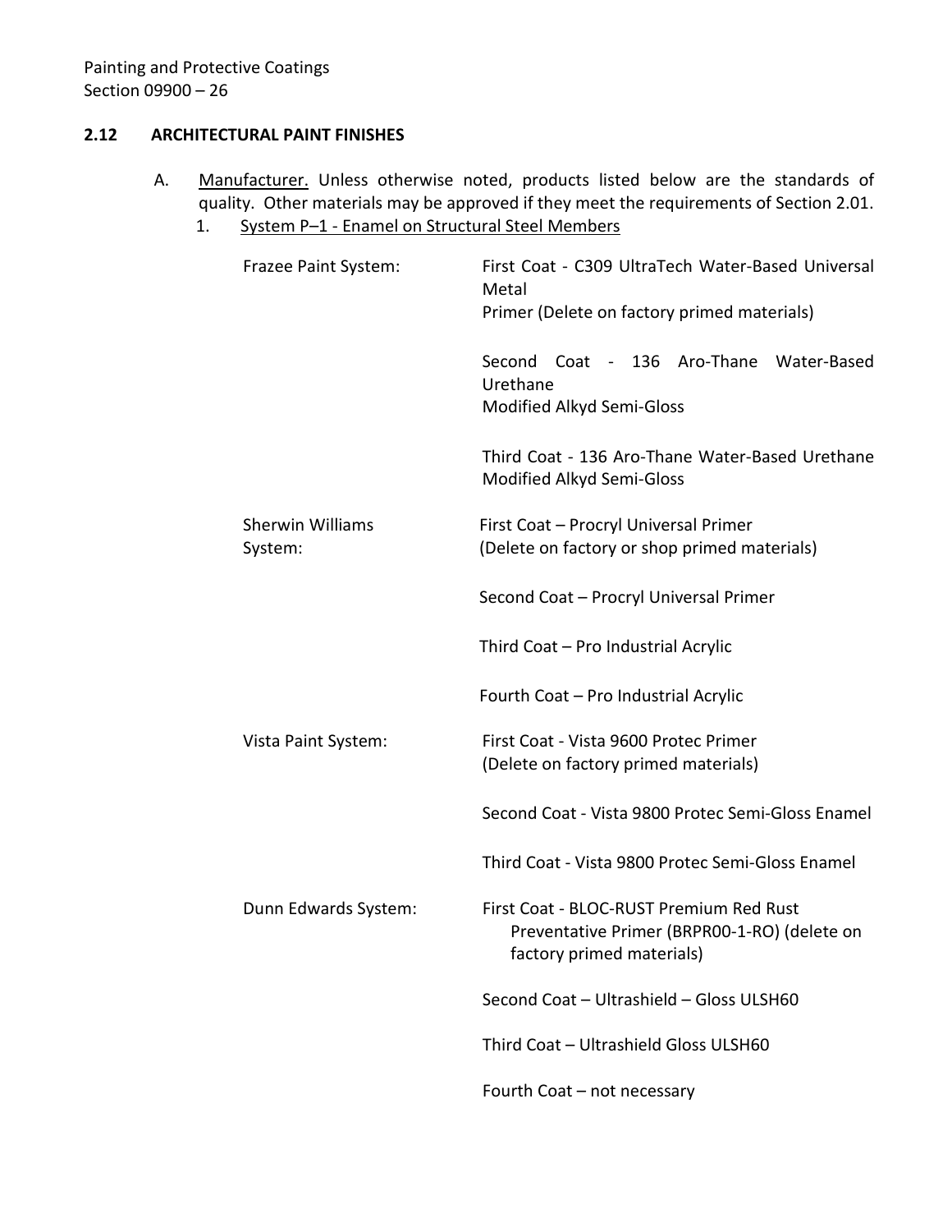## 2.12 ARCHITECTURAL PAINT FINISHES

A. Manufacturer. Unless otherwise noted, products listed below are the standards of quality. Other materials may be approved if they meet the requirements of Section 2.01.

1. System P–1 - Enamel on Structural Steel Members

| | |
|---|---|
| Frazee Paint System: | First Coat - C309 UltraTech Water-Based Universal Metal Primer (Delete on factory primed materials) |
| | Second Coat - 136 Aro-Thane Water-Based Urethane Modified Alkyd Semi-Gloss |
| | Third Coat - 136 Aro-Thane Water-Based Urethane Modified Alkyd Semi-Gloss |
| Sherwin Williams System: | First Coat – Procryl Universal Primer (Delete on factory or shop primed materials) |
| | Second Coat – Procryl Universal Primer |
| | Third Coat – Pro Industrial Acrylic |
| | Fourth Coat – Pro Industrial Acrylic |
| Vista Paint System: | First Coat - Vista 9600 Protec Primer (Delete on factory primed materials) |
| | Second Coat - Vista 9800 Protec Semi-Gloss Enamel |
| | Third Coat - Vista 9800 Protec Semi-Gloss Enamel |
| Dunn Edwards System: | First Coat - BLOC-RUST Premium Red Rust Preventative Primer (BRPR00-1-RO) (delete on factory primed materials) |
| | Second Coat – Ultrashield – Gloss ULSH60 |
| | Third Coat – Ultrashield Gloss ULSH60 |
| | Fourth Coat – not necessary |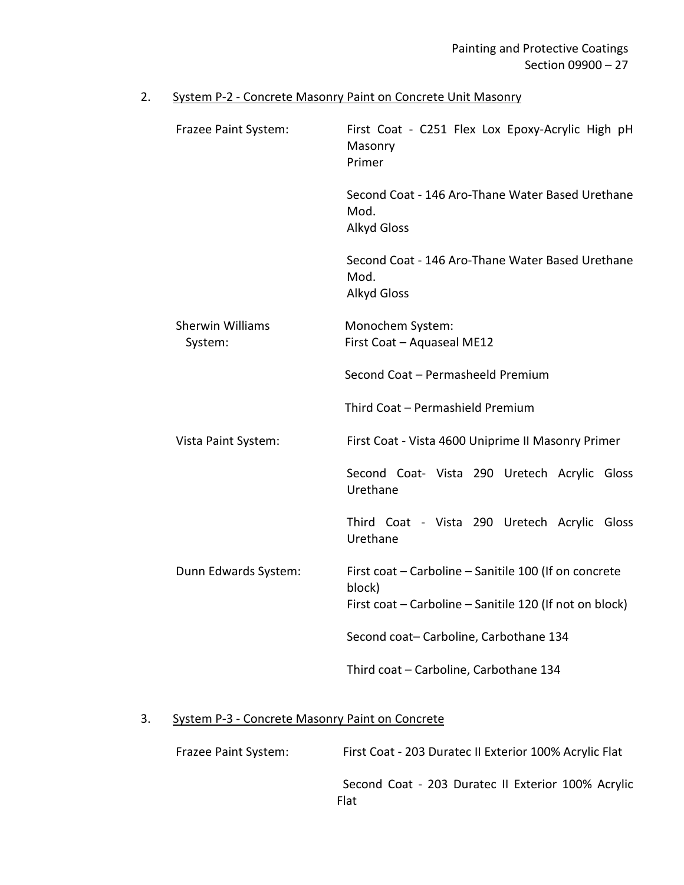2. System P-2 - Concrete Masonry Paint on Concrete Unit Masonry

| | |
|---|---|
| Frazee Paint System: | First Coat - C251 Flex Lox Epoxy-Acrylic High pH Masonry Primer |
| | Second Coat - 146 Aro-Thane Water Based Urethane Mod. Alkyd Gloss |
| | Second Coat - 146 Aro-Thane Water Based Urethane Mod. Alkyd Gloss |
| Sherwin Williams System: | Monochem System: First Coat – Aquaseal ME12 |
| | Second Coat – Permasheeld Premium |
| | Third Coat – Permashield Premium |
| Vista Paint System: | First Coat - Vista 4600 Uniprime II Masonry Primer |
| | Second Coat- Vista 290 Uretech Acrylic Gloss Urethane |
| | Third Coat - Vista 290 Uretech Acrylic Gloss Urethane |
| Dunn Edwards System: | First coat – Carboline – Sanitile 100 (If on concrete block) First coat – Carboline – Sanitile 120 (If not on block) |
| | Second coat– Carboline, Carbothane 134 |
| | Third coat – Carboline, Carbothane 134 |

3. System P-3 - Concrete Masonry Paint on Concrete

| | |
|---|---|
| Frazee Paint System: | First Coat - 203 Duratec II Exterior 100% Acrylic Flat |
| | Second Coat - 203 Duratec II Exterior 100% Acrylic Flat |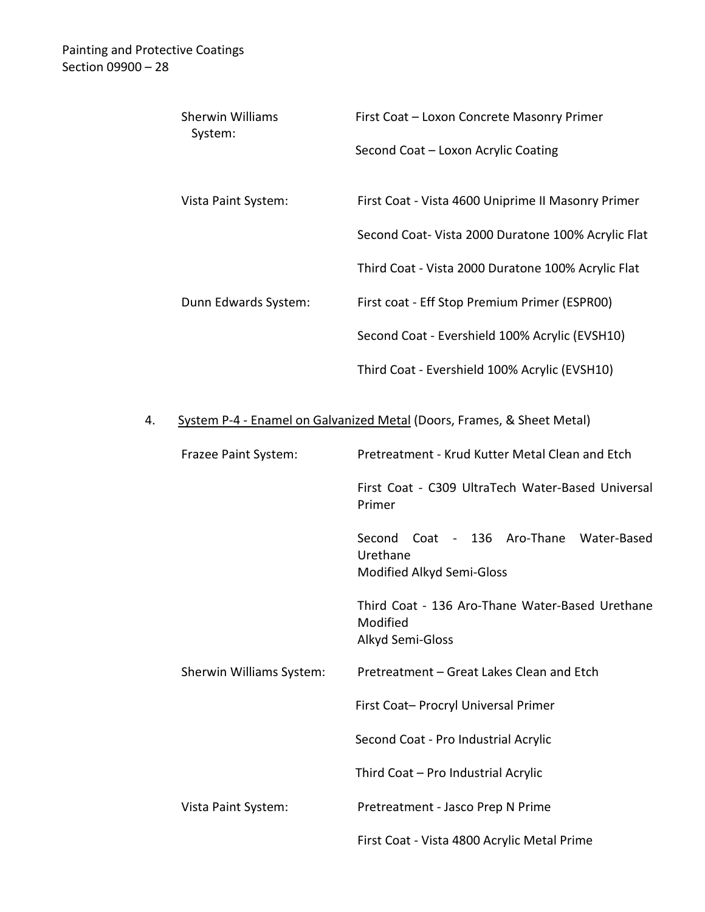| | |
|---|---|
| Sherwin Williams System: | First Coat – Loxon Concrete Masonry Primer |
| | Second Coat – Loxon Acrylic Coating |
| Vista Paint System: | First Coat - Vista 4600 Uniprime II Masonry Primer |
| | Second Coat- Vista 2000 Duratone 100% Acrylic Flat |
| | Third Coat - Vista 2000 Duratone 100% Acrylic Flat |
| Dunn Edwards System: | First coat - Eff Stop Premium Primer (ESPR00) |
| | Second Coat - Evershield 100% Acrylic (EVSH10) |
| | Third Coat - Evershield 100% Acrylic (EVSH10) |

4. System P-4 - Enamel on Galvanized Metal (Doors, Frames, & Sheet Metal)

| | |
|---|---|
| Frazee Paint System: | Pretreatment - Krud Kutter Metal Clean and Etch |
| | First Coat - C309 UltraTech Water-Based Universal Primer |
| | Second Coat - 136 Aro-Thane Water-Based Urethane Modified Alkyd Semi-Gloss |
| | Third Coat - 136 Aro-Thane Water-Based Urethane Modified Alkyd Semi-Gloss |
| Sherwin Williams System: | Pretreatment – Great Lakes Clean and Etch |
| | First Coat– Procryl Universal Primer |
| | Second Coat - Pro Industrial Acrylic |
| | Third Coat – Pro Industrial Acrylic |
| Vista Paint System: | Pretreatment - Jasco Prep N Prime |
| | First Coat - Vista 4800 Acrylic Metal Prime |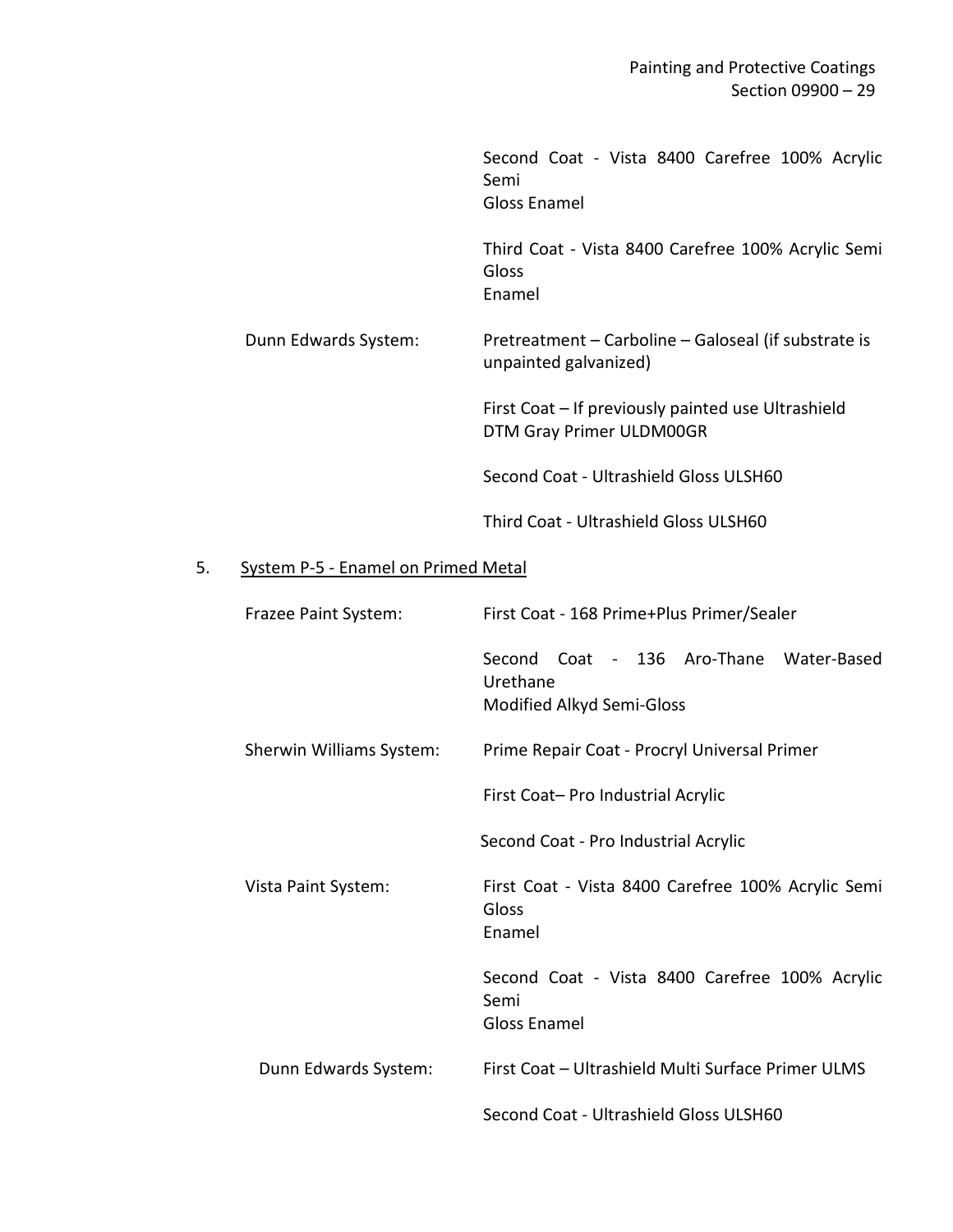Second Coat - Vista 8400 Carefree 100% Acrylic Semi Gloss Enamel

Third Coat - Vista 8400 Carefree 100% Acrylic Semi Gloss Enamel

Dunn Edwards System: Pretreatment – Carboline – Galoseal (if substrate is unpainted galvanized)

First Coat – If previously painted use Ultrashield DTM Gray Primer ULDM00GR

Second Coat - Ultrashield Gloss ULSH60

Third Coat - Ultrashield Gloss ULSH60

5. System P-5 - Enamel on Primed Metal

Frazee Paint System: First Coat - 168 Prime+Plus Primer/Sealer

Second Coat - 136 Aro-Thane Water-Based Urethane Modified Alkyd Semi-Gloss

Sherwin Williams System: Prime Repair Coat - Procryl Universal Primer

First Coat– Pro Industrial Acrylic

Second Coat - Pro Industrial Acrylic

Vista Paint System: First Coat - Vista 8400 Carefree 100% Acrylic Semi Gloss Enamel

Second Coat - Vista 8400 Carefree 100% Acrylic Semi Gloss Enamel

Dunn Edwards System: First Coat – Ultrashield Multi Surface Primer ULMS

Second Coat - Ultrashield Gloss ULSH60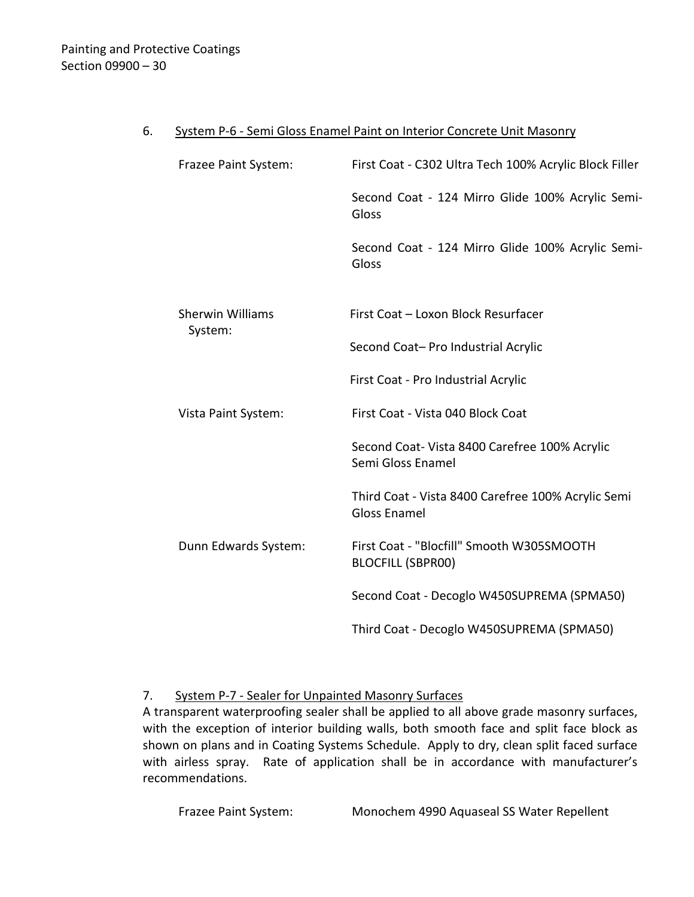6. <u>System P-6 - Semi Gloss Enamel Paint on Interior Concrete Unit Masonry</u>

| | |
|---|---|
| Frazee Paint System: | First Coat - C302 Ultra Tech 100% Acrylic Block Filler |
| | Second Coat - 124 Mirro Glide 100% Acrylic Semi-Gloss |
| | Second Coat - 124 Mirro Glide 100% Acrylic Semi-Gloss |
| Sherwin Williams System: | First Coat – Loxon Block Resurfacer |
| | Second Coat– Pro Industrial Acrylic |
| | First Coat - Pro Industrial Acrylic |
| Vista Paint System: | First Coat - Vista 040 Block Coat |
| | Second Coat- Vista 8400 Carefree 100% Acrylic Semi Gloss Enamel |
| | Third Coat - Vista 8400 Carefree 100% Acrylic Semi Gloss Enamel |
| Dunn Edwards System: | First Coat - "Blocfill" Smooth W305SMOOTH BLOCFILL (SBPR00) |
| | Second Coat - Decoglo W450SUPREMA (SPMA50) |
| | Third Coat - Decoglo W450SUPREMA (SPMA50) |

7. <u>System P-7 - Sealer for Unpainted Masonry Surfaces</u>

A transparent waterproofing sealer shall be applied to all above grade masonry surfaces, with the exception of interior building walls, both smooth face and split face block as shown on plans and in Coating Systems Schedule. Apply to dry, clean split faced surface with airless spray. Rate of application shall be in accordance with manufacturer's recommendations.

| | |
|---|---|
| Frazee Paint System: | Monochem 4990 Aquaseal SS Water Repellent |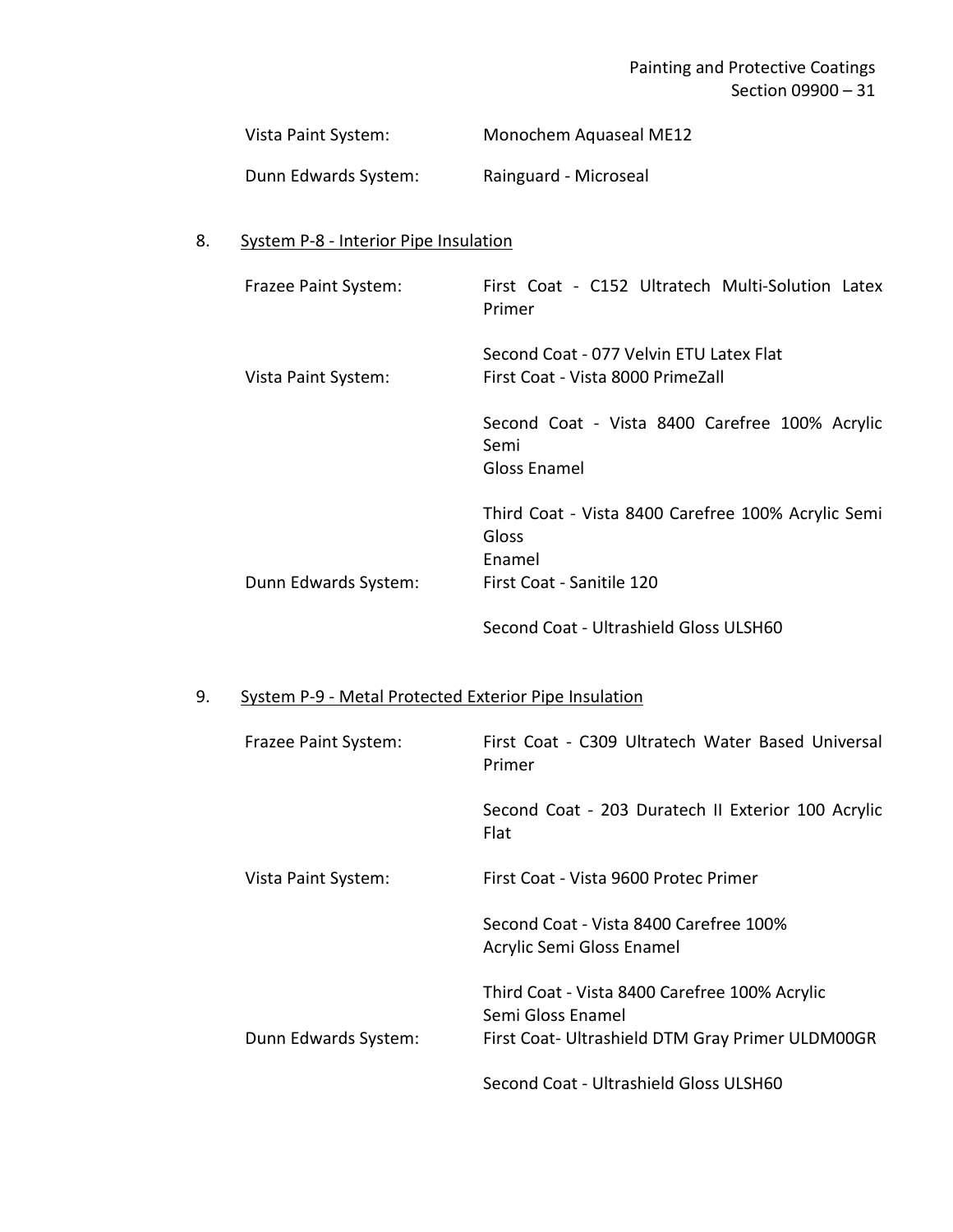Vista Paint System: Monochem Aquaseal ME12

Dunn Edwards System: Rainguard - Microseal

8. System P-8 - Interior Pipe Insulation

Frazee Paint System:

First Coat - C152 Ultratech Multi-Solution Latex Primer

Second Coat - 077 Velvin ETU Latex Flat

Vista Paint System:

First Coat - Vista 8000 PrimeZall

Second Coat - Vista 8400 Carefree 100% Acrylic Semi Gloss Enamel

Third Coat - Vista 8400 Carefree 100% Acrylic Semi Gloss Enamel

Dunn Edwards System:

First Coat - Sanitile 120

Second Coat - Ultrashield Gloss ULSH60

9. System P-9 - Metal Protected Exterior Pipe Insulation

Frazee Paint System:

First Coat - C309 Ultratech Water Based Universal Primer

Second Coat - 203 Duratech II Exterior 100 Acrylic Flat

Vista Paint System:

First Coat - Vista 9600 Protec Primer

Second Coat - Vista 8400 Carefree 100% Acrylic Semi Gloss Enamel

Third Coat - Vista 8400 Carefree 100% Acrylic Semi Gloss Enamel

Dunn Edwards System:

First Coat- Ultrashield DTM Gray Primer ULDM00GR

Second Coat - Ultrashield Gloss ULSH60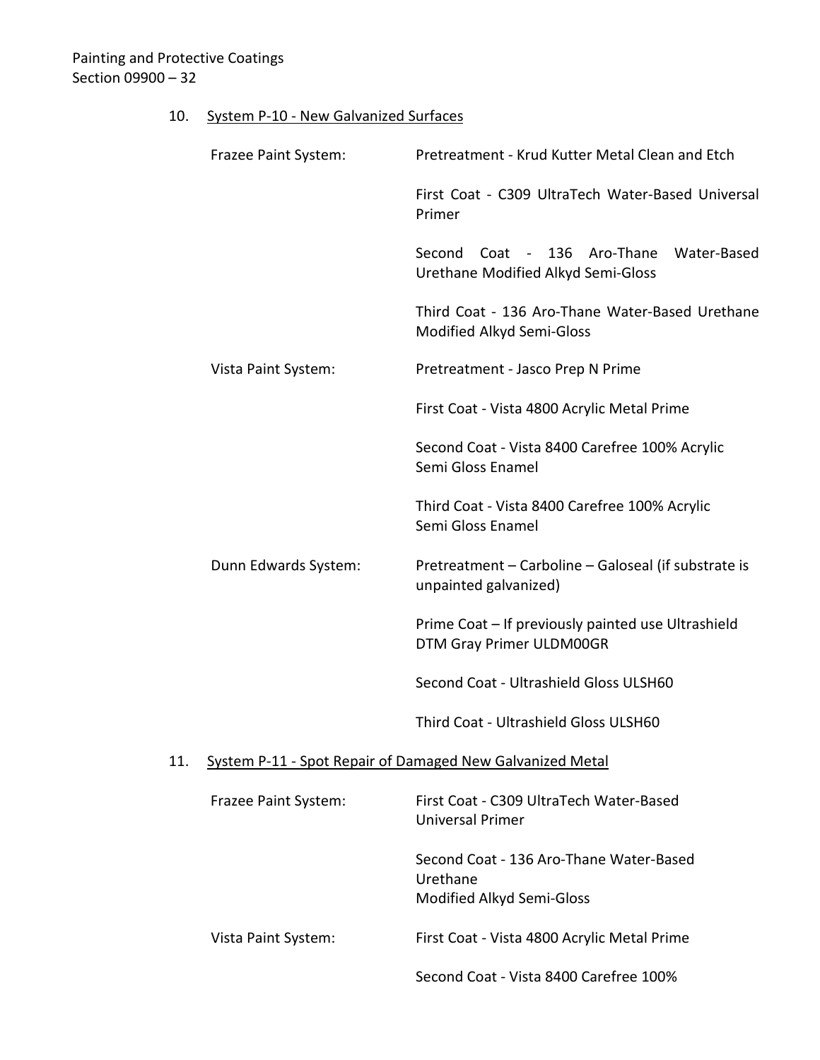10. System P-10 - New Galvanized Surfaces

| | |
|---|---|
| Frazee Paint System: | Pretreatment - Krud Kutter Metal Clean and Etch |
| | First Coat - C309 UltraTech Water-Based Universal Primer |
| | Second Coat - 136 Aro-Thane Water-Based Urethane Modified Alkyd Semi-Gloss |
| | Third Coat - 136 Aro-Thane Water-Based Urethane Modified Alkyd Semi-Gloss |
| Vista Paint System: | Pretreatment - Jasco Prep N Prime |
| | First Coat - Vista 4800 Acrylic Metal Prime |
| | Second Coat - Vista 8400 Carefree 100% Acrylic Semi Gloss Enamel |
| | Third Coat - Vista 8400 Carefree 100% Acrylic Semi Gloss Enamel |
| Dunn Edwards System: | Pretreatment – Carboline – Galoseal (if substrate is unpainted galvanized) |
| | Prime Coat – If previously painted use Ultrashield DTM Gray Primer ULDM00GR |
| | Second Coat - Ultrashield Gloss ULSH60 |
| | Third Coat - Ultrashield Gloss ULSH60 |

11. System P-11 - Spot Repair of Damaged New Galvanized Metal

| | |
|---|---|
| Frazee Paint System: | First Coat - C309 UltraTech Water-Based Universal Primer |
| | Second Coat - 136 Aro-Thane Water-Based Urethane Modified Alkyd Semi-Gloss |
| Vista Paint System: | First Coat - Vista 4800 Acrylic Metal Prime |
| | Second Coat - Vista 8400 Carefree 100% |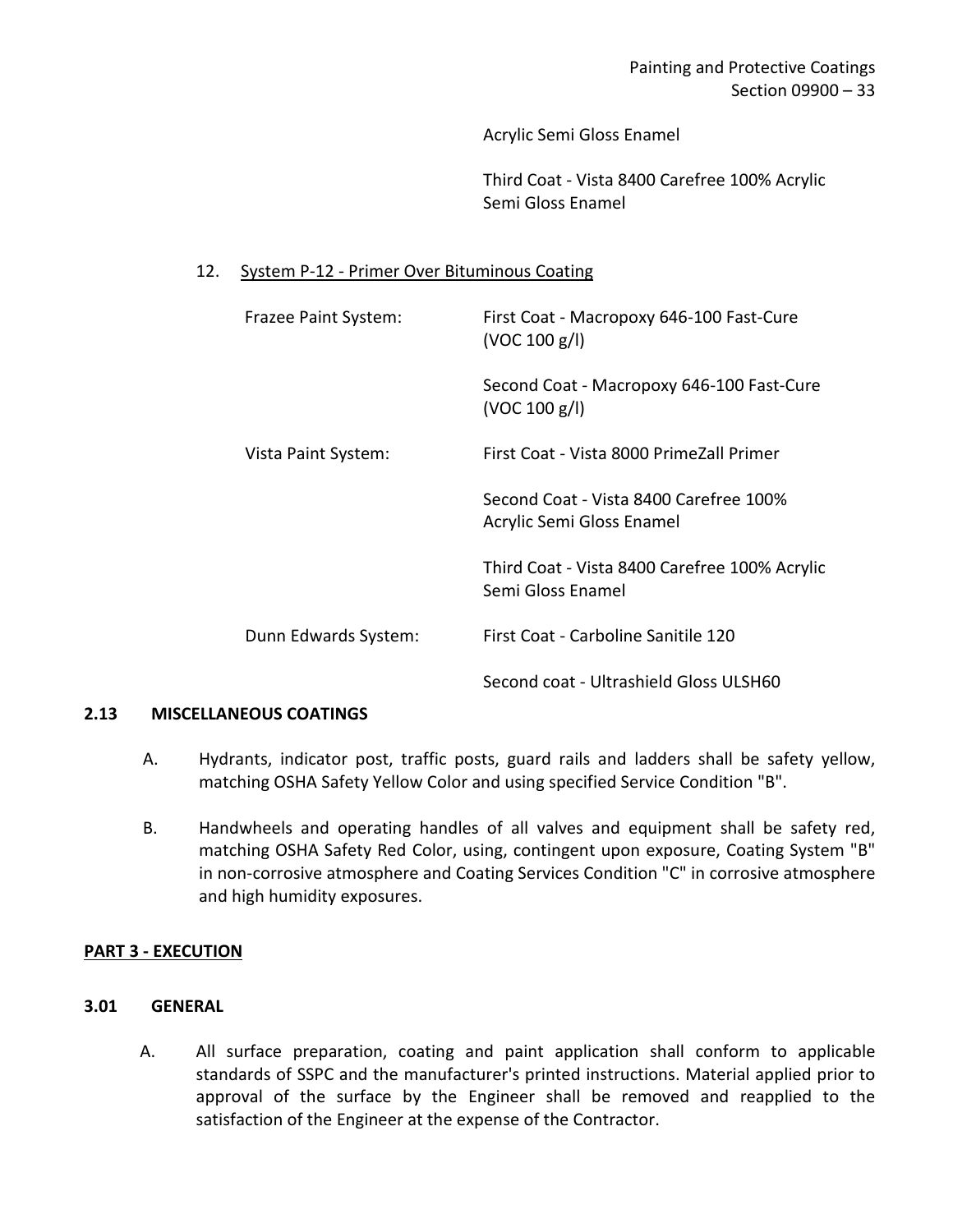Acrylic Semi Gloss Enamel

Third Coat - Vista 8400 Carefree 100% Acrylic Semi Gloss Enamel

12. <u>System P-12 - Primer Over Bituminous Coating</u>

| | |
|---|---|
| Frazee Paint System: | First Coat - Macropoxy 646-100 Fast-Cure (VOC 100 g/l) |
| | Second Coat - Macropoxy 646-100 Fast-Cure (VOC 100 g/l) |
| Vista Paint System: | First Coat - Vista 8000 PrimeZall Primer |
| | Second Coat - Vista 8400 Carefree 100% Acrylic Semi Gloss Enamel |
| | Third Coat - Vista 8400 Carefree 100% Acrylic Semi Gloss Enamel |
| Dunn Edwards System: | First Coat - Carboline Sanitile 120 |
| | Second coat - Ultrashield Gloss ULSH60 |

### 2.13 MISCELLANEOUS COATINGS

A. Hydrants, indicator post, traffic posts, guard rails and ladders shall be safety yellow, matching OSHA Safety Yellow Color and using specified Service Condition "B".

B. Handwheels and operating handles of all valves and equipment shall be safety red, matching OSHA Safety Red Color, using, contingent upon exposure, Coating System "B" in non-corrosive atmosphere and Coating Services Condition "C" in corrosive atmosphere and high humidity exposures.

## PART 3 - EXECUTION

### 3.01 GENERAL

A. All surface preparation, coating and paint application shall conform to applicable standards of SSPC and the manufacturer's printed instructions. Material applied prior to approval of the surface by the Engineer shall be removed and reapplied to the satisfaction of the Engineer at the expense of the Contractor.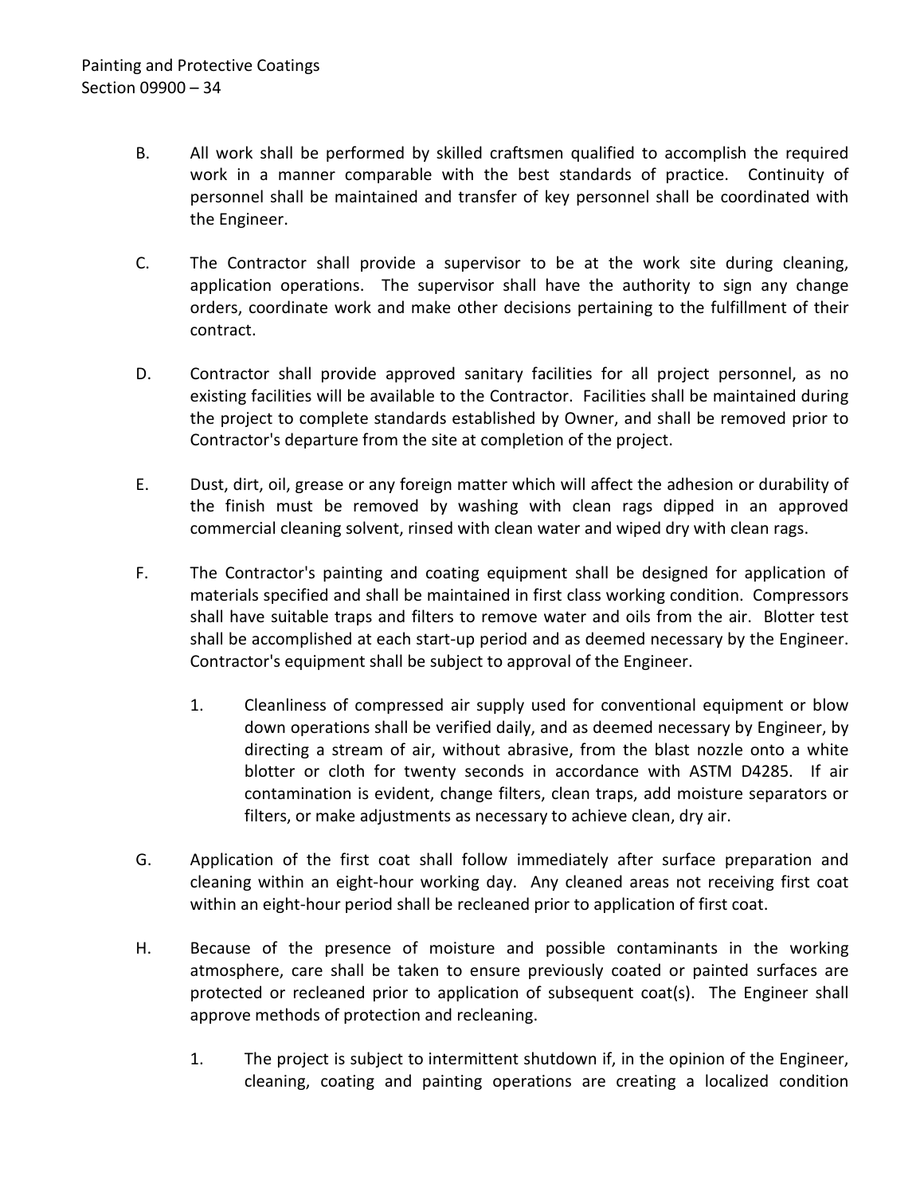B. All work shall be performed by skilled craftsmen qualified to accomplish the required work in a manner comparable with the best standards of practice. Continuity of personnel shall be maintained and transfer of key personnel shall be coordinated with the Engineer.

C. The Contractor shall provide a supervisor to be at the work site during cleaning, application operations. The supervisor shall have the authority to sign any change orders, coordinate work and make other decisions pertaining to the fulfillment of their contract.

D. Contractor shall provide approved sanitary facilities for all project personnel, as no existing facilities will be available to the Contractor. Facilities shall be maintained during the project to complete standards established by Owner, and shall be removed prior to Contractor's departure from the site at completion of the project.

E. Dust, dirt, oil, grease or any foreign matter which will affect the adhesion or durability of the finish must be removed by washing with clean rags dipped in an approved commercial cleaning solvent, rinsed with clean water and wiped dry with clean rags.

F. The Contractor's painting and coating equipment shall be designed for application of materials specified and shall be maintained in first class working condition. Compressors shall have suitable traps and filters to remove water and oils from the air. Blotter test shall be accomplished at each start-up period and as deemed necessary by the Engineer. Contractor's equipment shall be subject to approval of the Engineer.

   1. Cleanliness of compressed air supply used for conventional equipment or blow down operations shall be verified daily, and as deemed necessary by Engineer, by directing a stream of air, without abrasive, from the blast nozzle onto a white blotter or cloth for twenty seconds in accordance with ASTM D4285. If air contamination is evident, change filters, clean traps, add moisture separators or filters, or make adjustments as necessary to achieve clean, dry air.

G. Application of the first coat shall follow immediately after surface preparation and cleaning within an eight-hour working day. Any cleaned areas not receiving first coat within an eight-hour period shall be recleaned prior to application of first coat.

H. Because of the presence of moisture and possible contaminants in the working atmosphere, care shall be taken to ensure previously coated or painted surfaces are protected or recleaned prior to application of subsequent coat(s). The Engineer shall approve methods of protection and recleaning.

   1. The project is subject to intermittent shutdown if, in the opinion of the Engineer, cleaning, coating and painting operations are creating a localized condition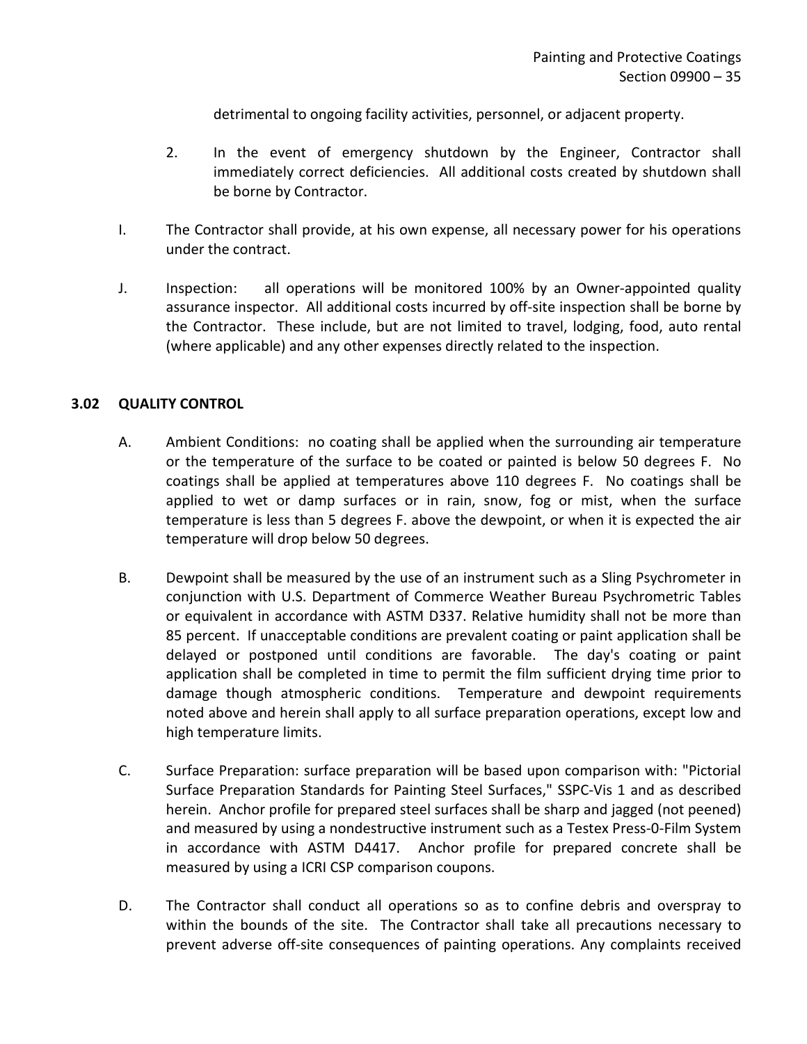detrimental to ongoing facility activities, personnel, or adjacent property.

2. In the event of emergency shutdown by the Engineer, Contractor shall immediately correct deficiencies. All additional costs created by shutdown shall be borne by Contractor.

I. The Contractor shall provide, at his own expense, all necessary power for his operations under the contract.

J. Inspection: all operations will be monitored 100% by an Owner-appointed quality assurance inspector. All additional costs incurred by off-site inspection shall be borne by the Contractor. These include, but are not limited to travel, lodging, food, auto rental (where applicable) and any other expenses directly related to the inspection.

## 3.02 QUALITY CONTROL

A. Ambient Conditions: no coating shall be applied when the surrounding air temperature or the temperature of the surface to be coated or painted is below 50 degrees F. No coatings shall be applied at temperatures above 110 degrees F. No coatings shall be applied to wet or damp surfaces or in rain, snow, fog or mist, when the surface temperature is less than 5 degrees F. above the dewpoint, or when it is expected the air temperature will drop below 50 degrees.

B. Dewpoint shall be measured by the use of an instrument such as a Sling Psychrometer in conjunction with U.S. Department of Commerce Weather Bureau Psychrometric Tables or equivalent in accordance with ASTM D337. Relative humidity shall not be more than 85 percent. If unacceptable conditions are prevalent coating or paint application shall be delayed or postponed until conditions are favorable. The day's coating or paint application shall be completed in time to permit the film sufficient drying time prior to damage though atmospheric conditions. Temperature and dewpoint requirements noted above and herein shall apply to all surface preparation operations, except low and high temperature limits.

C. Surface Preparation: surface preparation will be based upon comparison with: "Pictorial Surface Preparation Standards for Painting Steel Surfaces," SSPC-Vis 1 and as described herein. Anchor profile for prepared steel surfaces shall be sharp and jagged (not peened) and measured by using a nondestructive instrument such as a Testex Press-0-Film System in accordance with ASTM D4417. Anchor profile for prepared concrete shall be measured by using a ICRI CSP comparison coupons.

D. The Contractor shall conduct all operations so as to confine debris and overspray to within the bounds of the site. The Contractor shall take all precautions necessary to prevent adverse off-site consequences of painting operations. Any complaints received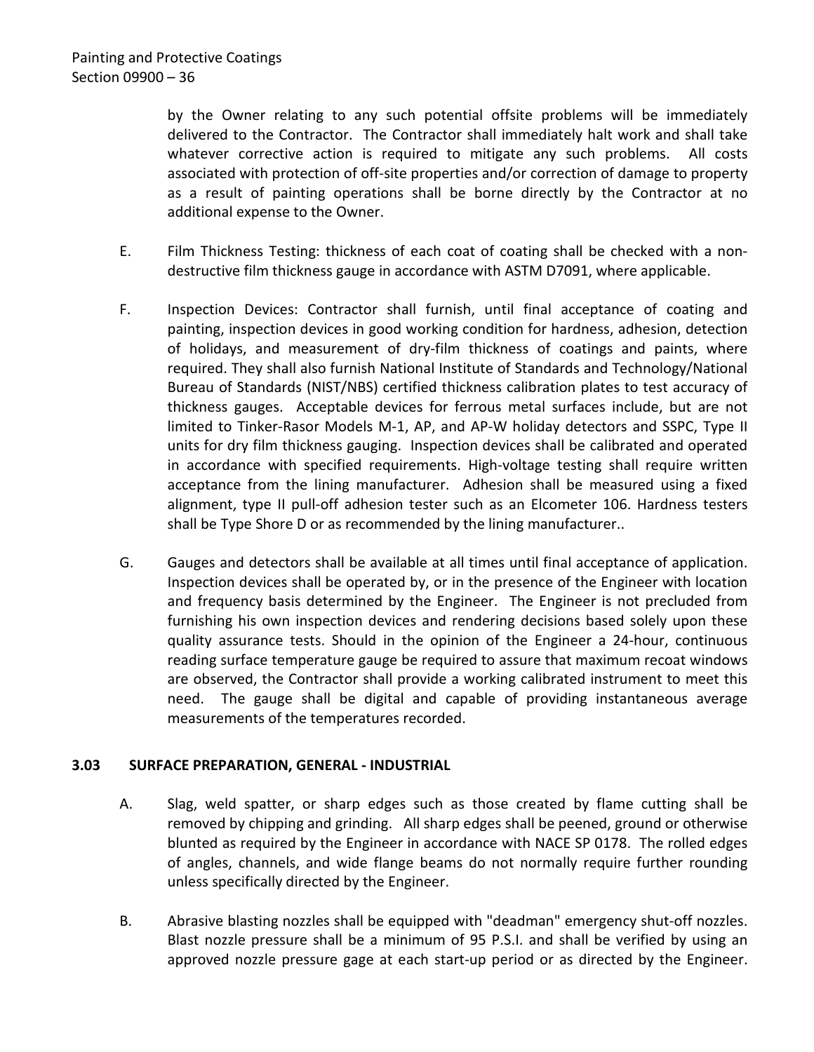by the Owner relating to any such potential offsite problems will be immediately delivered to the Contractor. The Contractor shall immediately halt work and shall take whatever corrective action is required to mitigate any such problems. All costs associated with protection of off-site properties and/or correction of damage to property as a result of painting operations shall be borne directly by the Contractor at no additional expense to the Owner.

E. Film Thickness Testing: thickness of each coat of coating shall be checked with a non-destructive film thickness gauge in accordance with ASTM D7091, where applicable.

F. Inspection Devices: Contractor shall furnish, until final acceptance of coating and painting, inspection devices in good working condition for hardness, adhesion, detection of holidays, and measurement of dry-film thickness of coatings and paints, where required. They shall also furnish National Institute of Standards and Technology/National Bureau of Standards (NIST/NBS) certified thickness calibration plates to test accuracy of thickness gauges. Acceptable devices for ferrous metal surfaces include, but are not limited to Tinker-Rasor Models M-1, AP, and AP-W holiday detectors and SSPC, Type II units for dry film thickness gauging. Inspection devices shall be calibrated and operated in accordance with specified requirements. High-voltage testing shall require written acceptance from the lining manufacturer. Adhesion shall be measured using a fixed alignment, type II pull-off adhesion tester such as an Elcometer 106. Hardness testers shall be Type Shore D or as recommended by the lining manufacturer..

G. Gauges and detectors shall be available at all times until final acceptance of application. Inspection devices shall be operated by, or in the presence of the Engineer with location and frequency basis determined by the Engineer. The Engineer is not precluded from furnishing his own inspection devices and rendering decisions based solely upon these quality assurance tests. Should in the opinion of the Engineer a 24-hour, continuous reading surface temperature gauge be required to assure that maximum recoat windows are observed, the Contractor shall provide a working calibrated instrument to meet this need. The gauge shall be digital and capable of providing instantaneous average measurements of the temperatures recorded.

### 3.03 SURFACE PREPARATION, GENERAL - INDUSTRIAL

A. Slag, weld spatter, or sharp edges such as those created by flame cutting shall be removed by chipping and grinding. All sharp edges shall be peened, ground or otherwise blunted as required by the Engineer in accordance with NACE SP 0178. The rolled edges of angles, channels, and wide flange beams do not normally require further rounding unless specifically directed by the Engineer.

B. Abrasive blasting nozzles shall be equipped with "deadman" emergency shut-off nozzles. Blast nozzle pressure shall be a minimum of 95 P.S.I. and shall be verified by using an approved nozzle pressure gage at each start-up period or as directed by the Engineer.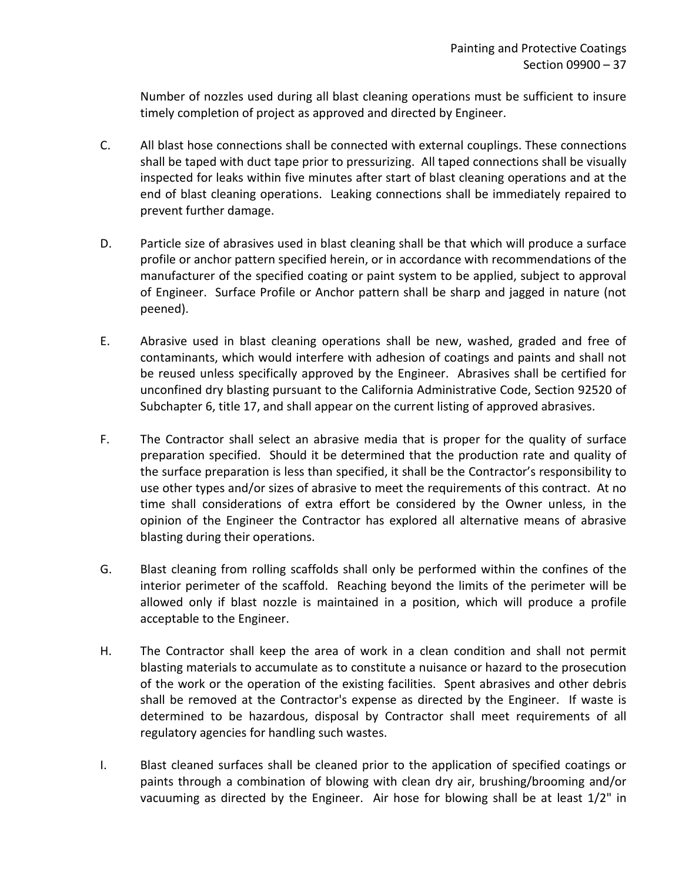Number of nozzles used during all blast cleaning operations must be sufficient to insure timely completion of project as approved and directed by Engineer.

C. All blast hose connections shall be connected with external couplings. These connections shall be taped with duct tape prior to pressurizing. All taped connections shall be visually inspected for leaks within five minutes after start of blast cleaning operations and at the end of blast cleaning operations. Leaking connections shall be immediately repaired to prevent further damage.

D. Particle size of abrasives used in blast cleaning shall be that which will produce a surface profile or anchor pattern specified herein, or in accordance with recommendations of the manufacturer of the specified coating or paint system to be applied, subject to approval of Engineer. Surface Profile or Anchor pattern shall be sharp and jagged in nature (not peened).

E. Abrasive used in blast cleaning operations shall be new, washed, graded and free of contaminants, which would interfere with adhesion of coatings and paints and shall not be reused unless specifically approved by the Engineer. Abrasives shall be certified for unconfined dry blasting pursuant to the California Administrative Code, Section 92520 of Subchapter 6, title 17, and shall appear on the current listing of approved abrasives.

F. The Contractor shall select an abrasive media that is proper for the quality of surface preparation specified. Should it be determined that the production rate and quality of the surface preparation is less than specified, it shall be the Contractor's responsibility to use other types and/or sizes of abrasive to meet the requirements of this contract. At no time shall considerations of extra effort be considered by the Owner unless, in the opinion of the Engineer the Contractor has explored all alternative means of abrasive blasting during their operations.

G. Blast cleaning from rolling scaffolds shall only be performed within the confines of the interior perimeter of the scaffold. Reaching beyond the limits of the perimeter will be allowed only if blast nozzle is maintained in a position, which will produce a profile acceptable to the Engineer.

H. The Contractor shall keep the area of work in a clean condition and shall not permit blasting materials to accumulate as to constitute a nuisance or hazard to the prosecution of the work or the operation of the existing facilities. Spent abrasives and other debris shall be removed at the Contractor's expense as directed by the Engineer. If waste is determined to be hazardous, disposal by Contractor shall meet requirements of all regulatory agencies for handling such wastes.

I. Blast cleaned surfaces shall be cleaned prior to the application of specified coatings or paints through a combination of blowing with clean dry air, brushing/brooming and/or vacuuming as directed by the Engineer. Air hose for blowing shall be at least 1/2" in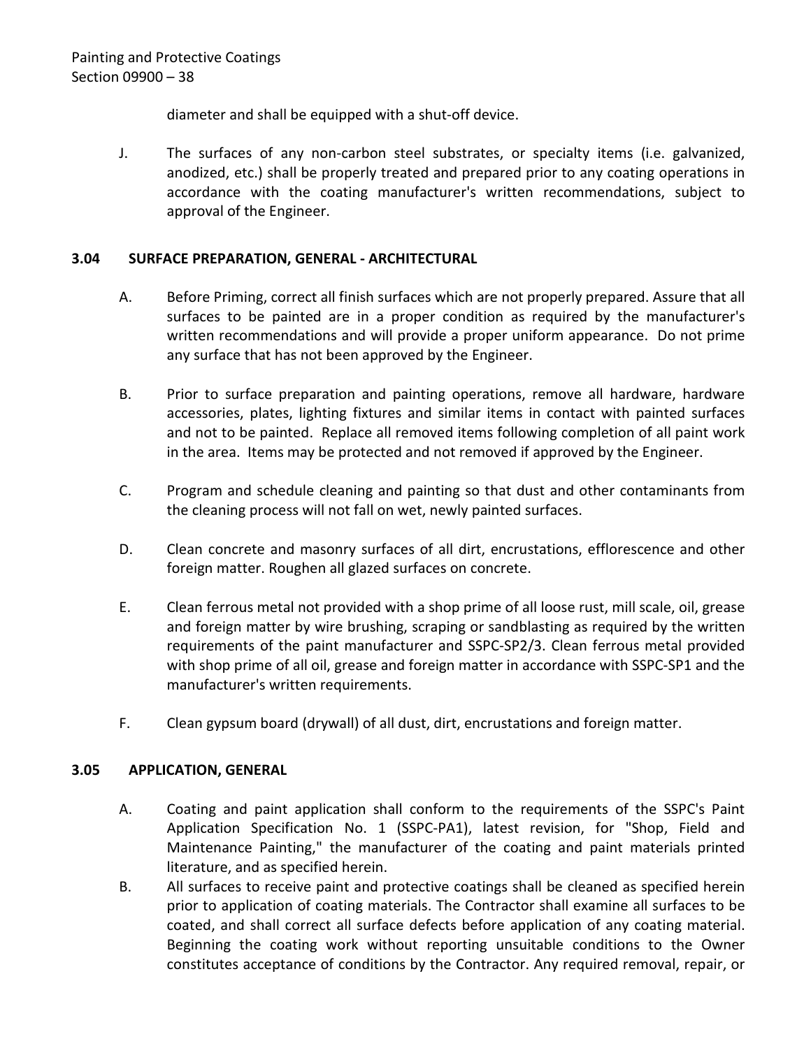diameter and shall be equipped with a shut-off device.

J. The surfaces of any non-carbon steel substrates, or specialty items (i.e. galvanized, anodized, etc.) shall be properly treated and prepared prior to any coating operations in accordance with the coating manufacturer's written recommendations, subject to approval of the Engineer.

### 3.04 SURFACE PREPARATION, GENERAL - ARCHITECTURAL

A. Before Priming, correct all finish surfaces which are not properly prepared. Assure that all surfaces to be painted are in a proper condition as required by the manufacturer's written recommendations and will provide a proper uniform appearance. Do not prime any surface that has not been approved by the Engineer.

B. Prior to surface preparation and painting operations, remove all hardware, hardware accessories, plates, lighting fixtures and similar items in contact with painted surfaces and not to be painted. Replace all removed items following completion of all paint work in the area. Items may be protected and not removed if approved by the Engineer.

C. Program and schedule cleaning and painting so that dust and other contaminants from the cleaning process will not fall on wet, newly painted surfaces.

D. Clean concrete and masonry surfaces of all dirt, encrustations, efflorescence and other foreign matter. Roughen all glazed surfaces on concrete.

E. Clean ferrous metal not provided with a shop prime of all loose rust, mill scale, oil, grease and foreign matter by wire brushing, scraping or sandblasting as required by the written requirements of the paint manufacturer and SSPC-SP2/3. Clean ferrous metal provided with shop prime of all oil, grease and foreign matter in accordance with SSPC-SP1 and the manufacturer's written requirements.

F. Clean gypsum board (drywall) of all dust, dirt, encrustations and foreign matter.

### 3.05 APPLICATION, GENERAL

A. Coating and paint application shall conform to the requirements of the SSPC's Paint Application Specification No. 1 (SSPC-PA1), latest revision, for "Shop, Field and Maintenance Painting," the manufacturer of the coating and paint materials printed literature, and as specified herein.

B. All surfaces to receive paint and protective coatings shall be cleaned as specified herein prior to application of coating materials. The Contractor shall examine all surfaces to be coated, and shall correct all surface defects before application of any coating material. Beginning the coating work without reporting unsuitable conditions to the Owner constitutes acceptance of conditions by the Contractor. Any required removal, repair, or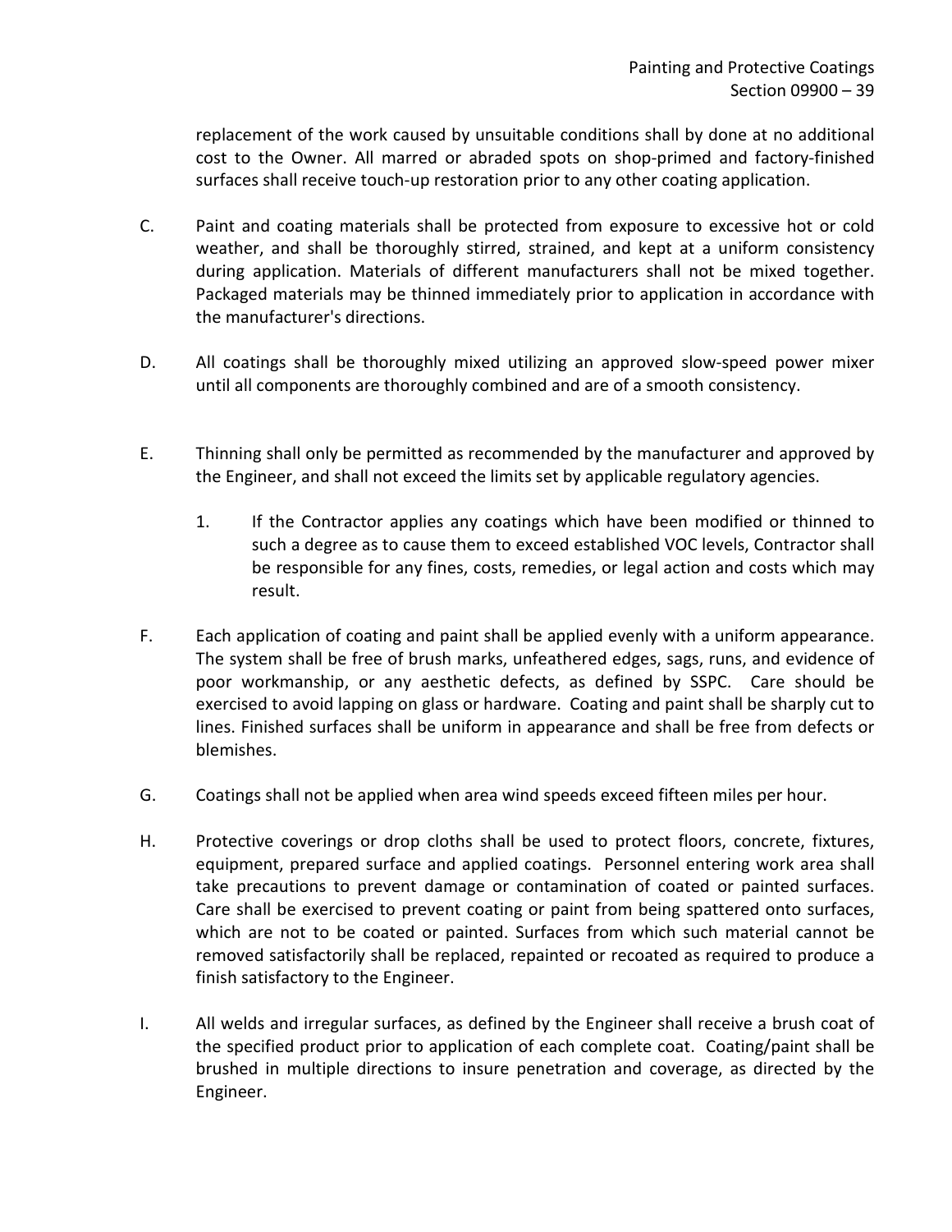replacement of the work caused by unsuitable conditions shall by done at no additional cost to the Owner. All marred or abraded spots on shop-primed and factory-finished surfaces shall receive touch-up restoration prior to any other coating application.

C. Paint and coating materials shall be protected from exposure to excessive hot or cold weather, and shall be thoroughly stirred, strained, and kept at a uniform consistency during application. Materials of different manufacturers shall not be mixed together. Packaged materials may be thinned immediately prior to application in accordance with the manufacturer's directions.

D. All coatings shall be thoroughly mixed utilizing an approved slow-speed power mixer until all components are thoroughly combined and are of a smooth consistency.

E. Thinning shall only be permitted as recommended by the manufacturer and approved by the Engineer, and shall not exceed the limits set by applicable regulatory agencies.

   1. If the Contractor applies any coatings which have been modified or thinned to such a degree as to cause them to exceed established VOC levels, Contractor shall be responsible for any fines, costs, remedies, or legal action and costs which may result.

F. Each application of coating and paint shall be applied evenly with a uniform appearance. The system shall be free of brush marks, unfeathered edges, sags, runs, and evidence of poor workmanship, or any aesthetic defects, as defined by SSPC. Care should be exercised to avoid lapping on glass or hardware. Coating and paint shall be sharply cut to lines. Finished surfaces shall be uniform in appearance and shall be free from defects or blemishes.

G. Coatings shall not be applied when area wind speeds exceed fifteen miles per hour.

H. Protective coverings or drop cloths shall be used to protect floors, concrete, fixtures, equipment, prepared surface and applied coatings. Personnel entering work area shall take precautions to prevent damage or contamination of coated or painted surfaces. Care shall be exercised to prevent coating or paint from being spattered onto surfaces, which are not to be coated or painted. Surfaces from which such material cannot be removed satisfactorily shall be replaced, repainted or recoated as required to produce a finish satisfactory to the Engineer.

I. All welds and irregular surfaces, as defined by the Engineer shall receive a brush coat of the specified product prior to application of each complete coat. Coating/paint shall be brushed in multiple directions to insure penetration and coverage, as directed by the Engineer.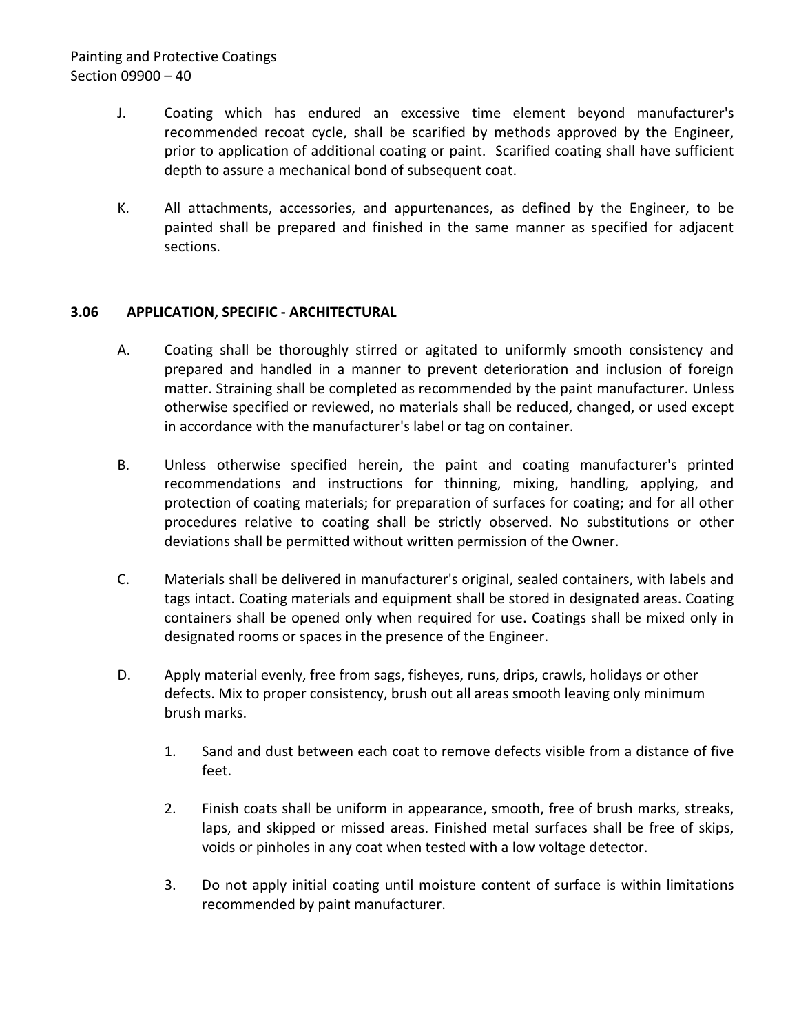J. Coating which has endured an excessive time element beyond manufacturer's recommended recoat cycle, shall be scarified by methods approved by the Engineer, prior to application of additional coating or paint. Scarified coating shall have sufficient depth to assure a mechanical bond of subsequent coat.

K. All attachments, accessories, and appurtenances, as defined by the Engineer, to be painted shall be prepared and finished in the same manner as specified for adjacent sections.

### 3.06 APPLICATION, SPECIFIC - ARCHITECTURAL

A. Coating shall be thoroughly stirred or agitated to uniformly smooth consistency and prepared and handled in a manner to prevent deterioration and inclusion of foreign matter. Straining shall be completed as recommended by the paint manufacturer. Unless otherwise specified or reviewed, no materials shall be reduced, changed, or used except in accordance with the manufacturer's label or tag on container.

B. Unless otherwise specified herein, the paint and coating manufacturer's printed recommendations and instructions for thinning, mixing, handling, applying, and protection of coating materials; for preparation of surfaces for coating; and for all other procedures relative to coating shall be strictly observed. No substitutions or other deviations shall be permitted without written permission of the Owner.

C. Materials shall be delivered in manufacturer's original, sealed containers, with labels and tags intact. Coating materials and equipment shall be stored in designated areas. Coating containers shall be opened only when required for use. Coatings shall be mixed only in designated rooms or spaces in the presence of the Engineer.

D. Apply material evenly, free from sags, fisheyes, runs, drips, crawls, holidays or other defects. Mix to proper consistency, brush out all areas smooth leaving only minimum brush marks.

1. Sand and dust between each coat to remove defects visible from a distance of five feet.

2. Finish coats shall be uniform in appearance, smooth, free of brush marks, streaks, laps, and skipped or missed areas. Finished metal surfaces shall be free of skips, voids or pinholes in any coat when tested with a low voltage detector.

3. Do not apply initial coating until moisture content of surface is within limitations recommended by paint manufacturer.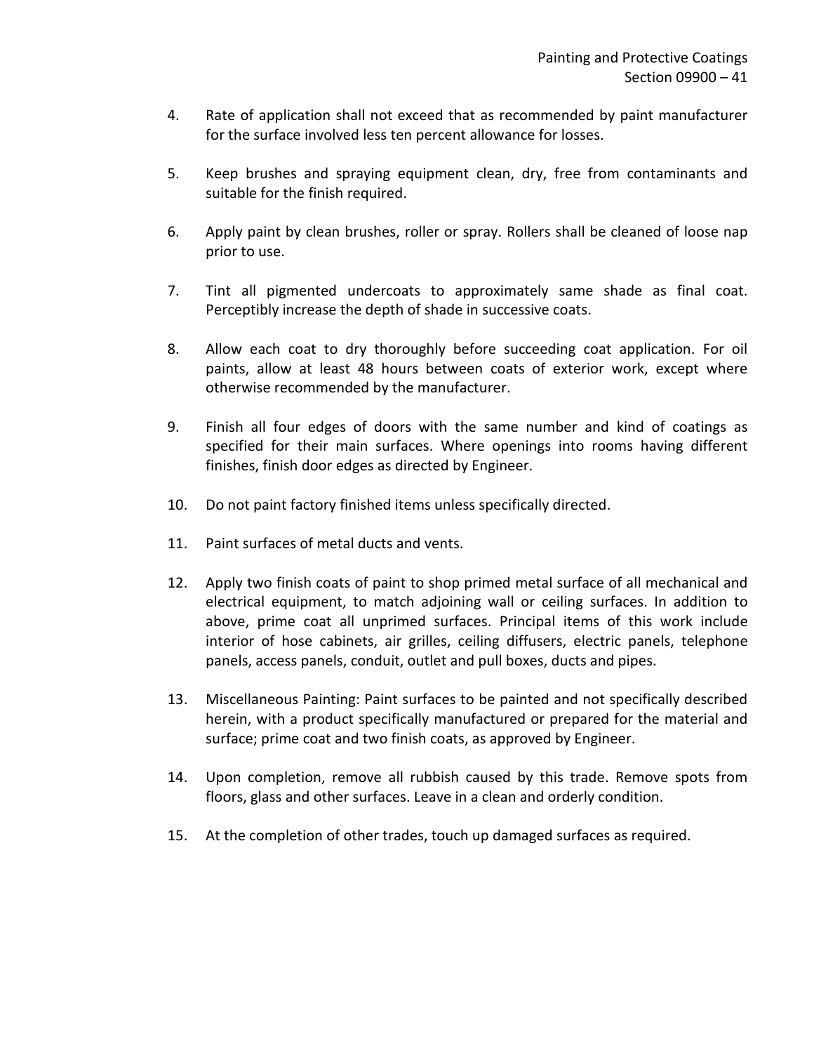4. Rate of application shall not exceed that as recommended by paint manufacturer for the surface involved less ten percent allowance for losses.

5. Keep brushes and spraying equipment clean, dry, free from contaminants and suitable for the finish required.

6. Apply paint by clean brushes, roller or spray. Rollers shall be cleaned of loose nap prior to use.

7. Tint all pigmented undercoats to approximately same shade as final coat. Perceptibly increase the depth of shade in successive coats.

8. Allow each coat to dry thoroughly before succeeding coat application. For oil paints, allow at least 48 hours between coats of exterior work, except where otherwise recommended by the manufacturer.

9. Finish all four edges of doors with the same number and kind of coatings as specified for their main surfaces. Where openings into rooms having different finishes, finish door edges as directed by Engineer.

10. Do not paint factory finished items unless specifically directed.

11. Paint surfaces of metal ducts and vents.

12. Apply two finish coats of paint to shop primed metal surface of all mechanical and electrical equipment, to match adjoining wall or ceiling surfaces. In addition to above, prime coat all unprimed surfaces. Principal items of this work include interior of hose cabinets, air grilles, ceiling diffusers, electric panels, telephone panels, access panels, conduit, outlet and pull boxes, ducts and pipes.

13. Miscellaneous Painting: Paint surfaces to be painted and not specifically described herein, with a product specifically manufactured or prepared for the material and surface; prime coat and two finish coats, as approved by Engineer.

14. Upon completion, remove all rubbish caused by this trade. Remove spots from floors, glass and other surfaces. Leave in a clean and orderly condition.

15. At the completion of other trades, touch up damaged surfaces as required.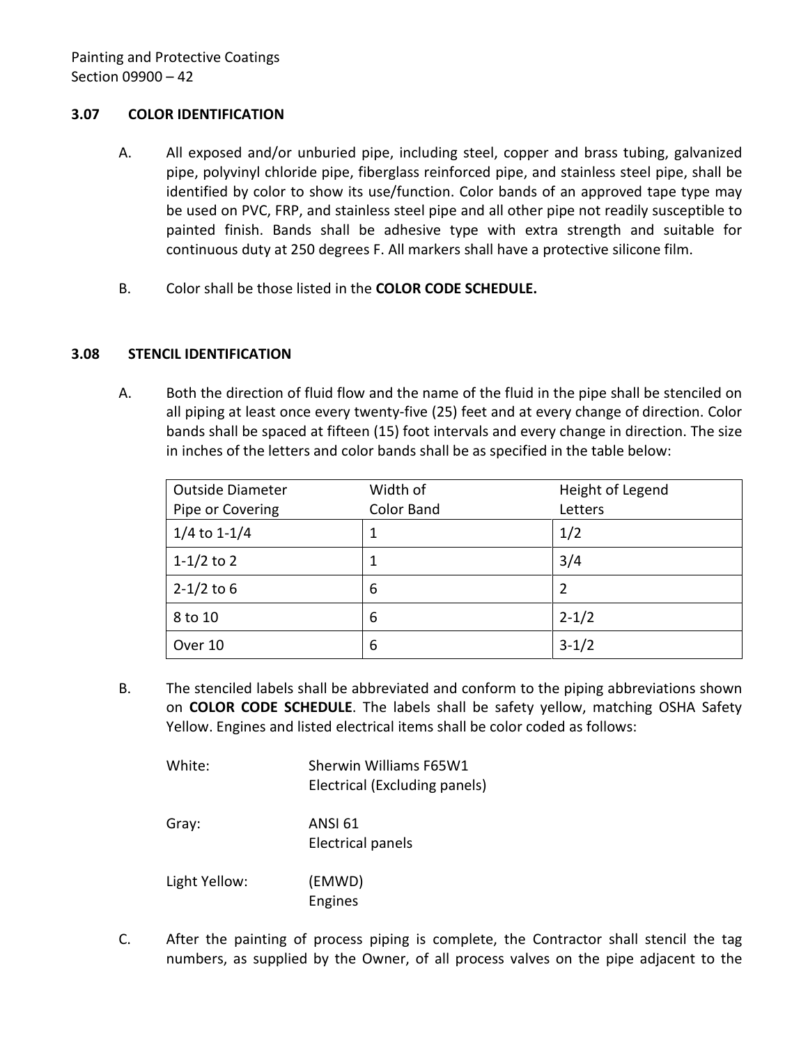### 3.07 COLOR IDENTIFICATION

A. All exposed and/or unburied pipe, including steel, copper and brass tubing, galvanized pipe, polyvinyl chloride pipe, fiberglass reinforced pipe, and stainless steel pipe, shall be identified by color to show its use/function. Color bands of an approved tape type may be used on PVC, FRP, and stainless steel pipe and all other pipe not readily susceptible to painted finish. Bands shall be adhesive type with extra strength and suitable for continuous duty at 250 degrees F. All markers shall have a protective silicone film.

B. Color shall be those listed in the **COLOR CODE SCHEDULE.**

### 3.08 STENCIL IDENTIFICATION

A. Both the direction of fluid flow and the name of the fluid in the pipe shall be stenciled on all piping at least once every twenty-five (25) feet and at every change of direction. Color bands shall be spaced at fifteen (15) foot intervals and every change in direction. The size in inches of the letters and color bands shall be as specified in the table below:

| Outside Diameter Pipe or Covering | Width of Color Band | Height of Legend Letters |
|---|---|---|
| 1/4 to 1-1/4 | 1 | 1/2 |
| 1-1/2 to 2 | 1 | 3/4 |
| 2-1/2 to 6 | 6 | 2 |
| 8 to 10 | 6 | 2-1/2 |
| Over 10 | 6 | 3-1/2 |

B. The stenciled labels shall be abbreviated and conform to the piping abbreviations shown on **COLOR CODE SCHEDULE**. The labels shall be safety yellow, matching OSHA Safety Yellow. Engines and listed electrical items shall be color coded as follows:

White: Sherwin Williams F65W1
Electrical (Excluding panels)

Gray: ANSI 61
Electrical panels

Light Yellow: (EMWD)
Engines

C. After the painting of process piping is complete, the Contractor shall stencil the tag numbers, as supplied by the Owner, of all process valves on the pipe adjacent to the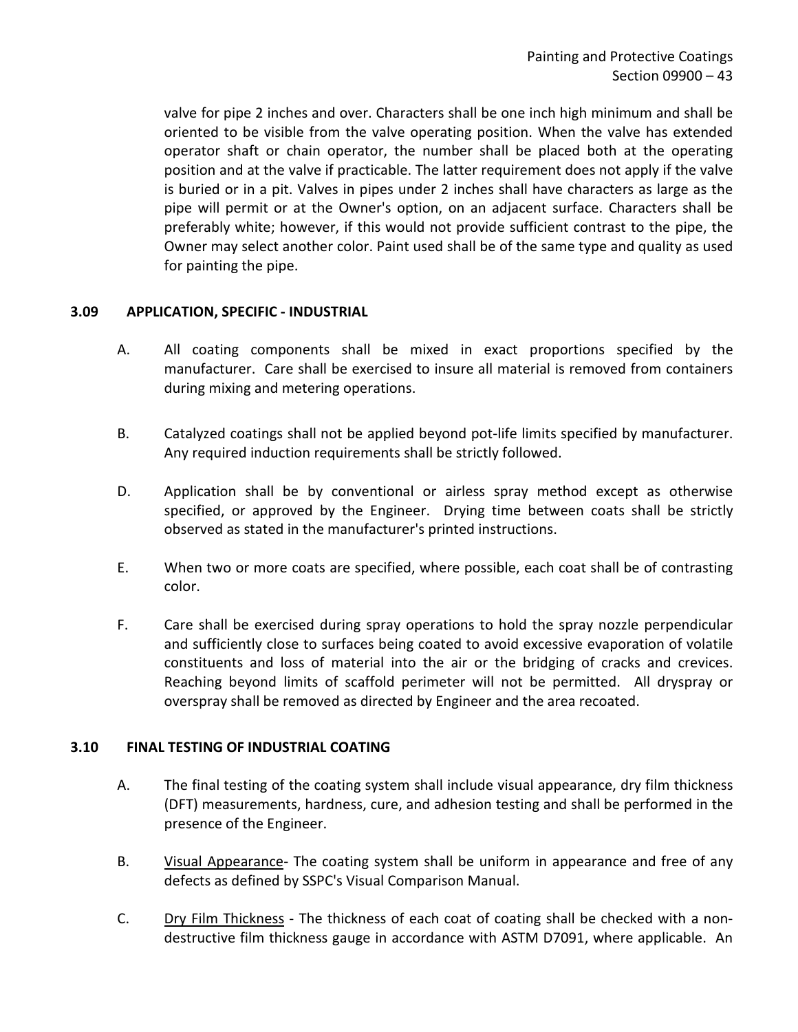valve for pipe 2 inches and over. Characters shall be one inch high minimum and shall be oriented to be visible from the valve operating position. When the valve has extended operator shaft or chain operator, the number shall be placed both at the operating position and at the valve if practicable. The latter requirement does not apply if the valve is buried or in a pit. Valves in pipes under 2 inches shall have characters as large as the pipe will permit or at the Owner's option, on an adjacent surface. Characters shall be preferably white; however, if this would not provide sufficient contrast to the pipe, the Owner may select another color. Paint used shall be of the same type and quality as used for painting the pipe.

## 3.09 APPLICATION, SPECIFIC - INDUSTRIAL

A. All coating components shall be mixed in exact proportions specified by the manufacturer. Care shall be exercised to insure all material is removed from containers during mixing and metering operations.

B. Catalyzed coatings shall not be applied beyond pot-life limits specified by manufacturer. Any required induction requirements shall be strictly followed.

D. Application shall be by conventional or airless spray method except as otherwise specified, or approved by the Engineer. Drying time between coats shall be strictly observed as stated in the manufacturer's printed instructions.

E. When two or more coats are specified, where possible, each coat shall be of contrasting color.

F. Care shall be exercised during spray operations to hold the spray nozzle perpendicular and sufficiently close to surfaces being coated to avoid excessive evaporation of volatile constituents and loss of material into the air or the bridging of cracks and crevices. Reaching beyond limits of scaffold perimeter will not be permitted. All dryspray or overspray shall be removed as directed by Engineer and the area recoated.

## 3.10 FINAL TESTING OF INDUSTRIAL COATING

A. The final testing of the coating system shall include visual appearance, dry film thickness (DFT) measurements, hardness, cure, and adhesion testing and shall be performed in the presence of the Engineer.

B. Visual Appearance- The coating system shall be uniform in appearance and free of any defects as defined by SSPC's Visual Comparison Manual.

C. Dry Film Thickness - The thickness of each coat of coating shall be checked with a non-destructive film thickness gauge in accordance with ASTM D7091, where applicable. An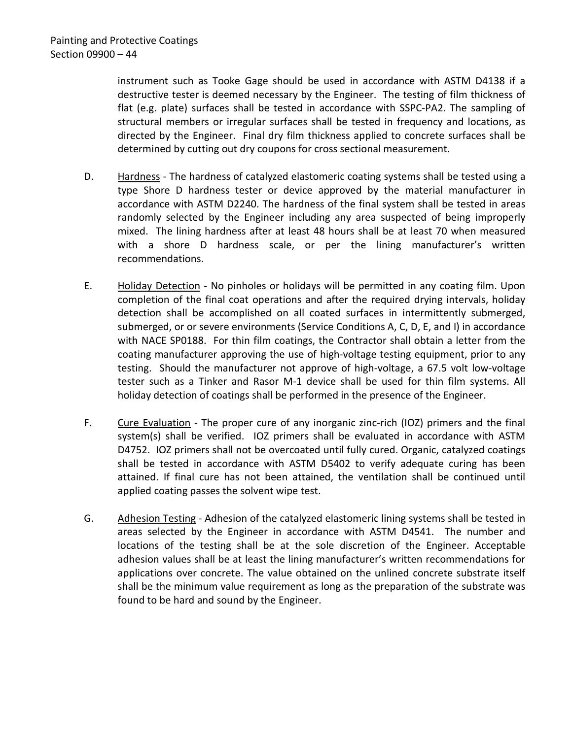instrument such as Tooke Gage should be used in accordance with ASTM D4138 if a destructive tester is deemed necessary by the Engineer. The testing of film thickness of flat (e.g. plate) surfaces shall be tested in accordance with SSPC-PA2. The sampling of structural members or irregular surfaces shall be tested in frequency and locations, as directed by the Engineer. Final dry film thickness applied to concrete surfaces shall be determined by cutting out dry coupons for cross sectional measurement.

D. Hardness - The hardness of catalyzed elastomeric coating systems shall be tested using a type Shore D hardness tester or device approved by the material manufacturer in accordance with ASTM D2240. The hardness of the final system shall be tested in areas randomly selected by the Engineer including any area suspected of being improperly mixed. The lining hardness after at least 48 hours shall be at least 70 when measured with a shore D hardness scale, or per the lining manufacturer's written recommendations.

E. Holiday Detection - No pinholes or holidays will be permitted in any coating film. Upon completion of the final coat operations and after the required drying intervals, holiday detection shall be accomplished on all coated surfaces in intermittently submerged, submerged, or or severe environments (Service Conditions A, C, D, E, and I) in accordance with NACE SP0188. For thin film coatings, the Contractor shall obtain a letter from the coating manufacturer approving the use of high-voltage testing equipment, prior to any testing. Should the manufacturer not approve of high-voltage, a 67.5 volt low-voltage tester such as a Tinker and Rasor M-1 device shall be used for thin film systems. All holiday detection of coatings shall be performed in the presence of the Engineer.

F. Cure Evaluation - The proper cure of any inorganic zinc-rich (IOZ) primers and the final system(s) shall be verified. IOZ primers shall be evaluated in accordance with ASTM D4752. IOZ primers shall not be overcoated until fully cured. Organic, catalyzed coatings shall be tested in accordance with ASTM D5402 to verify adequate curing has been attained. If final cure has not been attained, the ventilation shall be continued until applied coating passes the solvent wipe test.

G. Adhesion Testing - Adhesion of the catalyzed elastomeric lining systems shall be tested in areas selected by the Engineer in accordance with ASTM D4541. The number and locations of the testing shall be at the sole discretion of the Engineer. Acceptable adhesion values shall be at least the lining manufacturer's written recommendations for applications over concrete. The value obtained on the unlined concrete substrate itself shall be the minimum value requirement as long as the preparation of the substrate was found to be hard and sound by the Engineer.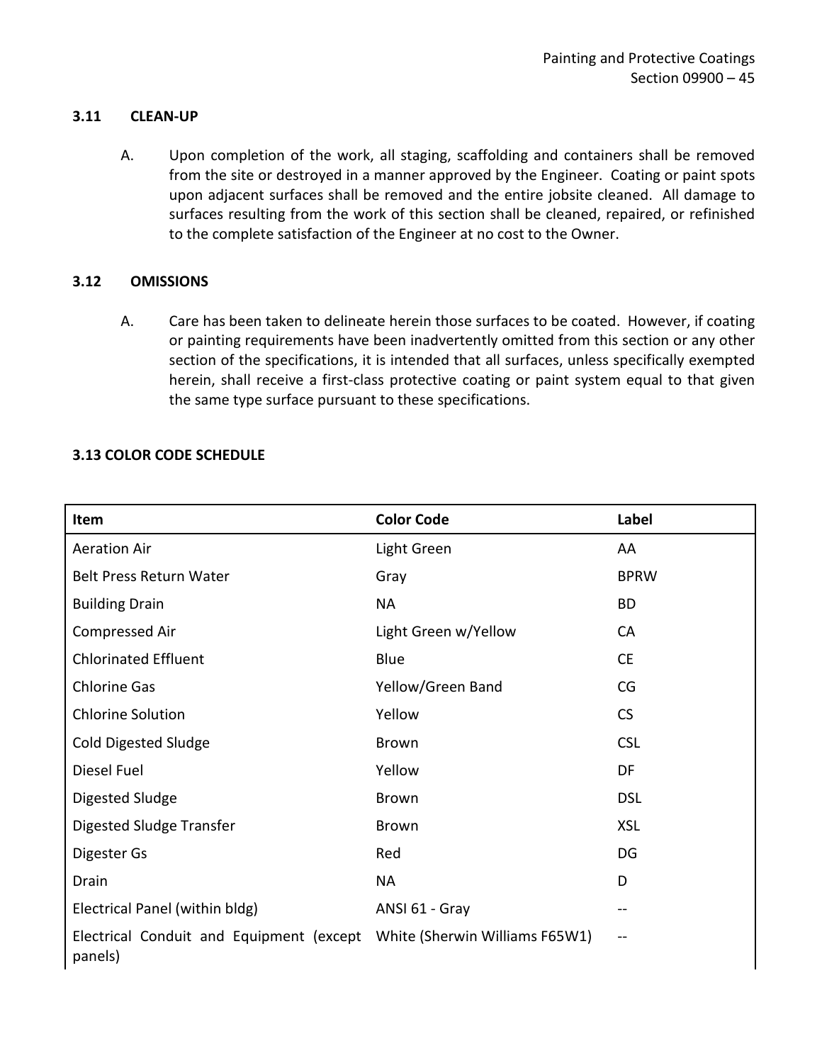### 3.11 CLEAN-UP

A. Upon completion of the work, all staging, scaffolding and containers shall be removed from the site or destroyed in a manner approved by the Engineer. Coating or paint spots upon adjacent surfaces shall be removed and the entire jobsite cleaned. All damage to surfaces resulting from the work of this section shall be cleaned, repaired, or refinished to the complete satisfaction of the Engineer at no cost to the Owner.

### 3.12 OMISSIONS

A. Care has been taken to delineate herein those surfaces to be coated. However, if coating or painting requirements have been inadvertently omitted from this section or any other section of the specifications, it is intended that all surfaces, unless specifically exempted herein, shall receive a first-class protective coating or paint system equal to that given the same type surface pursuant to these specifications.

### 3.13 COLOR CODE SCHEDULE

| Item | Color Code | Label |
|---|---|---|
| Aeration Air | Light Green | AA |
| Belt Press Return Water | Gray | BPRW |
| Building Drain | NA | BD |
| Compressed Air | Light Green w/Yellow | CA |
| Chlorinated Effluent | Blue | CE |
| Chlorine Gas | Yellow/Green Band | CG |
| Chlorine Solution | Yellow | CS |
| Cold Digested Sludge | Brown | CSL |
| Diesel Fuel | Yellow | DF |
| Digested Sludge | Brown | DSL |
| Digested Sludge Transfer | Brown | XSL |
| Digester Gs | Red | DG |
| Drain | NA | D |
| Electrical Panel (within bldg) | ANSI 61 - Gray | -- |
| Electrical Conduit and Equipment (except panels) | White (Sherwin Williams F65W1) | -- |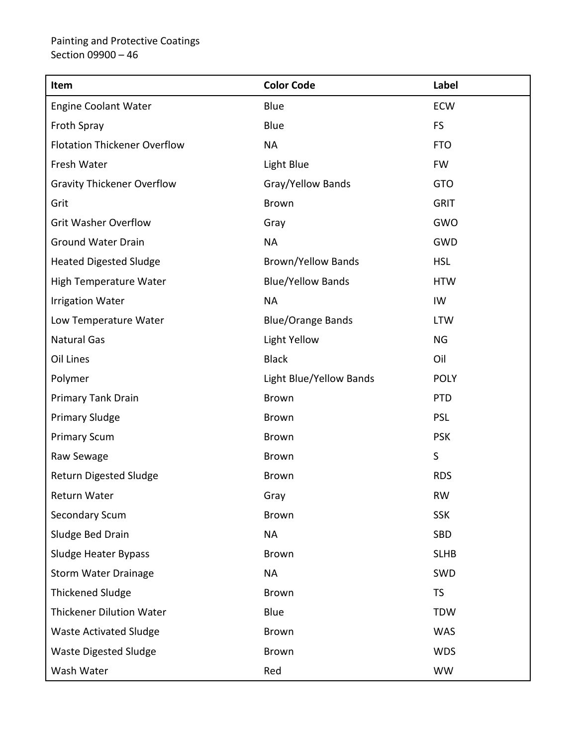| Item | Color Code | Label |
|---|---|---|
| Engine Coolant Water | Blue | ECW |
| Froth Spray | Blue | FS |
| Flotation Thickener Overflow | NA | FTO |
| Fresh Water | Light Blue | FW |
| Gravity Thickener Overflow | Gray/Yellow Bands | GTO |
| Grit | Brown | GRIT |
| Grit Washer Overflow | Gray | GWO |
| Ground Water Drain | NA | GWD |
| Heated Digested Sludge | Brown/Yellow Bands | HSL |
| High Temperature Water | Blue/Yellow Bands | HTW |
| Irrigation Water | NA | IW |
| Low Temperature Water | Blue/Orange Bands | LTW |
| Natural Gas | Light Yellow | NG |
| Oil Lines | Black | Oil |
| Polymer | Light Blue/Yellow Bands | POLY |
| Primary Tank Drain | Brown | PTD |
| Primary Sludge | Brown | PSL |
| Primary Scum | Brown | PSK |
| Raw Sewage | Brown | S |
| Return Digested Sludge | Brown | RDS |
| Return Water | Gray | RW |
| Secondary Scum | Brown | SSK |
| Sludge Bed Drain | NA | SBD |
| Sludge Heater Bypass | Brown | SLHB |
| Storm Water Drainage | NA | SWD |
| Thickened Sludge | Brown | TS |
| Thickener Dilution Water | Blue | TDW |
| Waste Activated Sludge | Brown | WAS |
| Waste Digested Sludge | Brown | WDS |
| Wash Water | Red | WW |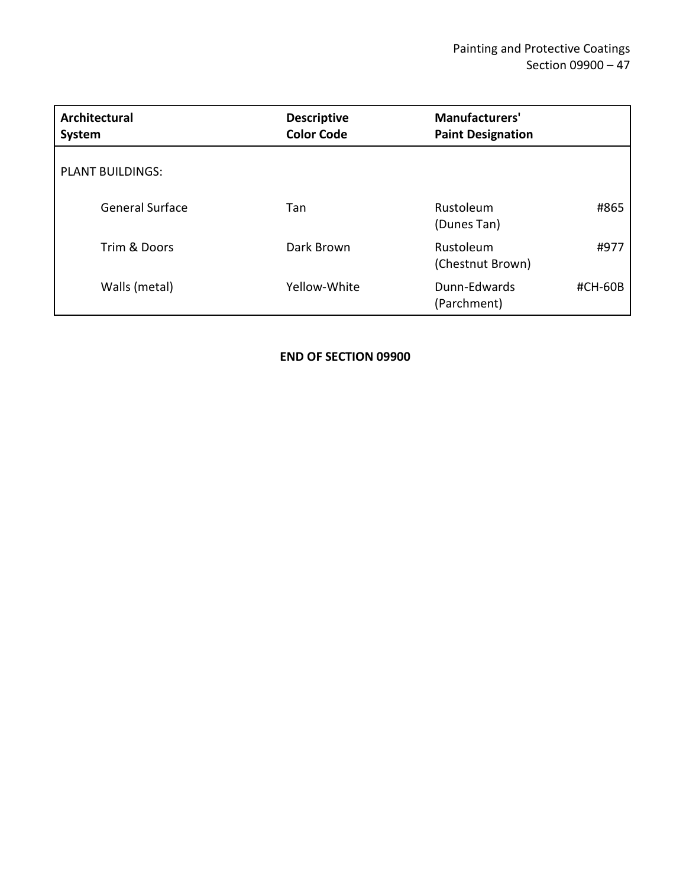| Architectural System | Descriptive Color Code | Manufacturers' Paint Designation | |
|---|---|---|---|
| PLANT BUILDINGS: | | | |
| General Surface | Tan | Rustoleum (Dunes Tan) | #865 |
| Trim & Doors | Dark Brown | Rustoleum (Chestnut Brown) | #977 |
| Walls (metal) | Yellow-White | Dunn-Edwards (Parchment) | #CH-60B |

**END OF SECTION 09900**